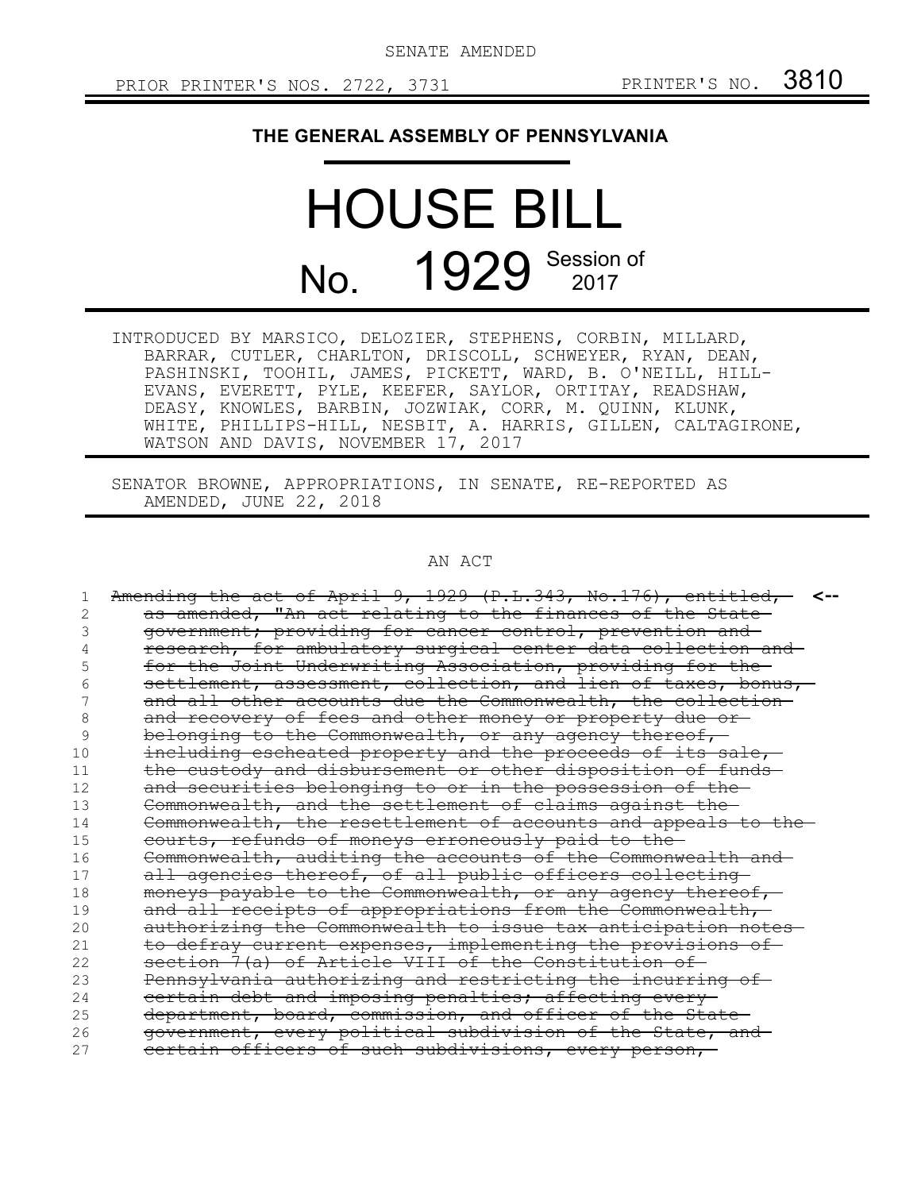SENATE AMENDED

PRIOR PRINTER'S NOS. 2722, 3731 PRINTER'S NO. 3810

**THE GENERAL ASSEMBLY OF PENNSYLVANIA**

# HOUSE BILL

# No. 1929 Session of 2017

INTRODUCED BY MARSICO, DELOZIER, STEPHENS, CORBIN, MILLARD, BARRAR, CUTLER, CHARLTON, DRISCOLL, SCHWEYER, RYAN, DEAN, PASHINSKI, TOOHIL, JAMES, PICKETT, WARD, B. O'NEILL, HILL-EVANS, EVERETT, PYLE, KEEFER, SAYLOR, ORTITAY, READSHAW, DEASY, KNOWLES, BARBIN, JOZWIAK, CORR, M. QUINN, KLUNK, WHITE, PHILLIPS-HILL, NESBIT, A. HARRIS, GILLEN, CALTAGIRONE, WATSON AND DAVIS, NOVEMBER 17, 2017

SENATOR BROWNE, APPROPRIATIONS, IN SENATE, RE-REPORTED AS AMENDED, JUNE 22, 2018

AN ACT

1 ~~Amending the act of April 9, 1929 (P.L.343, No.176), entitled,~~ <--
2 ~~as amended, "An act relating to the finances of the State~~
3 ~~government; providing for cancer control, prevention and~~
4 ~~research, for ambulatory surgical center data collection and~~
5 ~~for the Joint Underwriting Association, providing for the~~
6 ~~settlement, assessment, collection, and lien of taxes, bonus,~~
7 ~~and all other accounts due the Commonwealth, the collection~~
8 ~~and recovery of fees and other money or property due or~~
9 ~~belonging to the Commonwealth, or any agency thereof,~~
10 ~~including escheated property and the proceeds of its sale,~~
11 ~~the custody and disbursement or other disposition of funds~~
12 ~~and securities belonging to or in the possession of the~~
13 ~~Commonwealth, and the settlement of claims against the~~
14 ~~Commonwealth, the resettlement of accounts and appeals to the~~
15 ~~courts, refunds of moneys erroneously paid to the~~
16 ~~Commonwealth, auditing the accounts of the Commonwealth and~~
17 ~~all agencies thereof, of all public officers collecting~~
18 ~~moneys payable to the Commonwealth, or any agency thereof,~~
19 ~~and all receipts of appropriations from the Commonwealth,~~
20 ~~authorizing the Commonwealth to issue tax anticipation notes~~
21 ~~to defray current expenses, implementing the provisions of~~
22 ~~section 7(a) of Article VIII of the Constitution of~~
23 ~~Pennsylvania authorizing and restricting the incurring of~~
24 ~~certain debt and imposing penalties; affecting every~~
25 ~~department, board, commission, and officer of the State~~
26 ~~government, every political subdivision of the State, and~~
27 ~~certain officers of such subdivisions, every person,~~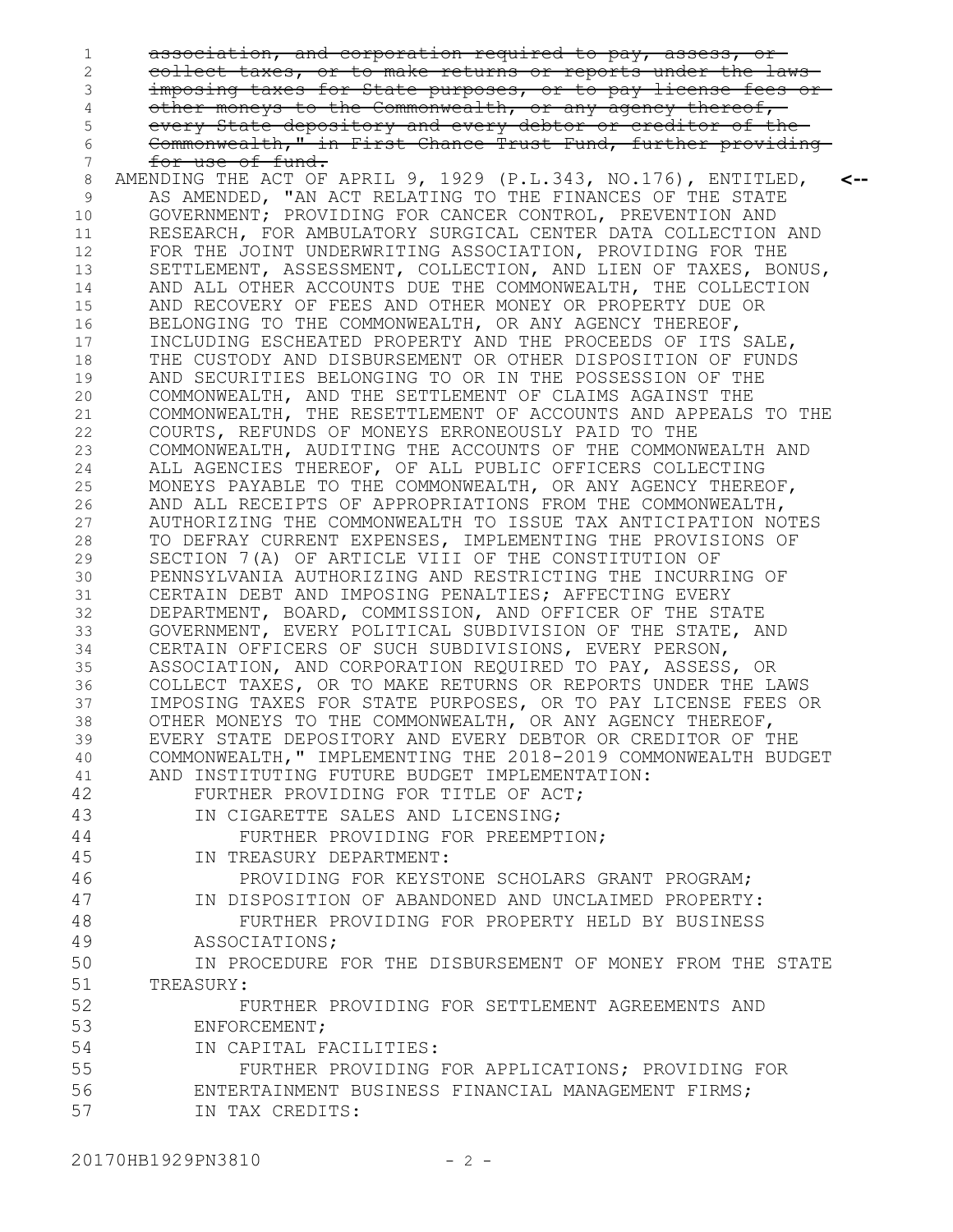~~association, and corporation required to pay, assess, or collect taxes, or to make returns or reports under the laws imposing taxes for State purposes, or to pay license fees or other moneys to the Commonwealth, or any agency thereof, every State depository and every debtor or creditor of the Commonwealth," in First Chance Trust Fund, further providing for use of fund.~~

AMENDING THE ACT OF APRIL 9, 1929 (P.L.343, NO.176), ENTITLED, AS AMENDED, "AN ACT RELATING TO THE FINANCES OF THE STATE GOVERNMENT; PROVIDING FOR CANCER CONTROL, PREVENTION AND RESEARCH, FOR AMBULATORY SURGICAL CENTER DATA COLLECTION AND FOR THE JOINT UNDERWRITING ASSOCIATION, PROVIDING FOR THE SETTLEMENT, ASSESSMENT, COLLECTION, AND LIEN OF TAXES, BONUS, AND ALL OTHER ACCOUNTS DUE THE COMMONWEALTH, THE COLLECTION AND RECOVERY OF FEES AND OTHER MONEY OR PROPERTY DUE OR BELONGING TO THE COMMONWEALTH, OR ANY AGENCY THEREOF, INCLUDING ESCHEATED PROPERTY AND THE PROCEEDS OF ITS SALE, THE CUSTODY AND DISBURSEMENT OR OTHER DISPOSITION OF FUNDS AND SECURITIES BELONGING TO OR IN THE POSSESSION OF THE COMMONWEALTH, AND THE SETTLEMENT OF CLAIMS AGAINST THE COMMONWEALTH, THE RESETTLEMENT OF ACCOUNTS AND APPEALS TO THE COURTS, REFUNDS OF MONEYS ERRONEOUSLY PAID TO THE COMMONWEALTH, AUDITING THE ACCOUNTS OF THE COMMONWEALTH AND ALL AGENCIES THEREOF, OF ALL PUBLIC OFFICERS COLLECTING MONEYS PAYABLE TO THE COMMONWEALTH, OR ANY AGENCY THEREOF, AND ALL RECEIPTS OF APPROPRIATIONS FROM THE COMMONWEALTH, AUTHORIZING THE COMMONWEALTH TO ISSUE TAX ANTICIPATION NOTES TO DEFRAY CURRENT EXPENSES, IMPLEMENTING THE PROVISIONS OF SECTION 7(A) OF ARTICLE VIII OF THE CONSTITUTION OF PENNSYLVANIA AUTHORIZING AND RESTRICTING THE INCURRING OF CERTAIN DEBT AND IMPOSING PENALTIES; AFFECTING EVERY DEPARTMENT, BOARD, COMMISSION, AND OFFICER OF THE STATE GOVERNMENT, EVERY POLITICAL SUBDIVISION OF THE STATE, AND CERTAIN OFFICERS OF SUCH SUBDIVISIONS, EVERY PERSON, ASSOCIATION, AND CORPORATION REQUIRED TO PAY, ASSESS, OR COLLECT TAXES, OR TO MAKE RETURNS OR REPORTS UNDER THE LAWS IMPOSING TAXES FOR STATE PURPOSES, OR TO PAY LICENSE FEES OR OTHER MONEYS TO THE COMMONWEALTH, OR ANY AGENCY THEREOF, EVERY STATE DEPOSITORY AND EVERY DEBTOR OR CREDITOR OF THE COMMONWEALTH," IMPLEMENTING THE 2018-2019 COMMONWEALTH BUDGET AND INSTITUTING FUTURE BUDGET IMPLEMENTATION:

FURTHER PROVIDING FOR TITLE OF ACT;

IN CIGARETTE SALES AND LICENSING;

FURTHER PROVIDING FOR PREEMPTION;

IN TREASURY DEPARTMENT:

PROVIDING FOR KEYSTONE SCHOLARS GRANT PROGRAM;

IN DISPOSITION OF ABANDONED AND UNCLAIMED PROPERTY:

FURTHER PROVIDING FOR PROPERTY HELD BY BUSINESS ASSOCIATIONS;

IN PROCEDURE FOR THE DISBURSEMENT OF MONEY FROM THE STATE TREASURY:

FURTHER PROVIDING FOR SETTLEMENT AGREEMENTS AND ENFORCEMENT;

IN CAPITAL FACILITIES:

FURTHER PROVIDING FOR APPLICATIONS; PROVIDING FOR ENTERTAINMENT BUSINESS FINANCIAL MANAGEMENT FIRMS;

IN TAX CREDITS: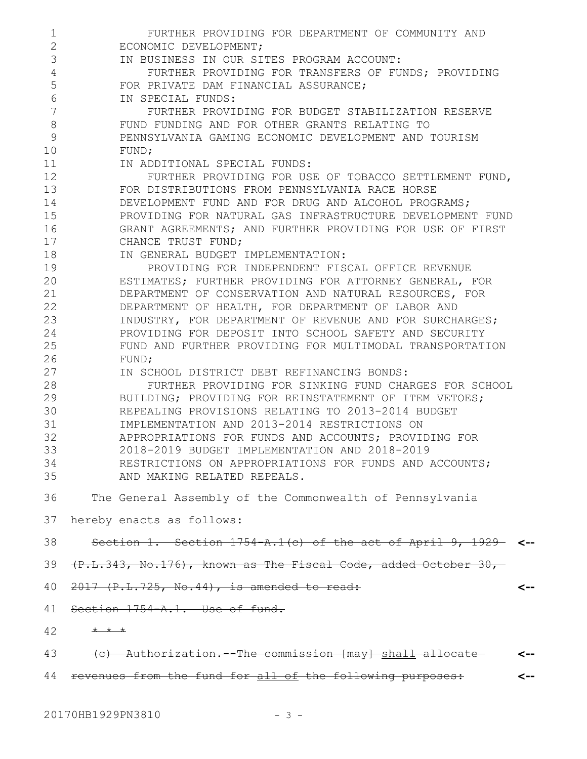FURTHER PROVIDING FOR DEPARTMENT OF COMMUNITY AND ECONOMIC DEVELOPMENT;

IN BUSINESS IN OUR SITES PROGRAM ACCOUNT:

FURTHER PROVIDING FOR TRANSFERS OF FUNDS; PROVIDING FOR PRIVATE DAM FINANCIAL ASSURANCE;

IN SPECIAL FUNDS:

FURTHER PROVIDING FOR BUDGET STABILIZATION RESERVE FUND FUNDING AND FOR OTHER GRANTS RELATING TO PENNSYLVANIA GAMING ECONOMIC DEVELOPMENT AND TOURISM FUND;

IN ADDITIONAL SPECIAL FUNDS:

FURTHER PROVIDING FOR USE OF TOBACCO SETTLEMENT FUND, FOR DISTRIBUTIONS FROM PENNSYLVANIA RACE HORSE DEVELOPMENT FUND AND FOR DRUG AND ALCOHOL PROGRAMS; PROVIDING FOR NATURAL GAS INFRASTRUCTURE DEVELOPMENT FUND GRANT AGREEMENTS; AND FURTHER PROVIDING FOR USE OF FIRST CHANCE TRUST FUND;

IN GENERAL BUDGET IMPLEMENTATION:

PROVIDING FOR INDEPENDENT FISCAL OFFICE REVENUE ESTIMATES; FURTHER PROVIDING FOR ATTORNEY GENERAL, FOR DEPARTMENT OF CONSERVATION AND NATURAL RESOURCES, FOR DEPARTMENT OF HEALTH, FOR DEPARTMENT OF LABOR AND INDUSTRY, FOR DEPARTMENT OF REVENUE AND FOR SURCHARGES; PROVIDING FOR DEPOSIT INTO SCHOOL SAFETY AND SECURITY FUND AND FURTHER PROVIDING FOR MULTIMODAL TRANSPORTATION FUND;

IN SCHOOL DISTRICT DEBT REFINANCING BONDS:

FURTHER PROVIDING FOR SINKING FUND CHARGES FOR SCHOOL BUILDING; PROVIDING FOR REINSTATEMENT OF ITEM VETOES; REPEALING PROVISIONS RELATING TO 2013-2014 BUDGET IMPLEMENTATION AND 2013-2014 RESTRICTIONS ON APPROPRIATIONS FOR FUNDS AND ACCOUNTS; PROVIDING FOR 2018-2019 BUDGET IMPLEMENTATION AND 2018-2019 RESTRICTIONS ON APPROPRIATIONS FOR FUNDS AND ACCOUNTS; AND MAKING RELATED REPEALS.

The General Assembly of the Commonwealth of Pennsylvania hereby enacts as follows:

~~Section 1. Section 1754-A.1(c) of the act of April 9, 1929 (P.L.343, No.176), known as The Fiscal Code, added October 30, 2017 (P.L.725, No.44), is amended to read:~~ <--

~~Section 1754-A.1. Use of fund.~~

~~* * *~~

~~(c) Authorization.--The commission [may] shall allocate revenues from the fund for all of the following purposes:~~ <--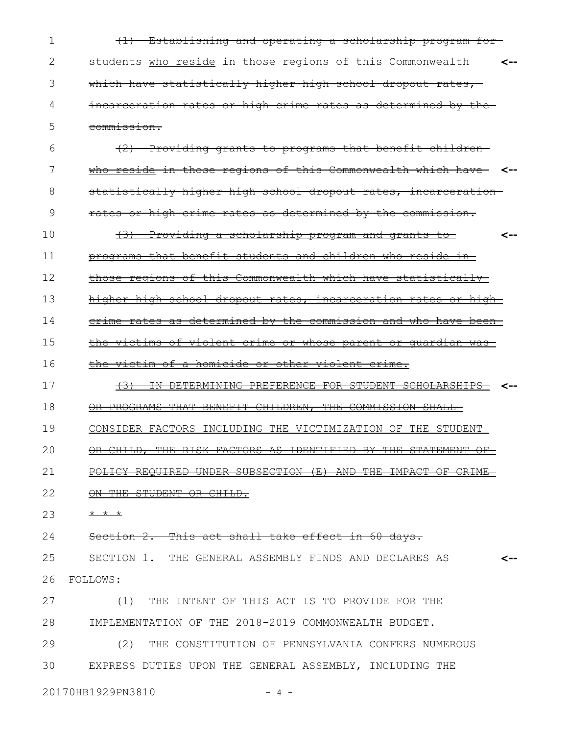~~(1) Establishing and operating a scholarship program for students who reside in those regions of this Commonwealth which have statistically higher high school dropout rates, incarceration rates or high crime rates as determined by the commission.~~

~~(2) Providing grants to programs that benefit children who reside in those regions of this Commonwealth which have statistically higher high school dropout rates, incarceration rates or high crime rates as determined by the commission.~~

~~(3) Providing a scholarship program and grants to programs that benefit students and children who reside in those regions of this Commonwealth which have statistically higher high school dropout rates, incarceration rates or high crime rates as determined by the commission and who have been the victims of violent crime or whose parent or guardian was the victim of a homicide or other violent crime.~~

~~(3) IN DETERMINING PREFERENCE FOR STUDENT SCHOLARSHIPS OR PROGRAMS THAT BENEFIT CHILDREN, THE COMMISSION SHALL CONSIDER FACTORS INCLUDING THE VICTIMIZATION OF THE STUDENT OR CHILD, THE RISK FACTORS AS IDENTIFIED BY THE STATEMENT OF POLICY REQUIRED UNDER SUBSECTION (E) AND THE IMPACT OF CRIME ON THE STUDENT OR CHILD.~~

~~* * *~~

~~Section 2. This act shall take effect in 60 days.~~

SECTION 1. THE GENERAL ASSEMBLY FINDS AND DECLARES AS FOLLOWS:

(1) THE INTENT OF THIS ACT IS TO PROVIDE FOR THE IMPLEMENTATION OF THE 2018-2019 COMMONWEALTH BUDGET.

(2) THE CONSTITUTION OF PENNSYLVANIA CONFERS NUMEROUS EXPRESS DUTIES UPON THE GENERAL ASSEMBLY, INCLUDING THE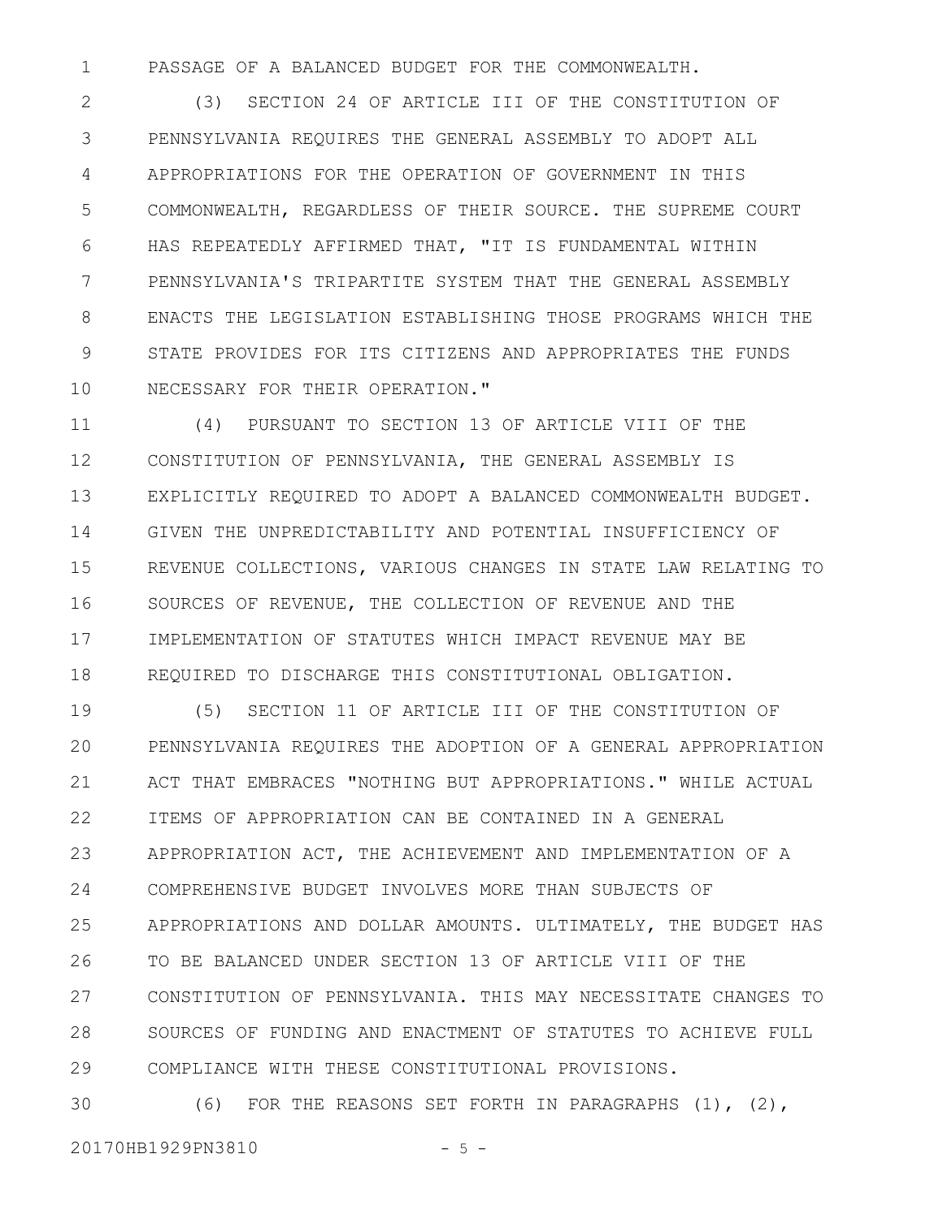PASSAGE OF A BALANCED BUDGET FOR THE COMMONWEALTH.

(3) SECTION 24 OF ARTICLE III OF THE CONSTITUTION OF PENNSYLVANIA REQUIRES THE GENERAL ASSEMBLY TO ADOPT ALL APPROPRIATIONS FOR THE OPERATION OF GOVERNMENT IN THIS COMMONWEALTH, REGARDLESS OF THEIR SOURCE. THE SUPREME COURT HAS REPEATEDLY AFFIRMED THAT, "IT IS FUNDAMENTAL WITHIN PENNSYLVANIA'S TRIPARTITE SYSTEM THAT THE GENERAL ASSEMBLY ENACTS THE LEGISLATION ESTABLISHING THOSE PROGRAMS WHICH THE STATE PROVIDES FOR ITS CITIZENS AND APPROPRIATES THE FUNDS NECESSARY FOR THEIR OPERATION."

(4) PURSUANT TO SECTION 13 OF ARTICLE VIII OF THE CONSTITUTION OF PENNSYLVANIA, THE GENERAL ASSEMBLY IS EXPLICITLY REQUIRED TO ADOPT A BALANCED COMMONWEALTH BUDGET. GIVEN THE UNPREDICTABILITY AND POTENTIAL INSUFFICIENCY OF REVENUE COLLECTIONS, VARIOUS CHANGES IN STATE LAW RELATING TO SOURCES OF REVENUE, THE COLLECTION OF REVENUE AND THE IMPLEMENTATION OF STATUTES WHICH IMPACT REVENUE MAY BE REQUIRED TO DISCHARGE THIS CONSTITUTIONAL OBLIGATION.

(5) SECTION 11 OF ARTICLE III OF THE CONSTITUTION OF PENNSYLVANIA REQUIRES THE ADOPTION OF A GENERAL APPROPRIATION ACT THAT EMBRACES "NOTHING BUT APPROPRIATIONS." WHILE ACTUAL ITEMS OF APPROPRIATION CAN BE CONTAINED IN A GENERAL APPROPRIATION ACT, THE ACHIEVEMENT AND IMPLEMENTATION OF A COMPREHENSIVE BUDGET INVOLVES MORE THAN SUBJECTS OF APPROPRIATIONS AND DOLLAR AMOUNTS. ULTIMATELY, THE BUDGET HAS TO BE BALANCED UNDER SECTION 13 OF ARTICLE VIII OF THE CONSTITUTION OF PENNSYLVANIA. THIS MAY NECESSITATE CHANGES TO SOURCES OF FUNDING AND ENACTMENT OF STATUTES TO ACHIEVE FULL COMPLIANCE WITH THESE CONSTITUTIONAL PROVISIONS.

(6) FOR THE REASONS SET FORTH IN PARAGRAPHS (1), (2),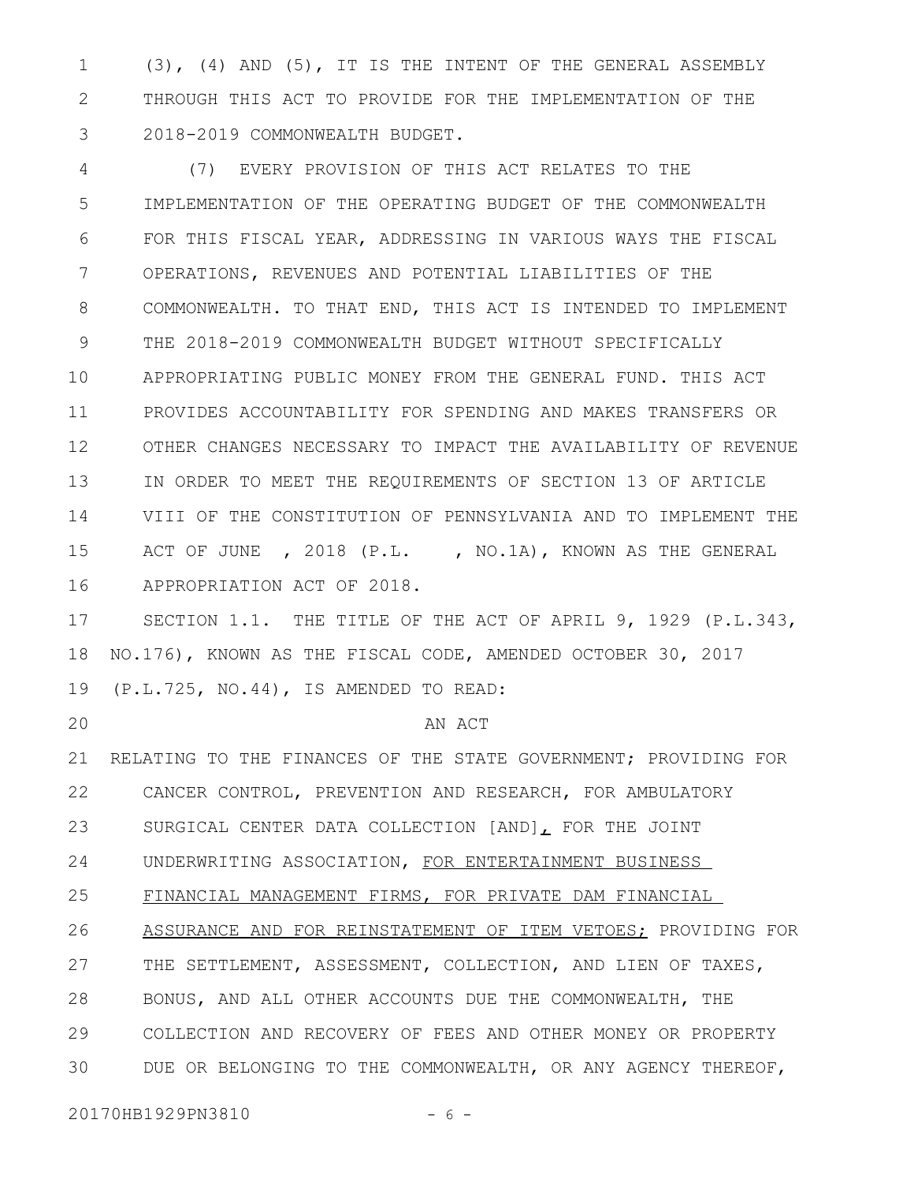(3), (4) AND (5), IT IS THE INTENT OF THE GENERAL ASSEMBLY THROUGH THIS ACT TO PROVIDE FOR THE IMPLEMENTATION OF THE 2018-2019 COMMONWEALTH BUDGET.

(7) EVERY PROVISION OF THIS ACT RELATES TO THE IMPLEMENTATION OF THE OPERATING BUDGET OF THE COMMONWEALTH FOR THIS FISCAL YEAR, ADDRESSING IN VARIOUS WAYS THE FISCAL OPERATIONS, REVENUES AND POTENTIAL LIABILITIES OF THE COMMONWEALTH. TO THAT END, THIS ACT IS INTENDED TO IMPLEMENT THE 2018-2019 COMMONWEALTH BUDGET WITHOUT SPECIFICALLY APPROPRIATING PUBLIC MONEY FROM THE GENERAL FUND. THIS ACT PROVIDES ACCOUNTABILITY FOR SPENDING AND MAKES TRANSFERS OR OTHER CHANGES NECESSARY TO IMPACT THE AVAILABILITY OF REVENUE IN ORDER TO MEET THE REQUIREMENTS OF SECTION 13 OF ARTICLE VIII OF THE CONSTITUTION OF PENNSYLVANIA AND TO IMPLEMENT THE ACT OF JUNE , 2018 (P.L. , NO.1A), KNOWN AS THE GENERAL APPROPRIATION ACT OF 2018.

SECTION 1.1. THE TITLE OF THE ACT OF APRIL 9, 1929 (P.L.343, NO.176), KNOWN AS THE FISCAL CODE, AMENDED OCTOBER 30, 2017 (P.L.725, NO.44), IS AMENDED TO READ:

AN ACT

RELATING TO THE FINANCES OF THE STATE GOVERNMENT; PROVIDING FOR CANCER CONTROL, PREVENTION AND RESEARCH, FOR AMBULATORY SURGICAL CENTER DATA COLLECTION [AND]<u>,</u> FOR THE JOINT UNDERWRITING ASSOCIATION, <u>FOR ENTERTAINMENT BUSINESS FINANCIAL MANAGEMENT FIRMS, FOR PRIVATE DAM FINANCIAL ASSURANCE AND FOR REINSTATEMENT OF ITEM VETOES;</u> PROVIDING FOR THE SETTLEMENT, ASSESSMENT, COLLECTION, AND LIEN OF TAXES, BONUS, AND ALL OTHER ACCOUNTS DUE THE COMMONWEALTH, THE COLLECTION AND RECOVERY OF FEES AND OTHER MONEY OR PROPERTY DUE OR BELONGING TO THE COMMONWEALTH, OR ANY AGENCY THEREOF,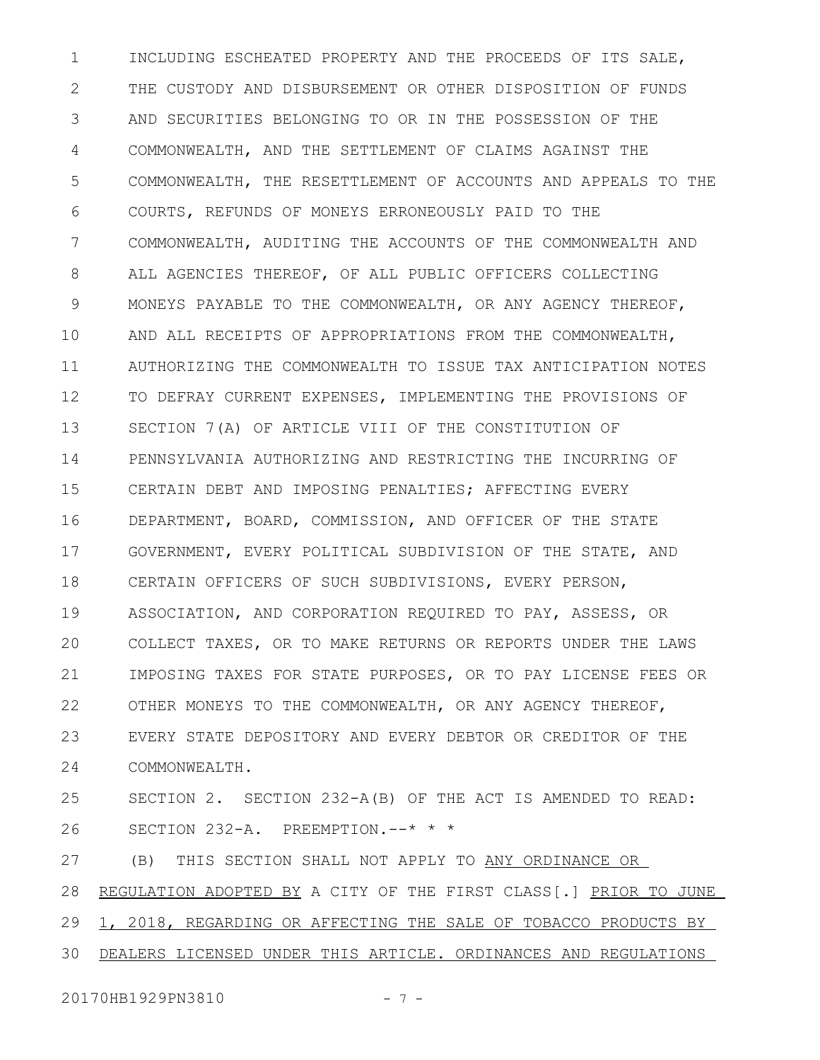INCLUDING ESCHEATED PROPERTY AND THE PROCEEDS OF ITS SALE, THE CUSTODY AND DISBURSEMENT OR OTHER DISPOSITION OF FUNDS AND SECURITIES BELONGING TO OR IN THE POSSESSION OF THE COMMONWEALTH, AND THE SETTLEMENT OF CLAIMS AGAINST THE COMMONWEALTH, THE RESETTLEMENT OF ACCOUNTS AND APPEALS TO THE COURTS, REFUNDS OF MONEYS ERRONEOUSLY PAID TO THE COMMONWEALTH, AUDITING THE ACCOUNTS OF THE COMMONWEALTH AND ALL AGENCIES THEREOF, OF ALL PUBLIC OFFICERS COLLECTING MONEYS PAYABLE TO THE COMMONWEALTH, OR ANY AGENCY THEREOF, AND ALL RECEIPTS OF APPROPRIATIONS FROM THE COMMONWEALTH, AUTHORIZING THE COMMONWEALTH TO ISSUE TAX ANTICIPATION NOTES TO DEFRAY CURRENT EXPENSES, IMPLEMENTING THE PROVISIONS OF SECTION 7(A) OF ARTICLE VIII OF THE CONSTITUTION OF PENNSYLVANIA AUTHORIZING AND RESTRICTING THE INCURRING OF CERTAIN DEBT AND IMPOSING PENALTIES; AFFECTING EVERY DEPARTMENT, BOARD, COMMISSION, AND OFFICER OF THE STATE GOVERNMENT, EVERY POLITICAL SUBDIVISION OF THE STATE, AND CERTAIN OFFICERS OF SUCH SUBDIVISIONS, EVERY PERSON, ASSOCIATION, AND CORPORATION REQUIRED TO PAY, ASSESS, OR COLLECT TAXES, OR TO MAKE RETURNS OR REPORTS UNDER THE LAWS IMPOSING TAXES FOR STATE PURPOSES, OR TO PAY LICENSE FEES OR OTHER MONEYS TO THE COMMONWEALTH, OR ANY AGENCY THEREOF, EVERY STATE DEPOSITORY AND EVERY DEBTOR OR CREDITOR OF THE COMMONWEALTH.

SECTION 2. SECTION 232-A(B) OF THE ACT IS AMENDED TO READ:

SECTION 232-A. PREEMPTION.--* * *

(B) THIS SECTION SHALL NOT APPLY TO ANY ORDINANCE OR REGULATION ADOPTED BY A CITY OF THE FIRST CLASS[.] PRIOR TO JUNE 1, 2018, REGARDING OR AFFECTING THE SALE OF TOBACCO PRODUCTS BY DEALERS LICENSED UNDER THIS ARTICLE. ORDINANCES AND REGULATIONS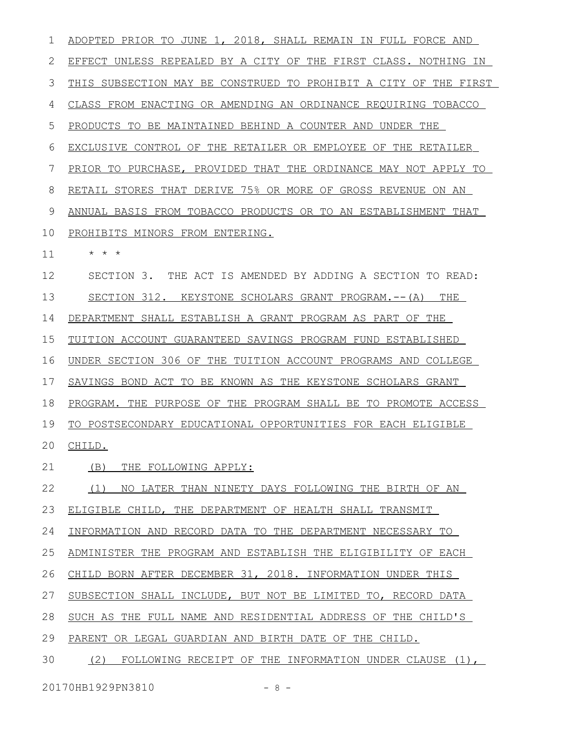ADOPTED PRIOR TO JUNE 1, 2018, SHALL REMAIN IN FULL FORCE AND EFFECT UNLESS REPEALED BY A CITY OF THE FIRST CLASS. NOTHING IN THIS SUBSECTION MAY BE CONSTRUED TO PROHIBIT A CITY OF THE FIRST CLASS FROM ENACTING OR AMENDING AN ORDINANCE REQUIRING TOBACCO PRODUCTS TO BE MAINTAINED BEHIND A COUNTER AND UNDER THE EXCLUSIVE CONTROL OF THE RETAILER OR EMPLOYEE OF THE RETAILER PRIOR TO PURCHASE, PROVIDED THAT THE ORDINANCE MAY NOT APPLY TO RETAIL STORES THAT DERIVE 75% OR MORE OF GROSS REVENUE ON AN ANNUAL BASIS FROM TOBACCO PRODUCTS OR TO AN ESTABLISHMENT THAT PROHIBITS MINORS FROM ENTERING.

\* \* \*

SECTION 3. THE ACT IS AMENDED BY ADDING A SECTION TO READ:

SECTION 312. KEYSTONE SCHOLARS GRANT PROGRAM.--(A) THE DEPARTMENT SHALL ESTABLISH A GRANT PROGRAM AS PART OF THE TUITION ACCOUNT GUARANTEED SAVINGS PROGRAM FUND ESTABLISHED UNDER SECTION 306 OF THE TUITION ACCOUNT PROGRAMS AND COLLEGE SAVINGS BOND ACT TO BE KNOWN AS THE KEYSTONE SCHOLARS GRANT PROGRAM. THE PURPOSE OF THE PROGRAM SHALL BE TO PROMOTE ACCESS TO POSTSECONDARY EDUCATIONAL OPPORTUNITIES FOR EACH ELIGIBLE CHILD.

(B) THE FOLLOWING APPLY:

(1) NO LATER THAN NINETY DAYS FOLLOWING THE BIRTH OF AN ELIGIBLE CHILD, THE DEPARTMENT OF HEALTH SHALL TRANSMIT INFORMATION AND RECORD DATA TO THE DEPARTMENT NECESSARY TO ADMINISTER THE PROGRAM AND ESTABLISH THE ELIGIBILITY OF EACH CHILD BORN AFTER DECEMBER 31, 2018. INFORMATION UNDER THIS SUBSECTION SHALL INCLUDE, BUT NOT BE LIMITED TO, RECORD DATA SUCH AS THE FULL NAME AND RESIDENTIAL ADDRESS OF THE CHILD'S PARENT OR LEGAL GUARDIAN AND BIRTH DATE OF THE CHILD.

(2) FOLLOWING RECEIPT OF THE INFORMATION UNDER CLAUSE (1),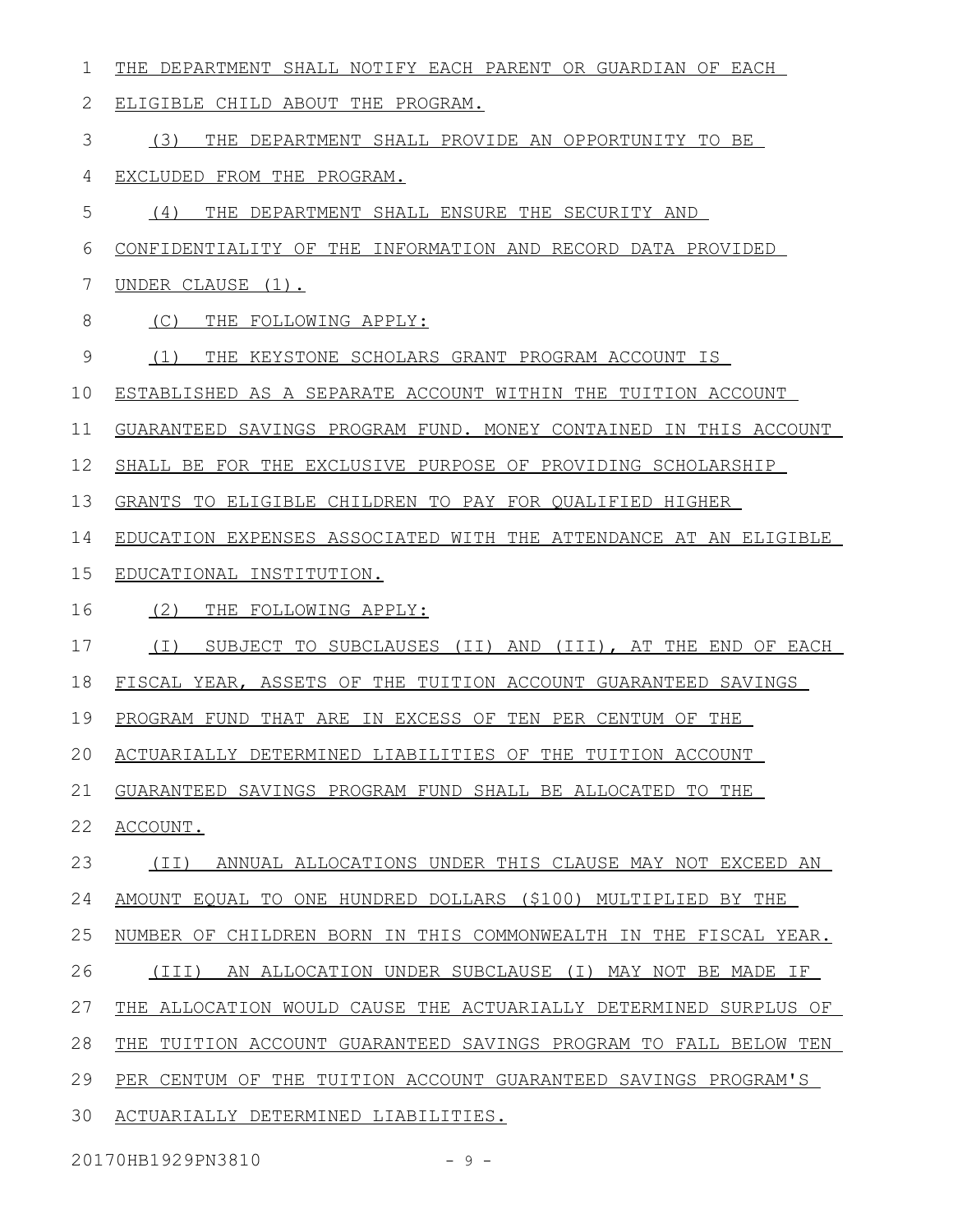THE DEPARTMENT SHALL NOTIFY EACH PARENT OR GUARDIAN OF EACH ELIGIBLE CHILD ABOUT THE PROGRAM.

(3) THE DEPARTMENT SHALL PROVIDE AN OPPORTUNITY TO BE EXCLUDED FROM THE PROGRAM.

(4) THE DEPARTMENT SHALL ENSURE THE SECURITY AND CONFIDENTIALITY OF THE INFORMATION AND RECORD DATA PROVIDED UNDER CLAUSE (1).

(C) THE FOLLOWING APPLY:

(1) THE KEYSTONE SCHOLARS GRANT PROGRAM ACCOUNT IS ESTABLISHED AS A SEPARATE ACCOUNT WITHIN THE TUITION ACCOUNT GUARANTEED SAVINGS PROGRAM FUND. MONEY CONTAINED IN THIS ACCOUNT SHALL BE FOR THE EXCLUSIVE PURPOSE OF PROVIDING SCHOLARSHIP GRANTS TO ELIGIBLE CHILDREN TO PAY FOR QUALIFIED HIGHER EDUCATION EXPENSES ASSOCIATED WITH THE ATTENDANCE AT AN ELIGIBLE EDUCATIONAL INSTITUTION.

(2) THE FOLLOWING APPLY:

(I) SUBJECT TO SUBCLAUSES (II) AND (III), AT THE END OF EACH FISCAL YEAR, ASSETS OF THE TUITION ACCOUNT GUARANTEED SAVINGS PROGRAM FUND THAT ARE IN EXCESS OF TEN PER CENTUM OF THE ACTUARIALLY DETERMINED LIABILITIES OF THE TUITION ACCOUNT GUARANTEED SAVINGS PROGRAM FUND SHALL BE ALLOCATED TO THE ACCOUNT.

(II) ANNUAL ALLOCATIONS UNDER THIS CLAUSE MAY NOT EXCEED AN AMOUNT EQUAL TO ONE HUNDRED DOLLARS ($100) MULTIPLIED BY THE NUMBER OF CHILDREN BORN IN THIS COMMONWEALTH IN THE FISCAL YEAR.

(III) AN ALLOCATION UNDER SUBCLAUSE (I) MAY NOT BE MADE IF THE ALLOCATION WOULD CAUSE THE ACTUARIALLY DETERMINED SURPLUS OF THE TUITION ACCOUNT GUARANTEED SAVINGS PROGRAM TO FALL BELOW TEN PER CENTUM OF THE TUITION ACCOUNT GUARANTEED SAVINGS PROGRAM'S ACTUARIALLY DETERMINED LIABILITIES.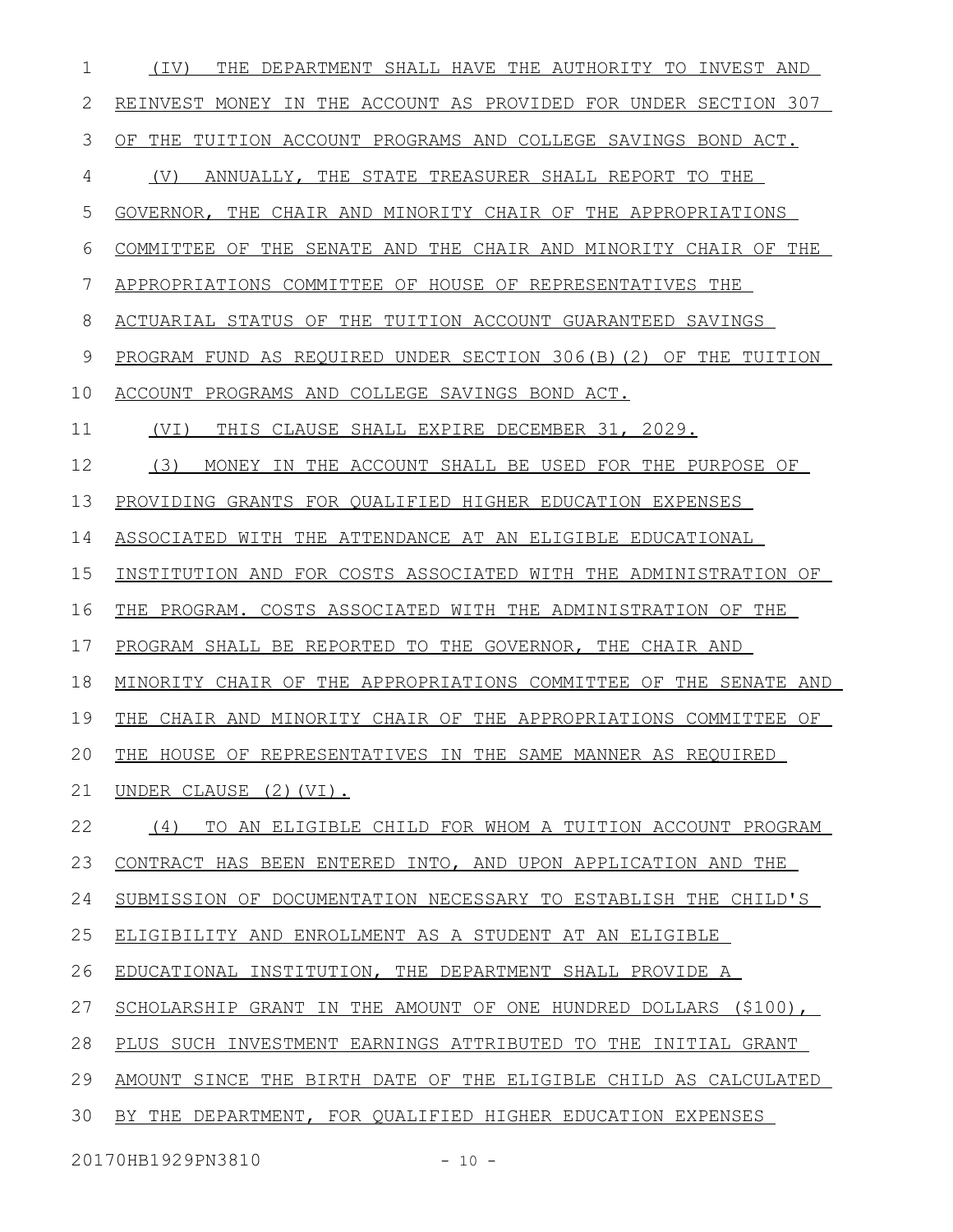(IV) THE DEPARTMENT SHALL HAVE THE AUTHORITY TO INVEST AND REINVEST MONEY IN THE ACCOUNT AS PROVIDED FOR UNDER SECTION 307 OF THE TUITION ACCOUNT PROGRAMS AND COLLEGE SAVINGS BOND ACT.

(V) ANNUALLY, THE STATE TREASURER SHALL REPORT TO THE GOVERNOR, THE CHAIR AND MINORITY CHAIR OF THE APPROPRIATIONS COMMITTEE OF THE SENATE AND THE CHAIR AND MINORITY CHAIR OF THE APPROPRIATIONS COMMITTEE OF HOUSE OF REPRESENTATIVES THE ACTUARIAL STATUS OF THE TUITION ACCOUNT GUARANTEED SAVINGS PROGRAM FUND AS REQUIRED UNDER SECTION 306(B)(2) OF THE TUITION ACCOUNT PROGRAMS AND COLLEGE SAVINGS BOND ACT.

(VI) THIS CLAUSE SHALL EXPIRE DECEMBER 31, 2029.

(3) MONEY IN THE ACCOUNT SHALL BE USED FOR THE PURPOSE OF PROVIDING GRANTS FOR QUALIFIED HIGHER EDUCATION EXPENSES ASSOCIATED WITH THE ATTENDANCE AT AN ELIGIBLE EDUCATIONAL INSTITUTION AND FOR COSTS ASSOCIATED WITH THE ADMINISTRATION OF THE PROGRAM. COSTS ASSOCIATED WITH THE ADMINISTRATION OF THE PROGRAM SHALL BE REPORTED TO THE GOVERNOR, THE CHAIR AND MINORITY CHAIR OF THE APPROPRIATIONS COMMITTEE OF THE SENATE AND THE CHAIR AND MINORITY CHAIR OF THE APPROPRIATIONS COMMITTEE OF THE HOUSE OF REPRESENTATIVES IN THE SAME MANNER AS REQUIRED UNDER CLAUSE (2)(VI).

(4) TO AN ELIGIBLE CHILD FOR WHOM A TUITION ACCOUNT PROGRAM CONTRACT HAS BEEN ENTERED INTO, AND UPON APPLICATION AND THE SUBMISSION OF DOCUMENTATION NECESSARY TO ESTABLISH THE CHILD'S ELIGIBILITY AND ENROLLMENT AS A STUDENT AT AN ELIGIBLE EDUCATIONAL INSTITUTION, THE DEPARTMENT SHALL PROVIDE A SCHOLARSHIP GRANT IN THE AMOUNT OF ONE HUNDRED DOLLARS ($100), PLUS SUCH INVESTMENT EARNINGS ATTRIBUTED TO THE INITIAL GRANT AMOUNT SINCE THE BIRTH DATE OF THE ELIGIBLE CHILD AS CALCULATED BY THE DEPARTMENT, FOR QUALIFIED HIGHER EDUCATION EXPENSES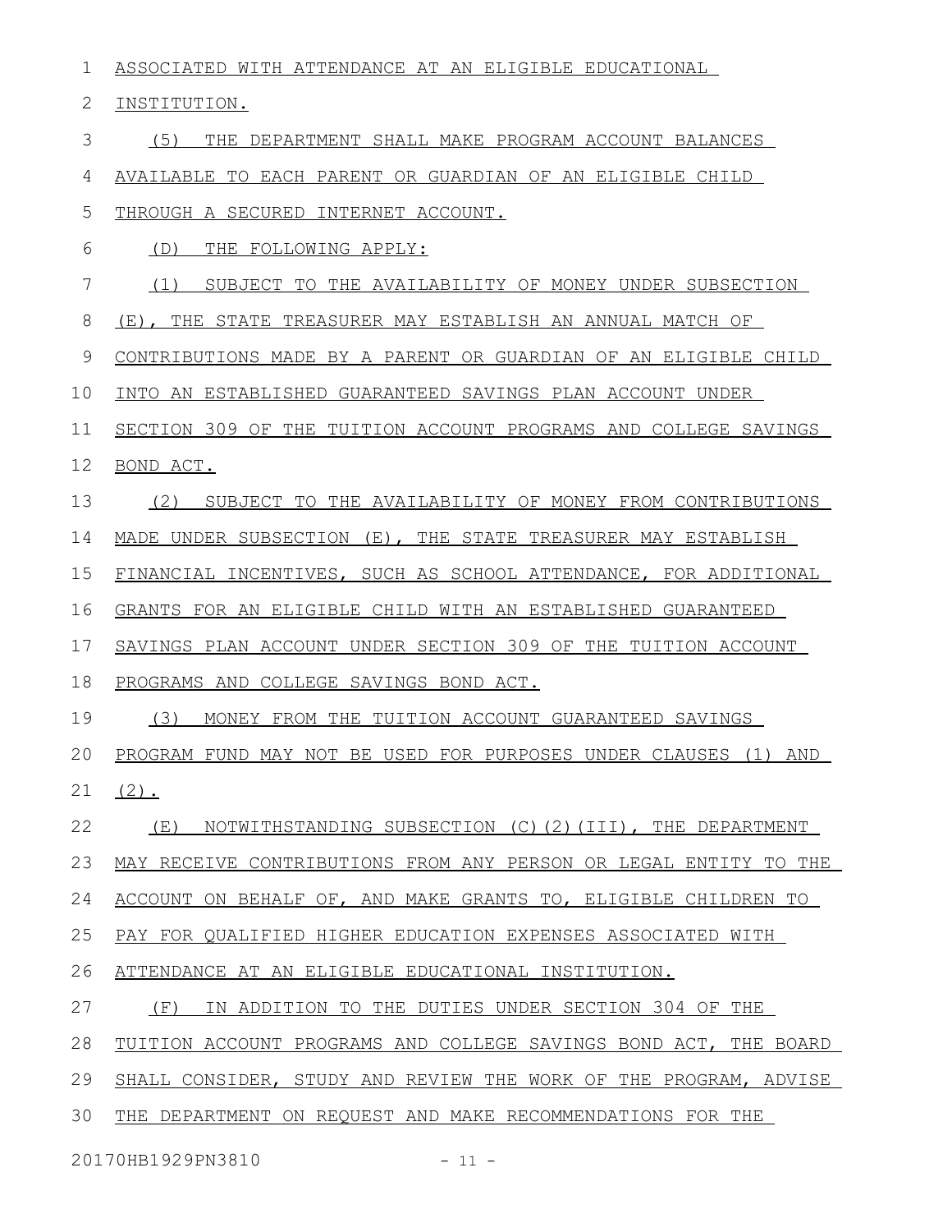ASSOCIATED WITH ATTENDANCE AT AN ELIGIBLE EDUCATIONAL INSTITUTION.

(5) THE DEPARTMENT SHALL MAKE PROGRAM ACCOUNT BALANCES AVAILABLE TO EACH PARENT OR GUARDIAN OF AN ELIGIBLE CHILD THROUGH A SECURED INTERNET ACCOUNT.

(D) THE FOLLOWING APPLY:

(1) SUBJECT TO THE AVAILABILITY OF MONEY UNDER SUBSECTION (E), THE STATE TREASURER MAY ESTABLISH AN ANNUAL MATCH OF CONTRIBUTIONS MADE BY A PARENT OR GUARDIAN OF AN ELIGIBLE CHILD INTO AN ESTABLISHED GUARANTEED SAVINGS PLAN ACCOUNT UNDER SECTION 309 OF THE TUITION ACCOUNT PROGRAMS AND COLLEGE SAVINGS BOND ACT.

(2) SUBJECT TO THE AVAILABILITY OF MONEY FROM CONTRIBUTIONS MADE UNDER SUBSECTION (E), THE STATE TREASURER MAY ESTABLISH FINANCIAL INCENTIVES, SUCH AS SCHOOL ATTENDANCE, FOR ADDITIONAL GRANTS FOR AN ELIGIBLE CHILD WITH AN ESTABLISHED GUARANTEED SAVINGS PLAN ACCOUNT UNDER SECTION 309 OF THE TUITION ACCOUNT PROGRAMS AND COLLEGE SAVINGS BOND ACT.

(3) MONEY FROM THE TUITION ACCOUNT GUARANTEED SAVINGS PROGRAM FUND MAY NOT BE USED FOR PURPOSES UNDER CLAUSES (1) AND (2).

(E) NOTWITHSTANDING SUBSECTION (C)(2)(III), THE DEPARTMENT MAY RECEIVE CONTRIBUTIONS FROM ANY PERSON OR LEGAL ENTITY TO THE ACCOUNT ON BEHALF OF, AND MAKE GRANTS TO, ELIGIBLE CHILDREN TO PAY FOR QUALIFIED HIGHER EDUCATION EXPENSES ASSOCIATED WITH ATTENDANCE AT AN ELIGIBLE EDUCATIONAL INSTITUTION.

(F) IN ADDITION TO THE DUTIES UNDER SECTION 304 OF THE TUITION ACCOUNT PROGRAMS AND COLLEGE SAVINGS BOND ACT, THE BOARD SHALL CONSIDER, STUDY AND REVIEW THE WORK OF THE PROGRAM, ADVISE THE DEPARTMENT ON REQUEST AND MAKE RECOMMENDATIONS FOR THE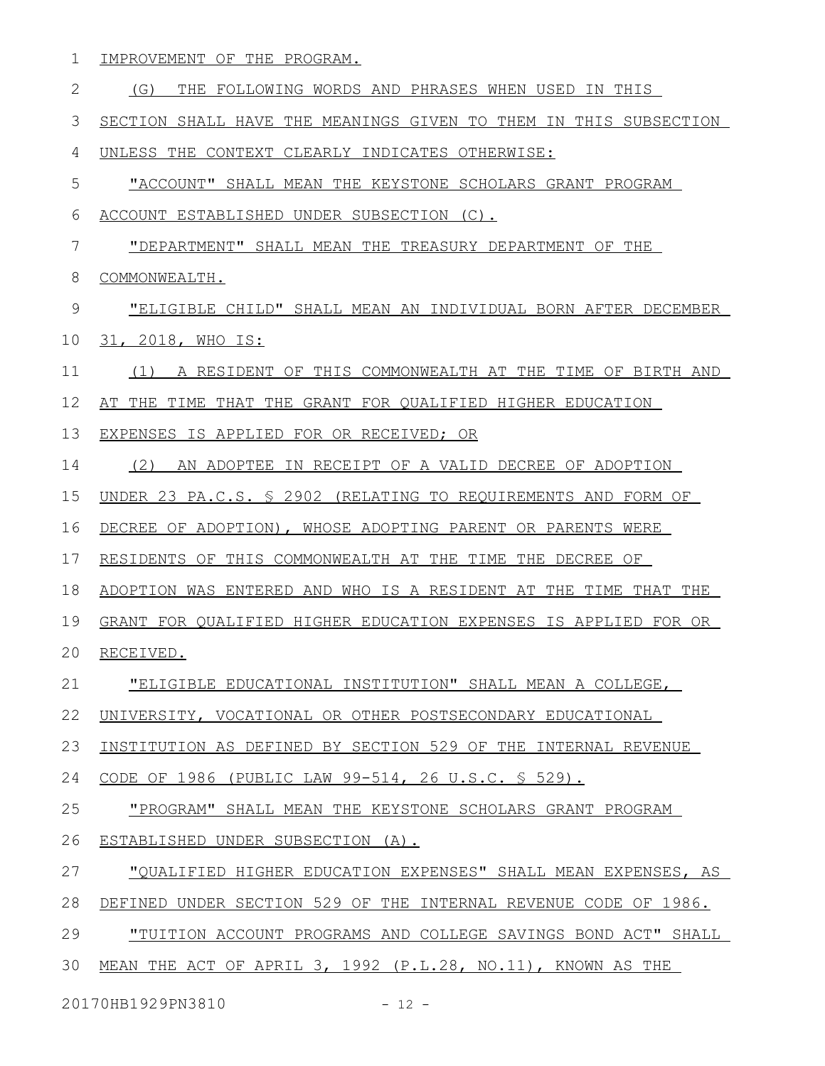IMPROVEMENT OF THE PROGRAM.

(G) THE FOLLOWING WORDS AND PHRASES WHEN USED IN THIS SECTION SHALL HAVE THE MEANINGS GIVEN TO THEM IN THIS SUBSECTION UNLESS THE CONTEXT CLEARLY INDICATES OTHERWISE:

"ACCOUNT" SHALL MEAN THE KEYSTONE SCHOLARS GRANT PROGRAM ACCOUNT ESTABLISHED UNDER SUBSECTION (C).

"DEPARTMENT" SHALL MEAN THE TREASURY DEPARTMENT OF THE COMMONWEALTH.

"ELIGIBLE CHILD" SHALL MEAN AN INDIVIDUAL BORN AFTER DECEMBER 31, 2018, WHO IS:

(1) A RESIDENT OF THIS COMMONWEALTH AT THE TIME OF BIRTH AND AT THE TIME THAT THE GRANT FOR QUALIFIED HIGHER EDUCATION EXPENSES IS APPLIED FOR OR RECEIVED; OR

(2) AN ADOPTEE IN RECEIPT OF A VALID DECREE OF ADOPTION UNDER 23 PA.C.S. § 2902 (RELATING TO REQUIREMENTS AND FORM OF DECREE OF ADOPTION), WHOSE ADOPTING PARENT OR PARENTS WERE RESIDENTS OF THIS COMMONWEALTH AT THE TIME THE DECREE OF ADOPTION WAS ENTERED AND WHO IS A RESIDENT AT THE TIME THAT THE GRANT FOR QUALIFIED HIGHER EDUCATION EXPENSES IS APPLIED FOR OR RECEIVED.

"ELIGIBLE EDUCATIONAL INSTITUTION" SHALL MEAN A COLLEGE, UNIVERSITY, VOCATIONAL OR OTHER POSTSECONDARY EDUCATIONAL INSTITUTION AS DEFINED BY SECTION 529 OF THE INTERNAL REVENUE CODE OF 1986 (PUBLIC LAW 99-514, 26 U.S.C. § 529).

"PROGRAM" SHALL MEAN THE KEYSTONE SCHOLARS GRANT PROGRAM ESTABLISHED UNDER SUBSECTION (A).

"QUALIFIED HIGHER EDUCATION EXPENSES" SHALL MEAN EXPENSES, AS DEFINED UNDER SECTION 529 OF THE INTERNAL REVENUE CODE OF 1986.

"TUITION ACCOUNT PROGRAMS AND COLLEGE SAVINGS BOND ACT" SHALL MEAN THE ACT OF APRIL 3, 1992 (P.L.28, NO.11), KNOWN AS THE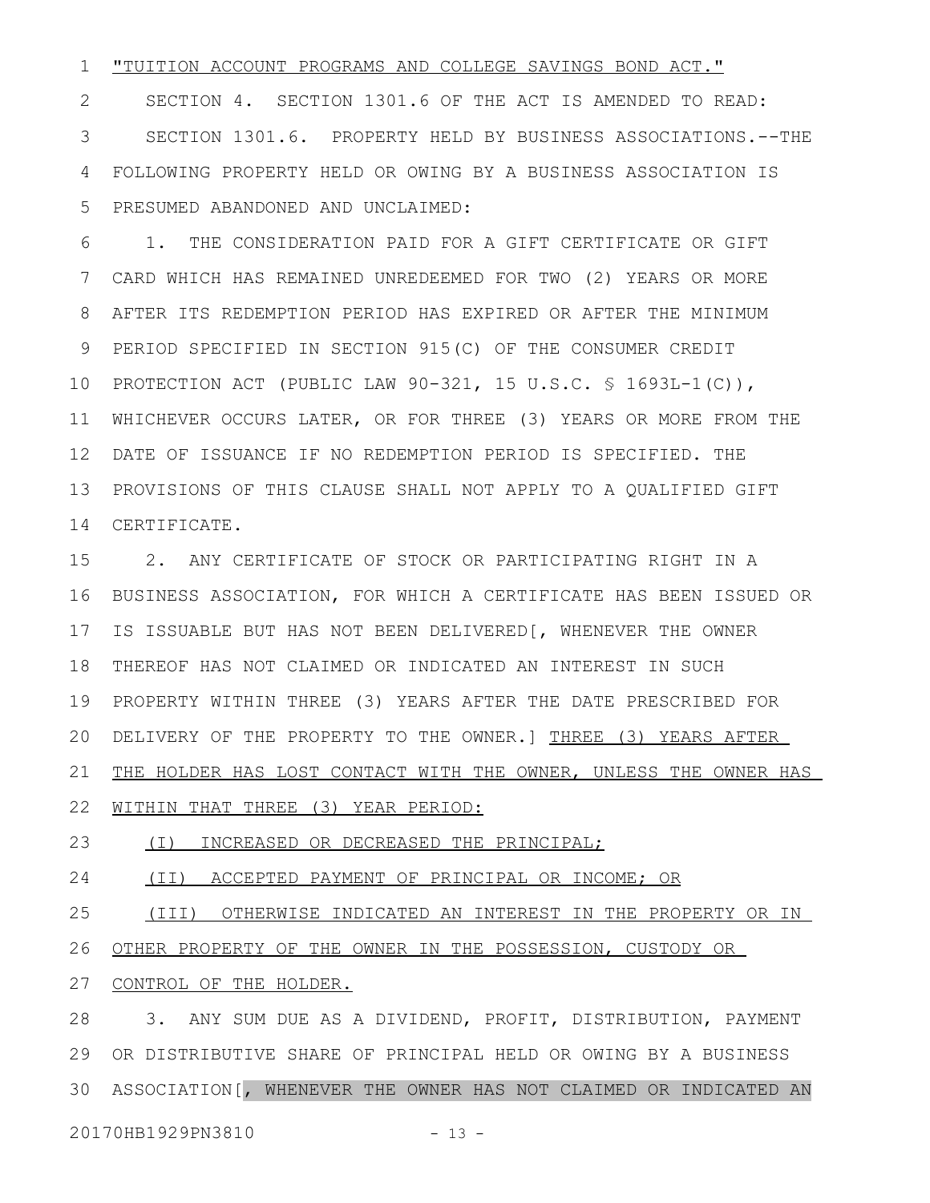"TUITION ACCOUNT PROGRAMS AND COLLEGE SAVINGS BOND ACT."

SECTION 4. SECTION 1301.6 OF THE ACT IS AMENDED TO READ:

SECTION 1301.6. PROPERTY HELD BY BUSINESS ASSOCIATIONS.--THE FOLLOWING PROPERTY HELD OR OWING BY A BUSINESS ASSOCIATION IS PRESUMED ABANDONED AND UNCLAIMED:

1. THE CONSIDERATION PAID FOR A GIFT CERTIFICATE OR GIFT CARD WHICH HAS REMAINED UNREDEEMED FOR TWO (2) YEARS OR MORE AFTER ITS REDEMPTION PERIOD HAS EXPIRED OR AFTER THE MINIMUM PERIOD SPECIFIED IN SECTION 915(C) OF THE CONSUMER CREDIT PROTECTION ACT (PUBLIC LAW 90-321, 15 U.S.C. § 1693L-1(C)), WHICHEVER OCCURS LATER, OR FOR THREE (3) YEARS OR MORE FROM THE DATE OF ISSUANCE IF NO REDEMPTION PERIOD IS SPECIFIED. THE PROVISIONS OF THIS CLAUSE SHALL NOT APPLY TO A QUALIFIED GIFT CERTIFICATE.

2. ANY CERTIFICATE OF STOCK OR PARTICIPATING RIGHT IN A BUSINESS ASSOCIATION, FOR WHICH A CERTIFICATE HAS BEEN ISSUED OR IS ISSUABLE BUT HAS NOT BEEN DELIVERED[, WHENEVER THE OWNER THEREOF HAS NOT CLAIMED OR INDICATED AN INTEREST IN SUCH PROPERTY WITHIN THREE (3) YEARS AFTER THE DATE PRESCRIBED FOR DELIVERY OF THE PROPERTY TO THE OWNER.] THREE (3) YEARS AFTER THE HOLDER HAS LOST CONTACT WITH THE OWNER, UNLESS THE OWNER HAS WITHIN THAT THREE (3) YEAR PERIOD:

(I) INCREASED OR DECREASED THE PRINCIPAL;

(II) ACCEPTED PAYMENT OF PRINCIPAL OR INCOME; OR

(III) OTHERWISE INDICATED AN INTEREST IN THE PROPERTY OR IN OTHER PROPERTY OF THE OWNER IN THE POSSESSION, CUSTODY OR CONTROL OF THE HOLDER.

3. ANY SUM DUE AS A DIVIDEND, PROFIT, DISTRIBUTION, PAYMENT OR DISTRIBUTIVE SHARE OF PRINCIPAL HELD OR OWING BY A BUSINESS ASSOCIATION[, WHENEVER THE OWNER HAS NOT CLAIMED OR INDICATED AN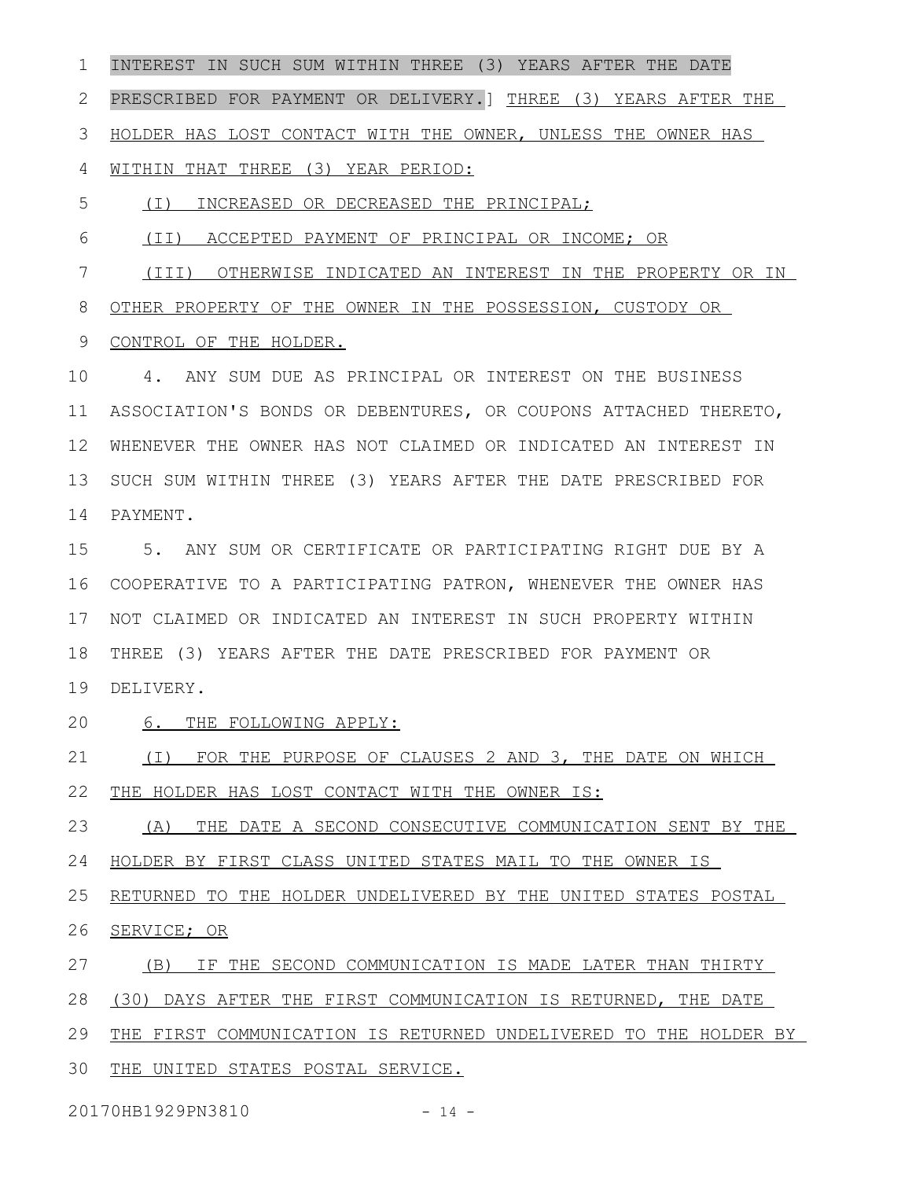INTEREST IN SUCH SUM WITHIN THREE (3) YEARS AFTER THE DATE PRESCRIBED FOR PAYMENT OR DELIVERY.] THREE (3) YEARS AFTER THE HOLDER HAS LOST CONTACT WITH THE OWNER, UNLESS THE OWNER HAS WITHIN THAT THREE (3) YEAR PERIOD:

(I) INCREASED OR DECREASED THE PRINCIPAL;

(II) ACCEPTED PAYMENT OF PRINCIPAL OR INCOME; OR

(III) OTHERWISE INDICATED AN INTEREST IN THE PROPERTY OR IN OTHER PROPERTY OF THE OWNER IN THE POSSESSION, CUSTODY OR CONTROL OF THE HOLDER.

4. ANY SUM DUE AS PRINCIPAL OR INTEREST ON THE BUSINESS ASSOCIATION'S BONDS OR DEBENTURES, OR COUPONS ATTACHED THERETO, WHENEVER THE OWNER HAS NOT CLAIMED OR INDICATED AN INTEREST IN SUCH SUM WITHIN THREE (3) YEARS AFTER THE DATE PRESCRIBED FOR PAYMENT.

5. ANY SUM OR CERTIFICATE OR PARTICIPATING RIGHT DUE BY A COOPERATIVE TO A PARTICIPATING PATRON, WHENEVER THE OWNER HAS NOT CLAIMED OR INDICATED AN INTEREST IN SUCH PROPERTY WITHIN THREE (3) YEARS AFTER THE DATE PRESCRIBED FOR PAYMENT OR DELIVERY.

6. THE FOLLOWING APPLY:

(I) FOR THE PURPOSE OF CLAUSES 2 AND 3, THE DATE ON WHICH THE HOLDER HAS LOST CONTACT WITH THE OWNER IS:

(A) THE DATE A SECOND CONSECUTIVE COMMUNICATION SENT BY THE HOLDER BY FIRST CLASS UNITED STATES MAIL TO THE OWNER IS RETURNED TO THE HOLDER UNDELIVERED BY THE UNITED STATES POSTAL SERVICE; OR

(B) IF THE SECOND COMMUNICATION IS MADE LATER THAN THIRTY (30) DAYS AFTER THE FIRST COMMUNICATION IS RETURNED, THE DATE THE FIRST COMMUNICATION IS RETURNED UNDELIVERED TO THE HOLDER BY THE UNITED STATES POSTAL SERVICE.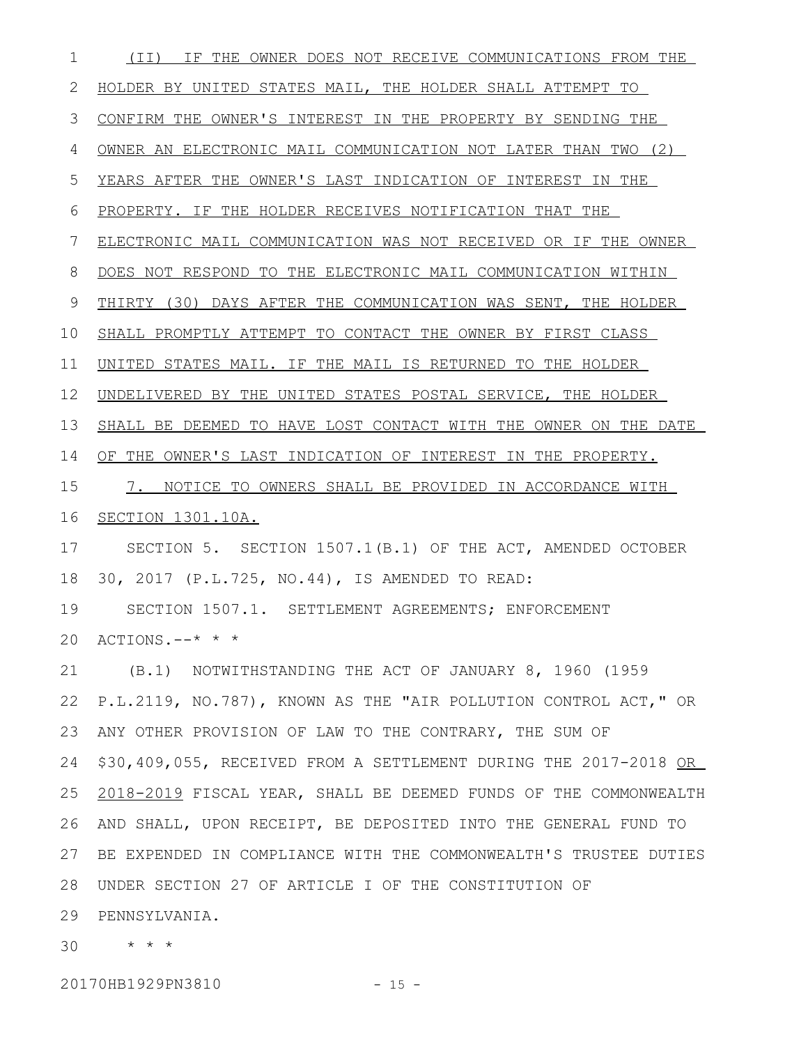(II) IF THE OWNER DOES NOT RECEIVE COMMUNICATIONS FROM THE HOLDER BY UNITED STATES MAIL, THE HOLDER SHALL ATTEMPT TO CONFIRM THE OWNER'S INTEREST IN THE PROPERTY BY SENDING THE OWNER AN ELECTRONIC MAIL COMMUNICATION NOT LATER THAN TWO (2) YEARS AFTER THE OWNER'S LAST INDICATION OF INTEREST IN THE PROPERTY. IF THE HOLDER RECEIVES NOTIFICATION THAT THE ELECTRONIC MAIL COMMUNICATION WAS NOT RECEIVED OR IF THE OWNER DOES NOT RESPOND TO THE ELECTRONIC MAIL COMMUNICATION WITHIN THIRTY (30) DAYS AFTER THE COMMUNICATION WAS SENT, THE HOLDER SHALL PROMPTLY ATTEMPT TO CONTACT THE OWNER BY FIRST CLASS UNITED STATES MAIL. IF THE MAIL IS RETURNED TO THE HOLDER UNDELIVERED BY THE UNITED STATES POSTAL SERVICE, THE HOLDER SHALL BE DEEMED TO HAVE LOST CONTACT WITH THE OWNER ON THE DATE OF THE OWNER'S LAST INDICATION OF INTEREST IN THE PROPERTY.

7. NOTICE TO OWNERS SHALL BE PROVIDED IN ACCORDANCE WITH SECTION 1301.10A.

SECTION 5. SECTION 1507.1(B.1) OF THE ACT, AMENDED OCTOBER 30, 2017 (P.L.725, NO.44), IS AMENDED TO READ:

SECTION 1507.1. SETTLEMENT AGREEMENTS; ENFORCEMENT ACTIONS.--* * *

(B.1) NOTWITHSTANDING THE ACT OF JANUARY 8, 1960 (1959 P.L.2119, NO.787), KNOWN AS THE "AIR POLLUTION CONTROL ACT," OR ANY OTHER PROVISION OF LAW TO THE CONTRARY, THE SUM OF $30,409,055, RECEIVED FROM A SETTLEMENT DURING THE 2017-2018 OR 2018-2019 FISCAL YEAR, SHALL BE DEEMED FUNDS OF THE COMMONWEALTH AND SHALL, UPON RECEIPT, BE DEPOSITED INTO THE GENERAL FUND TO BE EXPENDED IN COMPLIANCE WITH THE COMMONWEALTH'S TRUSTEE DUTIES UNDER SECTION 27 OF ARTICLE I OF THE CONSTITUTION OF PENNSYLVANIA.

* * *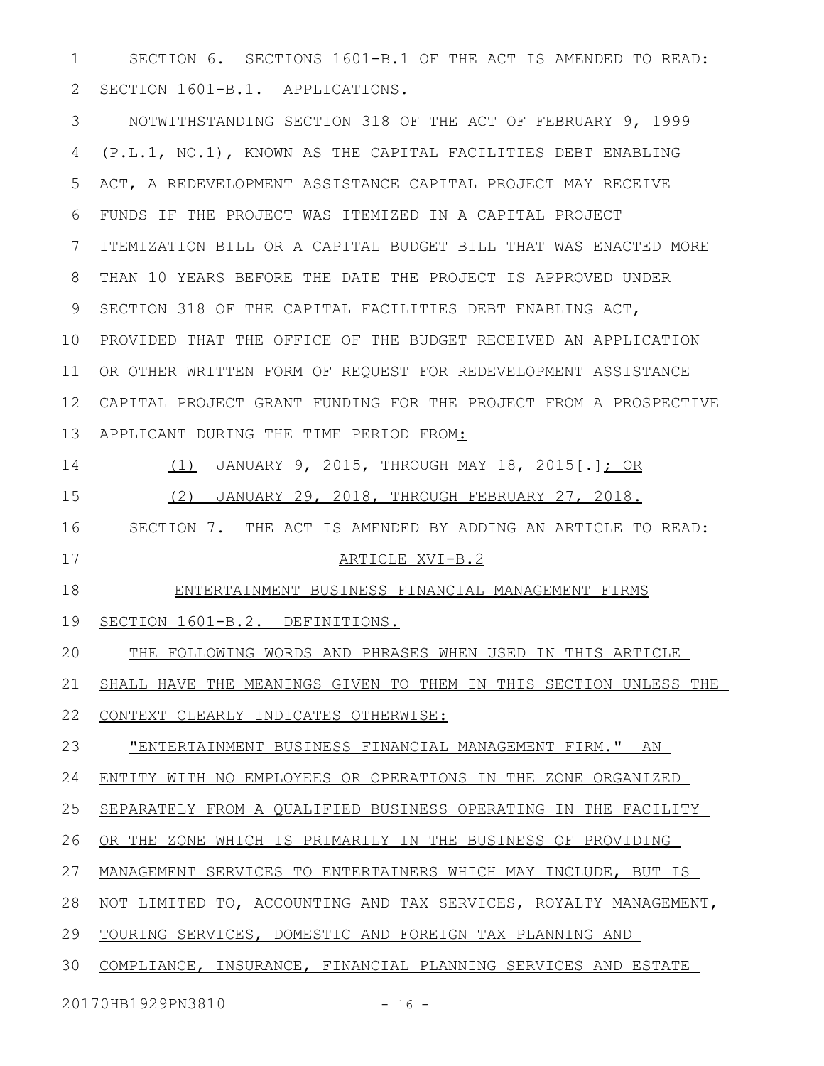SECTION 6. SECTIONS 1601-B.1 OF THE ACT IS AMENDED TO READ:

SECTION 1601-B.1. APPLICATIONS.

NOTWITHSTANDING SECTION 318 OF THE ACT OF FEBRUARY 9, 1999 (P.L.1, NO.1), KNOWN AS THE CAPITAL FACILITIES DEBT ENABLING ACT, A REDEVELOPMENT ASSISTANCE CAPITAL PROJECT MAY RECEIVE FUNDS IF THE PROJECT WAS ITEMIZED IN A CAPITAL PROJECT ITEMIZATION BILL OR A CAPITAL BUDGET BILL THAT WAS ENACTED MORE THAN 10 YEARS BEFORE THE DATE THE PROJECT IS APPROVED UNDER SECTION 318 OF THE CAPITAL FACILITIES DEBT ENABLING ACT, PROVIDED THAT THE OFFICE OF THE BUDGET RECEIVED AN APPLICATION OR OTHER WRITTEN FORM OF REQUEST FOR REDEVELOPMENT ASSISTANCE CAPITAL PROJECT GRANT FUNDING FOR THE PROJECT FROM A PROSPECTIVE APPLICANT DURING THE TIME PERIOD FROM:

(1) JANUARY 9, 2015, THROUGH MAY 18, 2015[.]; OR

(2) JANUARY 29, 2018, THROUGH FEBRUARY 27, 2018.

SECTION 7. THE ACT IS AMENDED BY ADDING AN ARTICLE TO READ:

ARTICLE XVI-B.2

ENTERTAINMENT BUSINESS FINANCIAL MANAGEMENT FIRMS

SECTION 1601-B.2. DEFINITIONS.

THE FOLLOWING WORDS AND PHRASES WHEN USED IN THIS ARTICLE SHALL HAVE THE MEANINGS GIVEN TO THEM IN THIS SECTION UNLESS THE CONTEXT CLEARLY INDICATES OTHERWISE:

"ENTERTAINMENT BUSINESS FINANCIAL MANAGEMENT FIRM." AN ENTITY WITH NO EMPLOYEES OR OPERATIONS IN THE ZONE ORGANIZED SEPARATELY FROM A QUALIFIED BUSINESS OPERATING IN THE FACILITY OR THE ZONE WHICH IS PRIMARILY IN THE BUSINESS OF PROVIDING MANAGEMENT SERVICES TO ENTERTAINERS WHICH MAY INCLUDE, BUT IS NOT LIMITED TO, ACCOUNTING AND TAX SERVICES, ROYALTY MANAGEMENT, TOURING SERVICES, DOMESTIC AND FOREIGN TAX PLANNING AND COMPLIANCE, INSURANCE, FINANCIAL PLANNING SERVICES AND ESTATE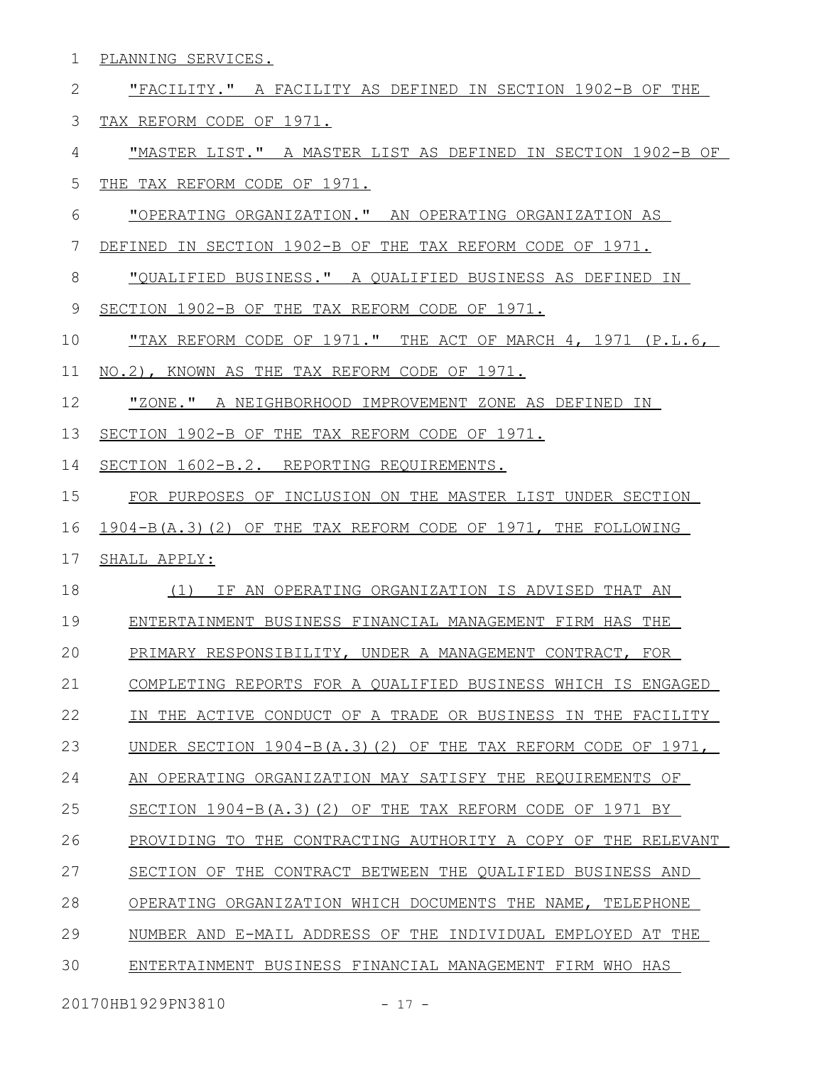PLANNING SERVICES.

"FACILITY." A FACILITY AS DEFINED IN SECTION 1902-B OF THE TAX REFORM CODE OF 1971.

"MASTER LIST." A MASTER LIST AS DEFINED IN SECTION 1902-B OF THE TAX REFORM CODE OF 1971.

"OPERATING ORGANIZATION." AN OPERATING ORGANIZATION AS DEFINED IN SECTION 1902-B OF THE TAX REFORM CODE OF 1971.

"QUALIFIED BUSINESS." A QUALIFIED BUSINESS AS DEFINED IN SECTION 1902-B OF THE TAX REFORM CODE OF 1971.

"TAX REFORM CODE OF 1971." THE ACT OF MARCH 4, 1971 (P.L.6, NO.2), KNOWN AS THE TAX REFORM CODE OF 1971.

"ZONE." A NEIGHBORHOOD IMPROVEMENT ZONE AS DEFINED IN SECTION 1902-B OF THE TAX REFORM CODE OF 1971.

SECTION 1602-B.2. REPORTING REQUIREMENTS.

FOR PURPOSES OF INCLUSION ON THE MASTER LIST UNDER SECTION 1904-B(A.3)(2) OF THE TAX REFORM CODE OF 1971, THE FOLLOWING SHALL APPLY:

(1) IF AN OPERATING ORGANIZATION IS ADVISED THAT AN ENTERTAINMENT BUSINESS FINANCIAL MANAGEMENT FIRM HAS THE PRIMARY RESPONSIBILITY, UNDER A MANAGEMENT CONTRACT, FOR COMPLETING REPORTS FOR A QUALIFIED BUSINESS WHICH IS ENGAGED IN THE ACTIVE CONDUCT OF A TRADE OR BUSINESS IN THE FACILITY UNDER SECTION 1904-B(A.3)(2) OF THE TAX REFORM CODE OF 1971, AN OPERATING ORGANIZATION MAY SATISFY THE REQUIREMENTS OF SECTION 1904-B(A.3)(2) OF THE TAX REFORM CODE OF 1971 BY PROVIDING TO THE CONTRACTING AUTHORITY A COPY OF THE RELEVANT SECTION OF THE CONTRACT BETWEEN THE QUALIFIED BUSINESS AND OPERATING ORGANIZATION WHICH DOCUMENTS THE NAME, TELEPHONE NUMBER AND E-MAIL ADDRESS OF THE INDIVIDUAL EMPLOYED AT THE ENTERTAINMENT BUSINESS FINANCIAL MANAGEMENT FIRM WHO HAS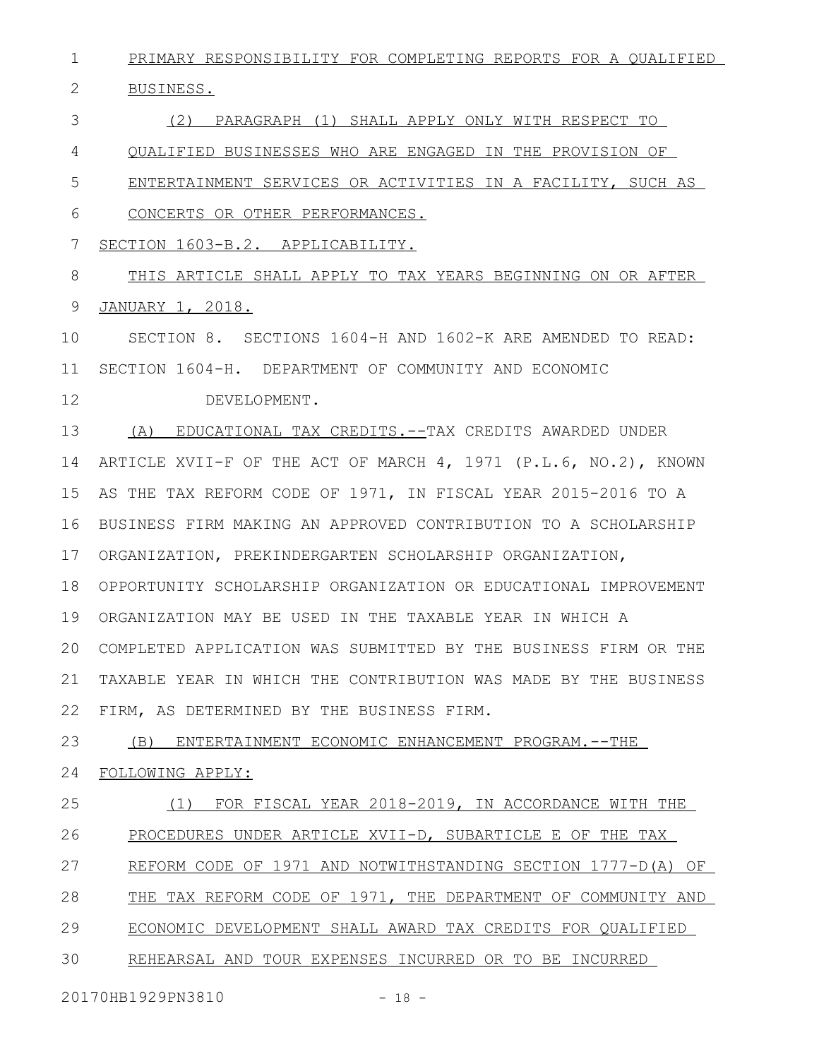PRIMARY RESPONSIBILITY FOR COMPLETING REPORTS FOR A QUALIFIED BUSINESS.

(2) PARAGRAPH (1) SHALL APPLY ONLY WITH RESPECT TO QUALIFIED BUSINESSES WHO ARE ENGAGED IN THE PROVISION OF ENTERTAINMENT SERVICES OR ACTIVITIES IN A FACILITY, SUCH AS CONCERTS OR OTHER PERFORMANCES.

SECTION 1603-B.2. APPLICABILITY.

THIS ARTICLE SHALL APPLY TO TAX YEARS BEGINNING ON OR AFTER JANUARY 1, 2018.

SECTION 8. SECTIONS 1604-H AND 1602-K ARE AMENDED TO READ:

SECTION 1604-H. DEPARTMENT OF COMMUNITY AND ECONOMIC DEVELOPMENT.

(A) EDUCATIONAL TAX CREDITS.--TAX CREDITS AWARDED UNDER ARTICLE XVII-F OF THE ACT OF MARCH 4, 1971 (P.L.6, NO.2), KNOWN AS THE TAX REFORM CODE OF 1971, IN FISCAL YEAR 2015-2016 TO A BUSINESS FIRM MAKING AN APPROVED CONTRIBUTION TO A SCHOLARSHIP ORGANIZATION, PREKINDERGARTEN SCHOLARSHIP ORGANIZATION, OPPORTUNITY SCHOLARSHIP ORGANIZATION OR EDUCATIONAL IMPROVEMENT ORGANIZATION MAY BE USED IN THE TAXABLE YEAR IN WHICH A COMPLETED APPLICATION WAS SUBMITTED BY THE BUSINESS FIRM OR THE TAXABLE YEAR IN WHICH THE CONTRIBUTION WAS MADE BY THE BUSINESS FIRM, AS DETERMINED BY THE BUSINESS FIRM.

(B) ENTERTAINMENT ECONOMIC ENHANCEMENT PROGRAM.--THE FOLLOWING APPLY:

(1) FOR FISCAL YEAR 2018-2019, IN ACCORDANCE WITH THE PROCEDURES UNDER ARTICLE XVII-D, SUBARTICLE E OF THE TAX REFORM CODE OF 1971 AND NOTWITHSTANDING SECTION 1777-D(A) OF THE TAX REFORM CODE OF 1971, THE DEPARTMENT OF COMMUNITY AND ECONOMIC DEVELOPMENT SHALL AWARD TAX CREDITS FOR QUALIFIED REHEARSAL AND TOUR EXPENSES INCURRED OR TO BE INCURRED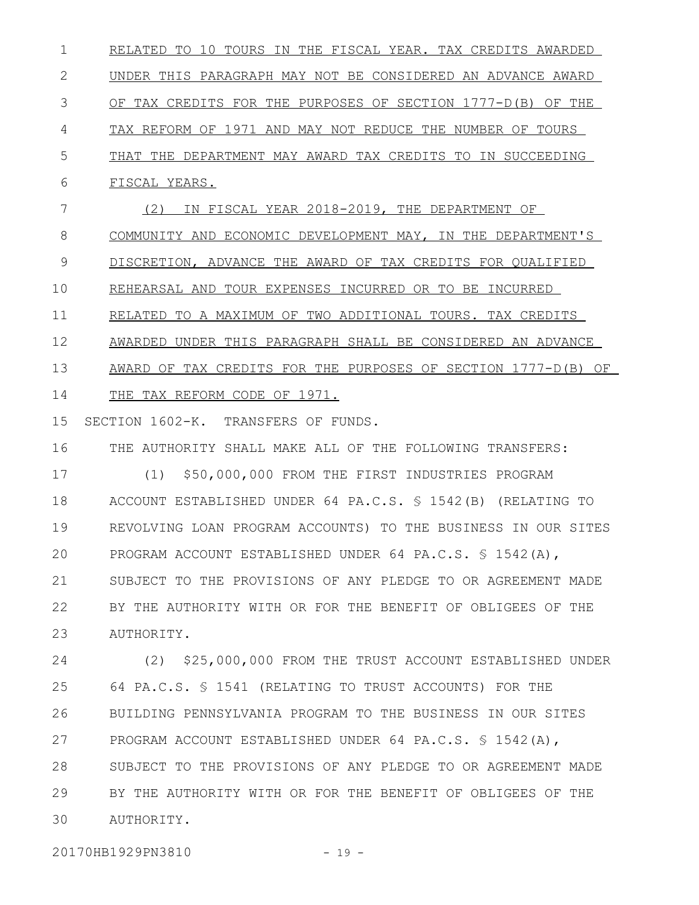RELATED TO 10 TOURS IN THE FISCAL YEAR. TAX CREDITS AWARDED UNDER THIS PARAGRAPH MAY NOT BE CONSIDERED AN ADVANCE AWARD OF TAX CREDITS FOR THE PURPOSES OF SECTION 1777-D(B) OF THE TAX REFORM OF 1971 AND MAY NOT REDUCE THE NUMBER OF TOURS THAT THE DEPARTMENT MAY AWARD TAX CREDITS TO IN SUCCEEDING FISCAL YEARS.

(2) IN FISCAL YEAR 2018-2019, THE DEPARTMENT OF COMMUNITY AND ECONOMIC DEVELOPMENT MAY, IN THE DEPARTMENT'S DISCRETION, ADVANCE THE AWARD OF TAX CREDITS FOR QUALIFIED REHEARSAL AND TOUR EXPENSES INCURRED OR TO BE INCURRED RELATED TO A MAXIMUM OF TWO ADDITIONAL TOURS. TAX CREDITS AWARDED UNDER THIS PARAGRAPH SHALL BE CONSIDERED AN ADVANCE AWARD OF TAX CREDITS FOR THE PURPOSES OF SECTION 1777-D(B) OF THE TAX REFORM CODE OF 1971.

SECTION 1602-K. TRANSFERS OF FUNDS.

THE AUTHORITY SHALL MAKE ALL OF THE FOLLOWING TRANSFERS:

(1) \$50,000,000 FROM THE FIRST INDUSTRIES PROGRAM ACCOUNT ESTABLISHED UNDER 64 PA.C.S. § 1542(B) (RELATING TO REVOLVING LOAN PROGRAM ACCOUNTS) TO THE BUSINESS IN OUR SITES PROGRAM ACCOUNT ESTABLISHED UNDER 64 PA.C.S. § 1542(A), SUBJECT TO THE PROVISIONS OF ANY PLEDGE TO OR AGREEMENT MADE BY THE AUTHORITY WITH OR FOR THE BENEFIT OF OBLIGEES OF THE AUTHORITY.

(2) \$25,000,000 FROM THE TRUST ACCOUNT ESTABLISHED UNDER 64 PA.C.S. § 1541 (RELATING TO TRUST ACCOUNTS) FOR THE BUILDING PENNSYLVANIA PROGRAM TO THE BUSINESS IN OUR SITES PROGRAM ACCOUNT ESTABLISHED UNDER 64 PA.C.S. § 1542(A), SUBJECT TO THE PROVISIONS OF ANY PLEDGE TO OR AGREEMENT MADE BY THE AUTHORITY WITH OR FOR THE BENEFIT OF OBLIGEES OF THE AUTHORITY.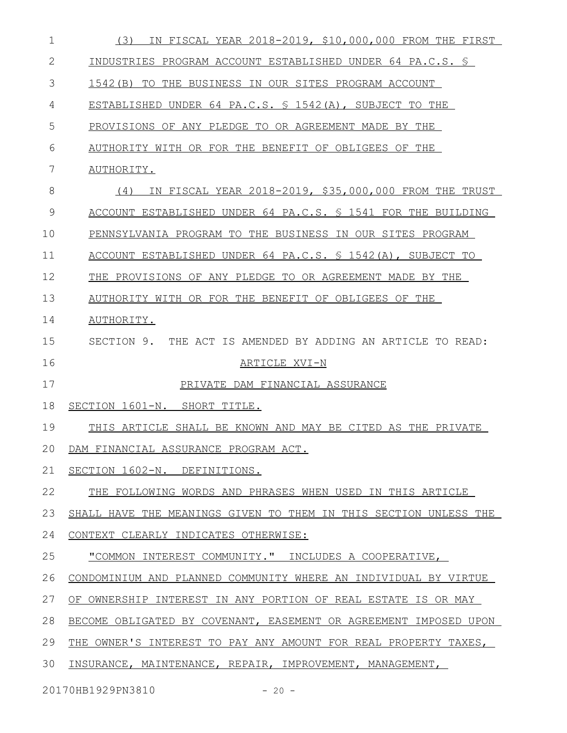(3) IN FISCAL YEAR 2018-2019, $10,000,000 FROM THE FIRST INDUSTRIES PROGRAM ACCOUNT ESTABLISHED UNDER 64 PA.C.S. § 1542(B) TO THE BUSINESS IN OUR SITES PROGRAM ACCOUNT ESTABLISHED UNDER 64 PA.C.S. § 1542(A), SUBJECT TO THE PROVISIONS OF ANY PLEDGE TO OR AGREEMENT MADE BY THE AUTHORITY WITH OR FOR THE BENEFIT OF OBLIGEES OF THE AUTHORITY.

(4) IN FISCAL YEAR 2018-2019, $35,000,000 FROM THE TRUST ACCOUNT ESTABLISHED UNDER 64 PA.C.S. § 1541 FOR THE BUILDING PENNSYLVANIA PROGRAM TO THE BUSINESS IN OUR SITES PROGRAM ACCOUNT ESTABLISHED UNDER 64 PA.C.S. § 1542(A), SUBJECT TO THE PROVISIONS OF ANY PLEDGE TO OR AGREEMENT MADE BY THE AUTHORITY WITH OR FOR THE BENEFIT OF OBLIGEES OF THE AUTHORITY.

SECTION 9. THE ACT IS AMENDED BY ADDING AN ARTICLE TO READ:

ARTICLE XVI-N

PRIVATE DAM FINANCIAL ASSURANCE

SECTION 1601-N. SHORT TITLE.

THIS ARTICLE SHALL BE KNOWN AND MAY BE CITED AS THE PRIVATE DAM FINANCIAL ASSURANCE PROGRAM ACT.

SECTION 1602-N. DEFINITIONS.

THE FOLLOWING WORDS AND PHRASES WHEN USED IN THIS ARTICLE SHALL HAVE THE MEANINGS GIVEN TO THEM IN THIS SECTION UNLESS THE CONTEXT CLEARLY INDICATES OTHERWISE:

"COMMON INTEREST COMMUNITY." INCLUDES A COOPERATIVE, CONDOMINIUM AND PLANNED COMMUNITY WHERE AN INDIVIDUAL BY VIRTUE OF OWNERSHIP INTEREST IN ANY PORTION OF REAL ESTATE IS OR MAY BECOME OBLIGATED BY COVENANT, EASEMENT OR AGREEMENT IMPOSED UPON THE OWNER'S INTEREST TO PAY ANY AMOUNT FOR REAL PROPERTY TAXES, INSURANCE, MAINTENANCE, REPAIR, IMPROVEMENT, MANAGEMENT,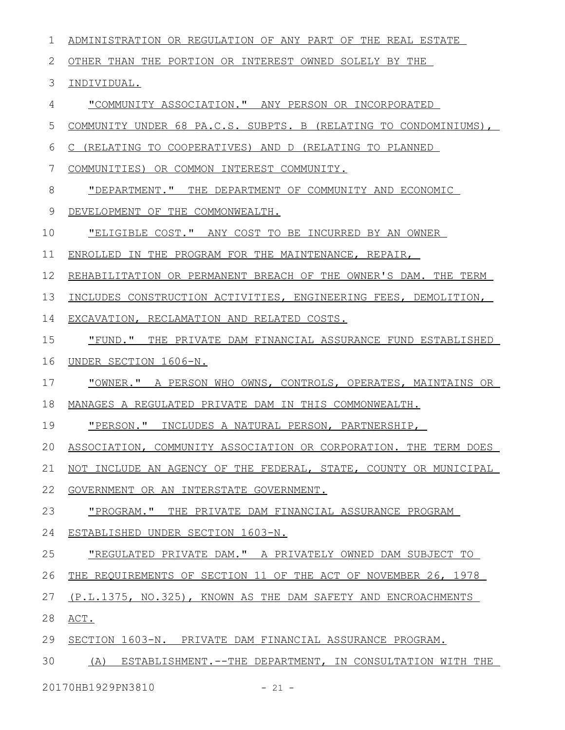ADMINISTRATION OR REGULATION OF ANY PART OF THE REAL ESTATE OTHER THAN THE PORTION OR INTEREST OWNED SOLELY BY THE INDIVIDUAL.

"COMMUNITY ASSOCIATION." ANY PERSON OR INCORPORATED COMMUNITY UNDER 68 PA.C.S. SUBPTS. B (RELATING TO CONDOMINIUMS), C (RELATING TO COOPERATIVES) AND D (RELATING TO PLANNED COMMUNITIES) OR COMMON INTEREST COMMUNITY.

"DEPARTMENT." THE DEPARTMENT OF COMMUNITY AND ECONOMIC DEVELOPMENT OF THE COMMONWEALTH.

"ELIGIBLE COST." ANY COST TO BE INCURRED BY AN OWNER ENROLLED IN THE PROGRAM FOR THE MAINTENANCE, REPAIR, REHABILITATION OR PERMANENT BREACH OF THE OWNER'S DAM. THE TERM INCLUDES CONSTRUCTION ACTIVITIES, ENGINEERING FEES, DEMOLITION, EXCAVATION, RECLAMATION AND RELATED COSTS.

"FUND." THE PRIVATE DAM FINANCIAL ASSURANCE FUND ESTABLISHED UNDER SECTION 1606-N.

"OWNER." A PERSON WHO OWNS, CONTROLS, OPERATES, MAINTAINS OR MANAGES A REGULATED PRIVATE DAM IN THIS COMMONWEALTH.

"PERSON." INCLUDES A NATURAL PERSON, PARTNERSHIP, ASSOCIATION, COMMUNITY ASSOCIATION OR CORPORATION. THE TERM DOES NOT INCLUDE AN AGENCY OF THE FEDERAL, STATE, COUNTY OR MUNICIPAL GOVERNMENT OR AN INTERSTATE GOVERNMENT.

"PROGRAM." THE PRIVATE DAM FINANCIAL ASSURANCE PROGRAM ESTABLISHED UNDER SECTION 1603-N.

"REGULATED PRIVATE DAM." A PRIVATELY OWNED DAM SUBJECT TO THE REQUIREMENTS OF SECTION 11 OF THE ACT OF NOVEMBER 26, 1978 (P.L.1375, NO.325), KNOWN AS THE DAM SAFETY AND ENCROACHMENTS ACT.

SECTION 1603-N. PRIVATE DAM FINANCIAL ASSURANCE PROGRAM.

(A) ESTABLISHMENT.--THE DEPARTMENT, IN CONSULTATION WITH THE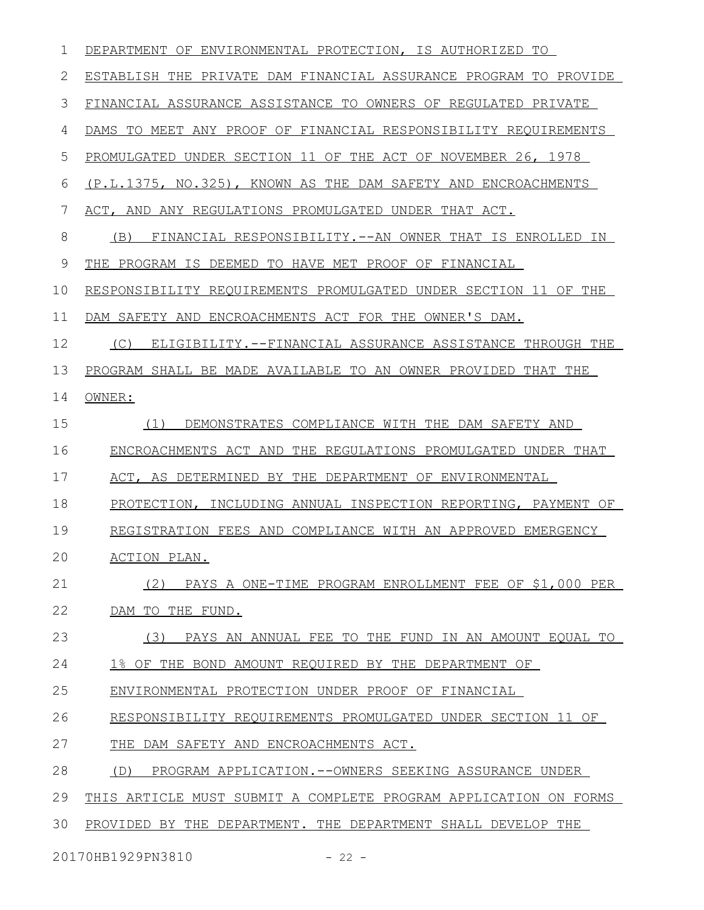DEPARTMENT OF ENVIRONMENTAL PROTECTION, IS AUTHORIZED TO ESTABLISH THE PRIVATE DAM FINANCIAL ASSURANCE PROGRAM TO PROVIDE FINANCIAL ASSURANCE ASSISTANCE TO OWNERS OF REGULATED PRIVATE DAMS TO MEET ANY PROOF OF FINANCIAL RESPONSIBILITY REQUIREMENTS PROMULGATED UNDER SECTION 11 OF THE ACT OF NOVEMBER 26, 1978 (P.L.1375, NO.325), KNOWN AS THE DAM SAFETY AND ENCROACHMENTS ACT, AND ANY REGULATIONS PROMULGATED UNDER THAT ACT.

(B) FINANCIAL RESPONSIBILITY.--AN OWNER THAT IS ENROLLED IN THE PROGRAM IS DEEMED TO HAVE MET PROOF OF FINANCIAL RESPONSIBILITY REQUIREMENTS PROMULGATED UNDER SECTION 11 OF THE DAM SAFETY AND ENCROACHMENTS ACT FOR THE OWNER'S DAM.

(C) ELIGIBILITY.--FINANCIAL ASSURANCE ASSISTANCE THROUGH THE PROGRAM SHALL BE MADE AVAILABLE TO AN OWNER PROVIDED THAT THE OWNER:

(1) DEMONSTRATES COMPLIANCE WITH THE DAM SAFETY AND ENCROACHMENTS ACT AND THE REGULATIONS PROMULGATED UNDER THAT ACT, AS DETERMINED BY THE DEPARTMENT OF ENVIRONMENTAL PROTECTION, INCLUDING ANNUAL INSPECTION REPORTING, PAYMENT OF REGISTRATION FEES AND COMPLIANCE WITH AN APPROVED EMERGENCY ACTION PLAN.

(2) PAYS A ONE-TIME PROGRAM ENROLLMENT FEE OF $1,000 PER DAM TO THE FUND.

(3) PAYS AN ANNUAL FEE TO THE FUND IN AN AMOUNT EQUAL TO 1% OF THE BOND AMOUNT REQUIRED BY THE DEPARTMENT OF ENVIRONMENTAL PROTECTION UNDER PROOF OF FINANCIAL RESPONSIBILITY REQUIREMENTS PROMULGATED UNDER SECTION 11 OF THE DAM SAFETY AND ENCROACHMENTS ACT.

(D) PROGRAM APPLICATION.--OWNERS SEEKING ASSURANCE UNDER THIS ARTICLE MUST SUBMIT A COMPLETE PROGRAM APPLICATION ON FORMS PROVIDED BY THE DEPARTMENT. THE DEPARTMENT SHALL DEVELOP THE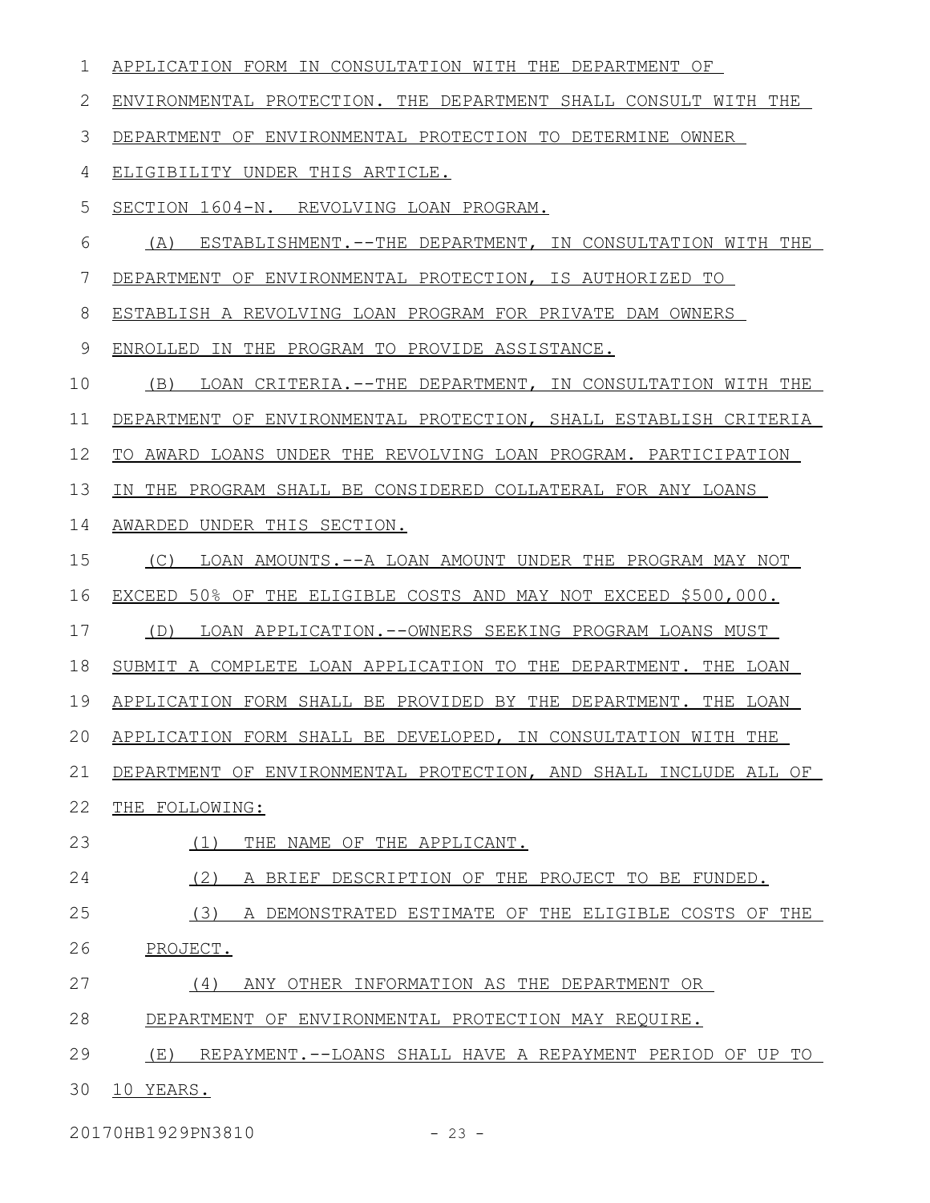APPLICATION FORM IN CONSULTATION WITH THE DEPARTMENT OF ENVIRONMENTAL PROTECTION. THE DEPARTMENT SHALL CONSULT WITH THE DEPARTMENT OF ENVIRONMENTAL PROTECTION TO DETERMINE OWNER ELIGIBILITY UNDER THIS ARTICLE.

SECTION 1604-N. REVOLVING LOAN PROGRAM.

(A) ESTABLISHMENT.--THE DEPARTMENT, IN CONSULTATION WITH THE DEPARTMENT OF ENVIRONMENTAL PROTECTION, IS AUTHORIZED TO ESTABLISH A REVOLVING LOAN PROGRAM FOR PRIVATE DAM OWNERS ENROLLED IN THE PROGRAM TO PROVIDE ASSISTANCE.

(B) LOAN CRITERIA.--THE DEPARTMENT, IN CONSULTATION WITH THE DEPARTMENT OF ENVIRONMENTAL PROTECTION, SHALL ESTABLISH CRITERIA TO AWARD LOANS UNDER THE REVOLVING LOAN PROGRAM. PARTICIPATION IN THE PROGRAM SHALL BE CONSIDERED COLLATERAL FOR ANY LOANS AWARDED UNDER THIS SECTION.

(C) LOAN AMOUNTS.--A LOAN AMOUNT UNDER THE PROGRAM MAY NOT EXCEED 50% OF THE ELIGIBLE COSTS AND MAY NOT EXCEED $500,000.

(D) LOAN APPLICATION.--OWNERS SEEKING PROGRAM LOANS MUST SUBMIT A COMPLETE LOAN APPLICATION TO THE DEPARTMENT. THE LOAN APPLICATION FORM SHALL BE PROVIDED BY THE DEPARTMENT. THE LOAN APPLICATION FORM SHALL BE DEVELOPED, IN CONSULTATION WITH THE DEPARTMENT OF ENVIRONMENTAL PROTECTION, AND SHALL INCLUDE ALL OF THE FOLLOWING:

(1) THE NAME OF THE APPLICANT.

(2) A BRIEF DESCRIPTION OF THE PROJECT TO BE FUNDED.

(3) A DEMONSTRATED ESTIMATE OF THE ELIGIBLE COSTS OF THE PROJECT.

(4) ANY OTHER INFORMATION AS THE DEPARTMENT OR DEPARTMENT OF ENVIRONMENTAL PROTECTION MAY REQUIRE.

(E) REPAYMENT.--LOANS SHALL HAVE A REPAYMENT PERIOD OF UP TO 10 YEARS.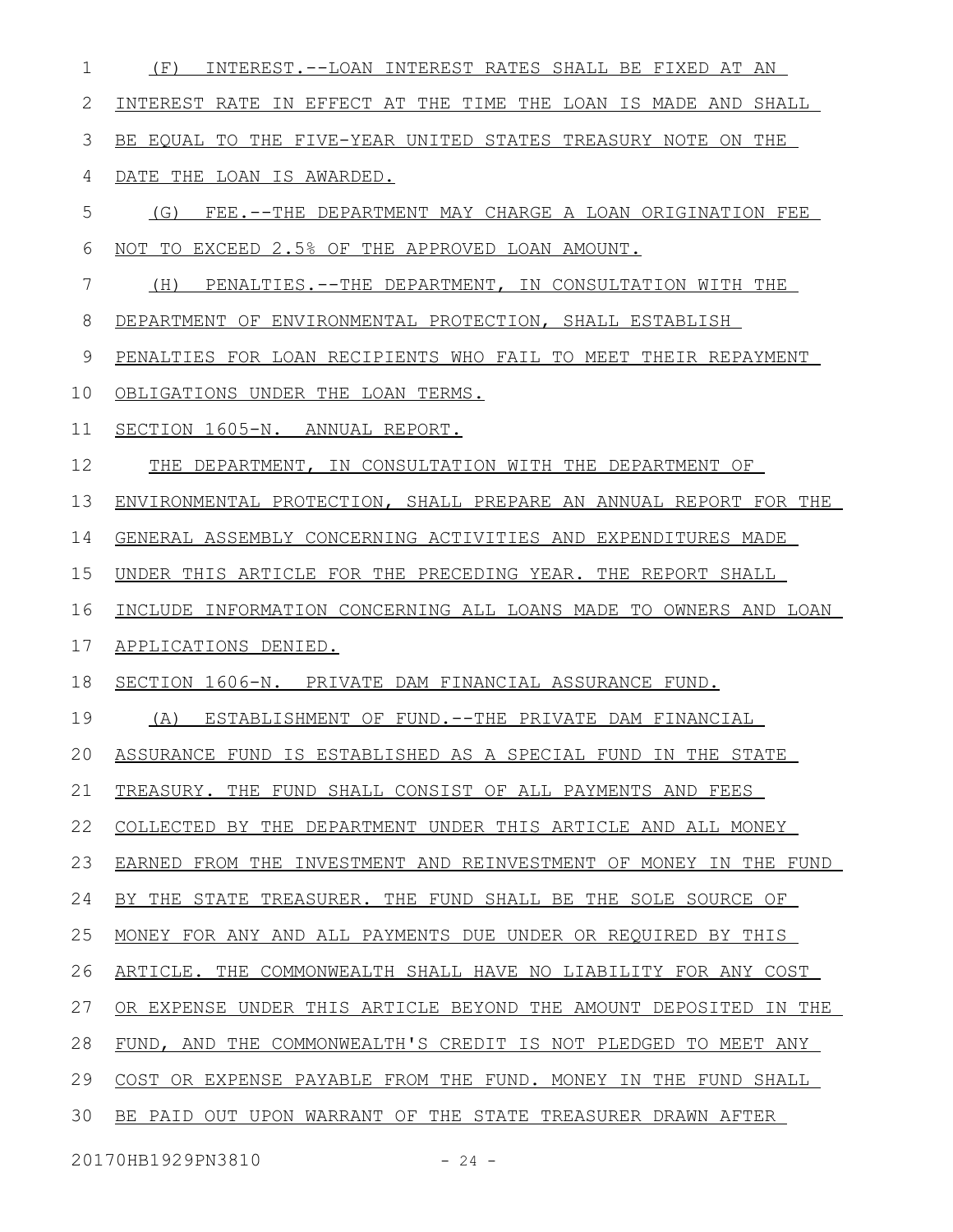(F) INTEREST.--LOAN INTEREST RATES SHALL BE FIXED AT AN INTEREST RATE IN EFFECT AT THE TIME THE LOAN IS MADE AND SHALL BE EQUAL TO THE FIVE-YEAR UNITED STATES TREASURY NOTE ON THE DATE THE LOAN IS AWARDED.

(G) FEE.--THE DEPARTMENT MAY CHARGE A LOAN ORIGINATION FEE NOT TO EXCEED 2.5% OF THE APPROVED LOAN AMOUNT.

(H) PENALTIES.--THE DEPARTMENT, IN CONSULTATION WITH THE DEPARTMENT OF ENVIRONMENTAL PROTECTION, SHALL ESTABLISH PENALTIES FOR LOAN RECIPIENTS WHO FAIL TO MEET THEIR REPAYMENT OBLIGATIONS UNDER THE LOAN TERMS.

SECTION 1605-N. ANNUAL REPORT.

THE DEPARTMENT, IN CONSULTATION WITH THE DEPARTMENT OF ENVIRONMENTAL PROTECTION, SHALL PREPARE AN ANNUAL REPORT FOR THE GENERAL ASSEMBLY CONCERNING ACTIVITIES AND EXPENDITURES MADE UNDER THIS ARTICLE FOR THE PRECEDING YEAR. THE REPORT SHALL INCLUDE INFORMATION CONCERNING ALL LOANS MADE TO OWNERS AND LOAN APPLICATIONS DENIED.

SECTION 1606-N. PRIVATE DAM FINANCIAL ASSURANCE FUND.

(A) ESTABLISHMENT OF FUND.--THE PRIVATE DAM FINANCIAL ASSURANCE FUND IS ESTABLISHED AS A SPECIAL FUND IN THE STATE TREASURY. THE FUND SHALL CONSIST OF ALL PAYMENTS AND FEES COLLECTED BY THE DEPARTMENT UNDER THIS ARTICLE AND ALL MONEY EARNED FROM THE INVESTMENT AND REINVESTMENT OF MONEY IN THE FUND BY THE STATE TREASURER. THE FUND SHALL BE THE SOLE SOURCE OF MONEY FOR ANY AND ALL PAYMENTS DUE UNDER OR REQUIRED BY THIS ARTICLE. THE COMMONWEALTH SHALL HAVE NO LIABILITY FOR ANY COST OR EXPENSE UNDER THIS ARTICLE BEYOND THE AMOUNT DEPOSITED IN THE FUND, AND THE COMMONWEALTH'S CREDIT IS NOT PLEDGED TO MEET ANY COST OR EXPENSE PAYABLE FROM THE FUND. MONEY IN THE FUND SHALL BE PAID OUT UPON WARRANT OF THE STATE TREASURER DRAWN AFTER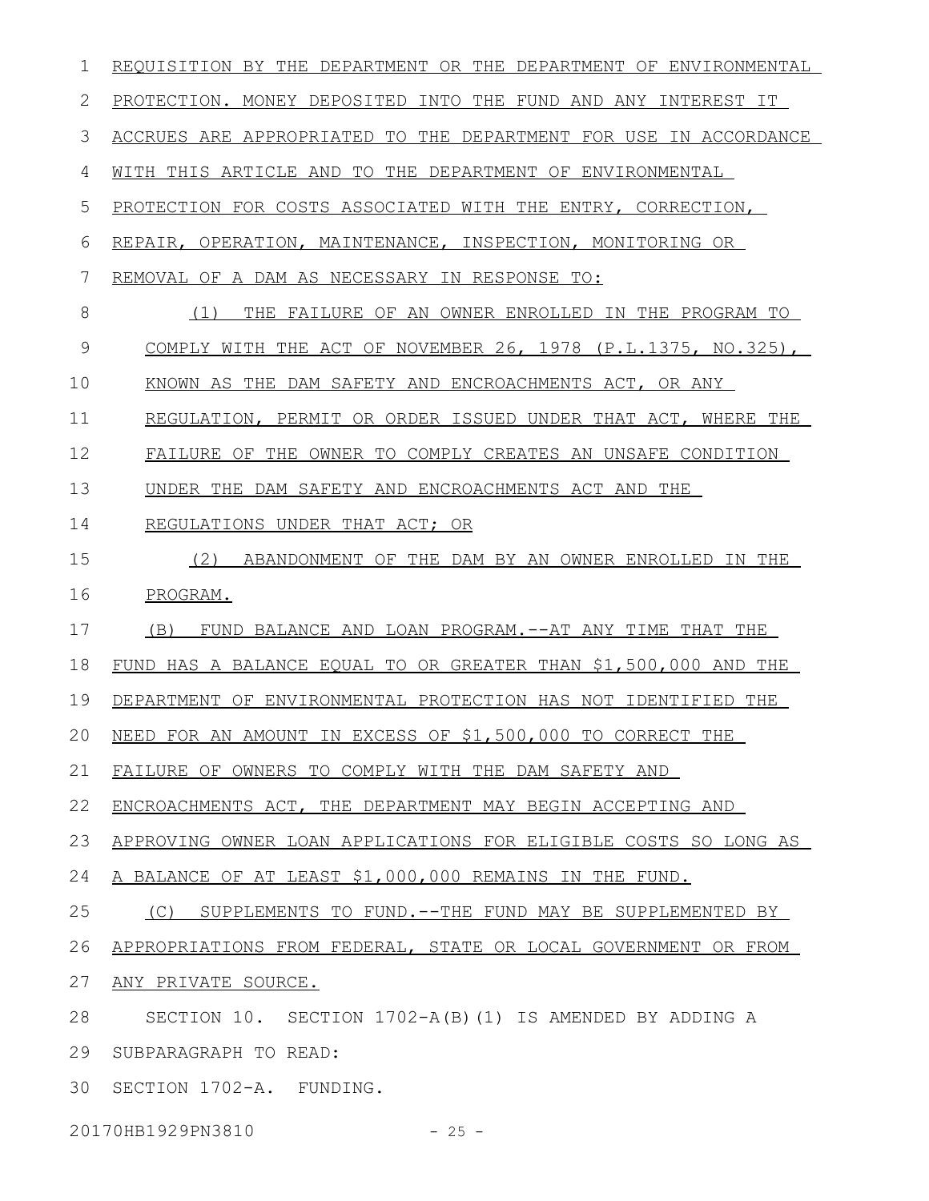REQUISITION BY THE DEPARTMENT OR THE DEPARTMENT OF ENVIRONMENTAL PROTECTION. MONEY DEPOSITED INTO THE FUND AND ANY INTEREST IT ACCRUES ARE APPROPRIATED TO THE DEPARTMENT FOR USE IN ACCORDANCE WITH THIS ARTICLE AND TO THE DEPARTMENT OF ENVIRONMENTAL PROTECTION FOR COSTS ASSOCIATED WITH THE ENTRY, CORRECTION, REPAIR, OPERATION, MAINTENANCE, INSPECTION, MONITORING OR REMOVAL OF A DAM AS NECESSARY IN RESPONSE TO:

(1) THE FAILURE OF AN OWNER ENROLLED IN THE PROGRAM TO COMPLY WITH THE ACT OF NOVEMBER 26, 1978 (P.L.1375, NO.325), KNOWN AS THE DAM SAFETY AND ENCROACHMENTS ACT, OR ANY REGULATION, PERMIT OR ORDER ISSUED UNDER THAT ACT, WHERE THE FAILURE OF THE OWNER TO COMPLY CREATES AN UNSAFE CONDITION UNDER THE DAM SAFETY AND ENCROACHMENTS ACT AND THE REGULATIONS UNDER THAT ACT; OR

(2) ABANDONMENT OF THE DAM BY AN OWNER ENROLLED IN THE PROGRAM.

(B) FUND BALANCE AND LOAN PROGRAM.--AT ANY TIME THAT THE FUND HAS A BALANCE EQUAL TO OR GREATER THAN $1,500,000 AND THE DEPARTMENT OF ENVIRONMENTAL PROTECTION HAS NOT IDENTIFIED THE NEED FOR AN AMOUNT IN EXCESS OF $1,500,000 TO CORRECT THE FAILURE OF OWNERS TO COMPLY WITH THE DAM SAFETY AND ENCROACHMENTS ACT, THE DEPARTMENT MAY BEGIN ACCEPTING AND APPROVING OWNER LOAN APPLICATIONS FOR ELIGIBLE COSTS SO LONG AS A BALANCE OF AT LEAST $1,000,000 REMAINS IN THE FUND.

(C) SUPPLEMENTS TO FUND.--THE FUND MAY BE SUPPLEMENTED BY APPROPRIATIONS FROM FEDERAL, STATE OR LOCAL GOVERNMENT OR FROM ANY PRIVATE SOURCE.

SECTION 10. SECTION 1702-A(B)(1) IS AMENDED BY ADDING A SUBPARAGRAPH TO READ:

SECTION 1702-A. FUNDING.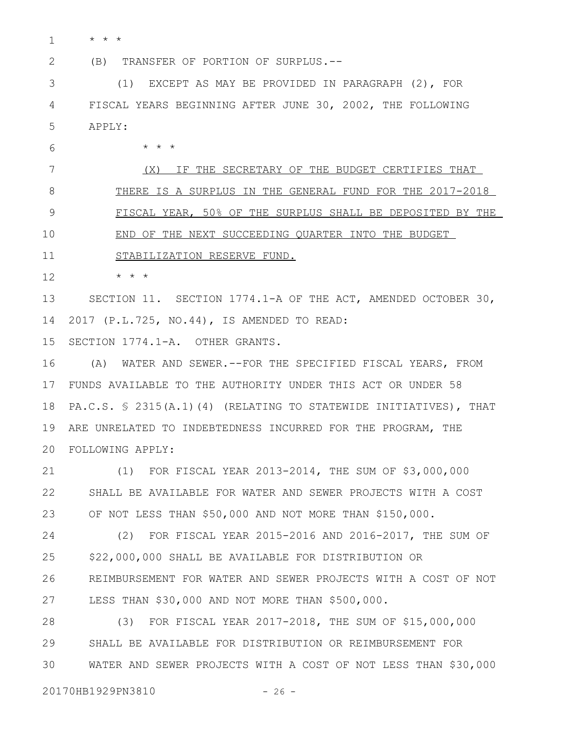* * *

(B) TRANSFER OF PORTION OF SURPLUS.--

(1) EXCEPT AS MAY BE PROVIDED IN PARAGRAPH (2), FOR FISCAL YEARS BEGINNING AFTER JUNE 30, 2002, THE FOLLOWING APPLY:

* * *

<u>(X) IF THE SECRETARY OF THE BUDGET CERTIFIES THAT THERE IS A SURPLUS IN THE GENERAL FUND FOR THE 2017-2018 FISCAL YEAR, 50% OF THE SURPLUS SHALL BE DEPOSITED BY THE END OF THE NEXT SUCCEEDING QUARTER INTO THE BUDGET STABILIZATION RESERVE FUND.</u>

* * *

SECTION 11. SECTION 1774.1-A OF THE ACT, AMENDED OCTOBER 30, 2017 (P.L.725, NO.44), IS AMENDED TO READ:

SECTION 1774.1-A. OTHER GRANTS.

(A) WATER AND SEWER.--FOR THE SPECIFIED FISCAL YEARS, FROM FUNDS AVAILABLE TO THE AUTHORITY UNDER THIS ACT OR UNDER 58 PA.C.S. § 2315(A.1)(4) (RELATING TO STATEWIDE INITIATIVES), THAT ARE UNRELATED TO INDEBTEDNESS INCURRED FOR THE PROGRAM, THE FOLLOWING APPLY:

(1) FOR FISCAL YEAR 2013-2014, THE SUM OF $3,000,000 SHALL BE AVAILABLE FOR WATER AND SEWER PROJECTS WITH A COST OF NOT LESS THAN $50,000 AND NOT MORE THAN $150,000.

(2) FOR FISCAL YEAR 2015-2016 AND 2016-2017, THE SUM OF $22,000,000 SHALL BE AVAILABLE FOR DISTRIBUTION OR REIMBURSEMENT FOR WATER AND SEWER PROJECTS WITH A COST OF NOT LESS THAN $30,000 AND NOT MORE THAN $500,000.

(3) FOR FISCAL YEAR 2017-2018, THE SUM OF $15,000,000 SHALL BE AVAILABLE FOR DISTRIBUTION OR REIMBURSEMENT FOR WATER AND SEWER PROJECTS WITH A COST OF NOT LESS THAN $30,000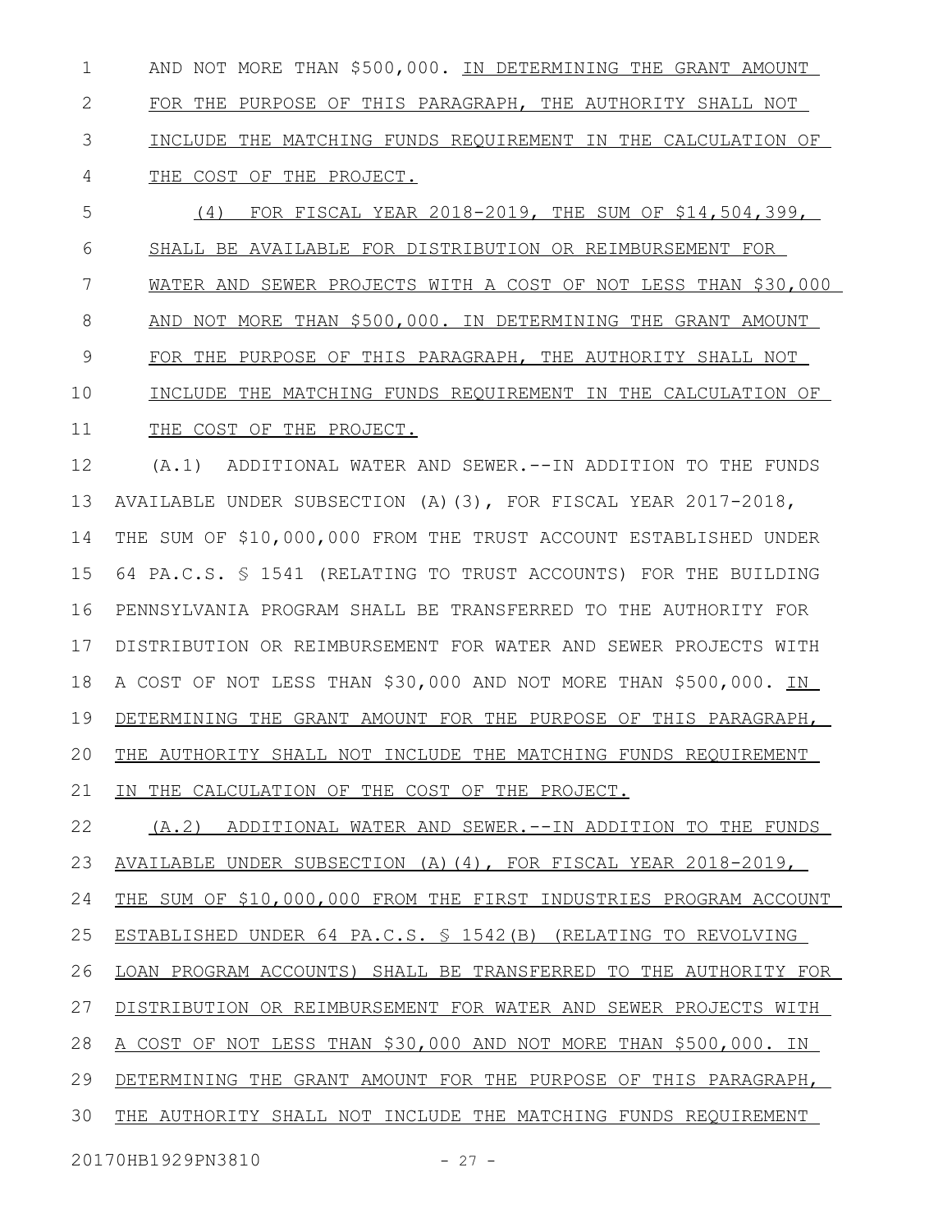AND NOT MORE THAN $500,000. IN DETERMINING THE GRANT AMOUNT FOR THE PURPOSE OF THIS PARAGRAPH, THE AUTHORITY SHALL NOT INCLUDE THE MATCHING FUNDS REQUIREMENT IN THE CALCULATION OF THE COST OF THE PROJECT.

(4) FOR FISCAL YEAR 2018-2019, THE SUM OF $14,504,399, SHALL BE AVAILABLE FOR DISTRIBUTION OR REIMBURSEMENT FOR WATER AND SEWER PROJECTS WITH A COST OF NOT LESS THAN $30,000 AND NOT MORE THAN $500,000. IN DETERMINING THE GRANT AMOUNT FOR THE PURPOSE OF THIS PARAGRAPH, THE AUTHORITY SHALL NOT INCLUDE THE MATCHING FUNDS REQUIREMENT IN THE CALCULATION OF THE COST OF THE PROJECT.

(A.1) ADDITIONAL WATER AND SEWER.--IN ADDITION TO THE FUNDS AVAILABLE UNDER SUBSECTION (A)(3), FOR FISCAL YEAR 2017-2018, THE SUM OF $10,000,000 FROM THE TRUST ACCOUNT ESTABLISHED UNDER 64 PA.C.S. § 1541 (RELATING TO TRUST ACCOUNTS) FOR THE BUILDING PENNSYLVANIA PROGRAM SHALL BE TRANSFERRED TO THE AUTHORITY FOR DISTRIBUTION OR REIMBURSEMENT FOR WATER AND SEWER PROJECTS WITH A COST OF NOT LESS THAN $30,000 AND NOT MORE THAN $500,000. IN DETERMINING THE GRANT AMOUNT FOR THE PURPOSE OF THIS PARAGRAPH, THE AUTHORITY SHALL NOT INCLUDE THE MATCHING FUNDS REQUIREMENT IN THE CALCULATION OF THE COST OF THE PROJECT.

(A.2) ADDITIONAL WATER AND SEWER.--IN ADDITION TO THE FUNDS AVAILABLE UNDER SUBSECTION (A)(4), FOR FISCAL YEAR 2018-2019, THE SUM OF $10,000,000 FROM THE FIRST INDUSTRIES PROGRAM ACCOUNT ESTABLISHED UNDER 64 PA.C.S. § 1542(B) (RELATING TO REVOLVING LOAN PROGRAM ACCOUNTS) SHALL BE TRANSFERRED TO THE AUTHORITY FOR DISTRIBUTION OR REIMBURSEMENT FOR WATER AND SEWER PROJECTS WITH A COST OF NOT LESS THAN $30,000 AND NOT MORE THAN $500,000. IN DETERMINING THE GRANT AMOUNT FOR THE PURPOSE OF THIS PARAGRAPH, THE AUTHORITY SHALL NOT INCLUDE THE MATCHING FUNDS REQUIREMENT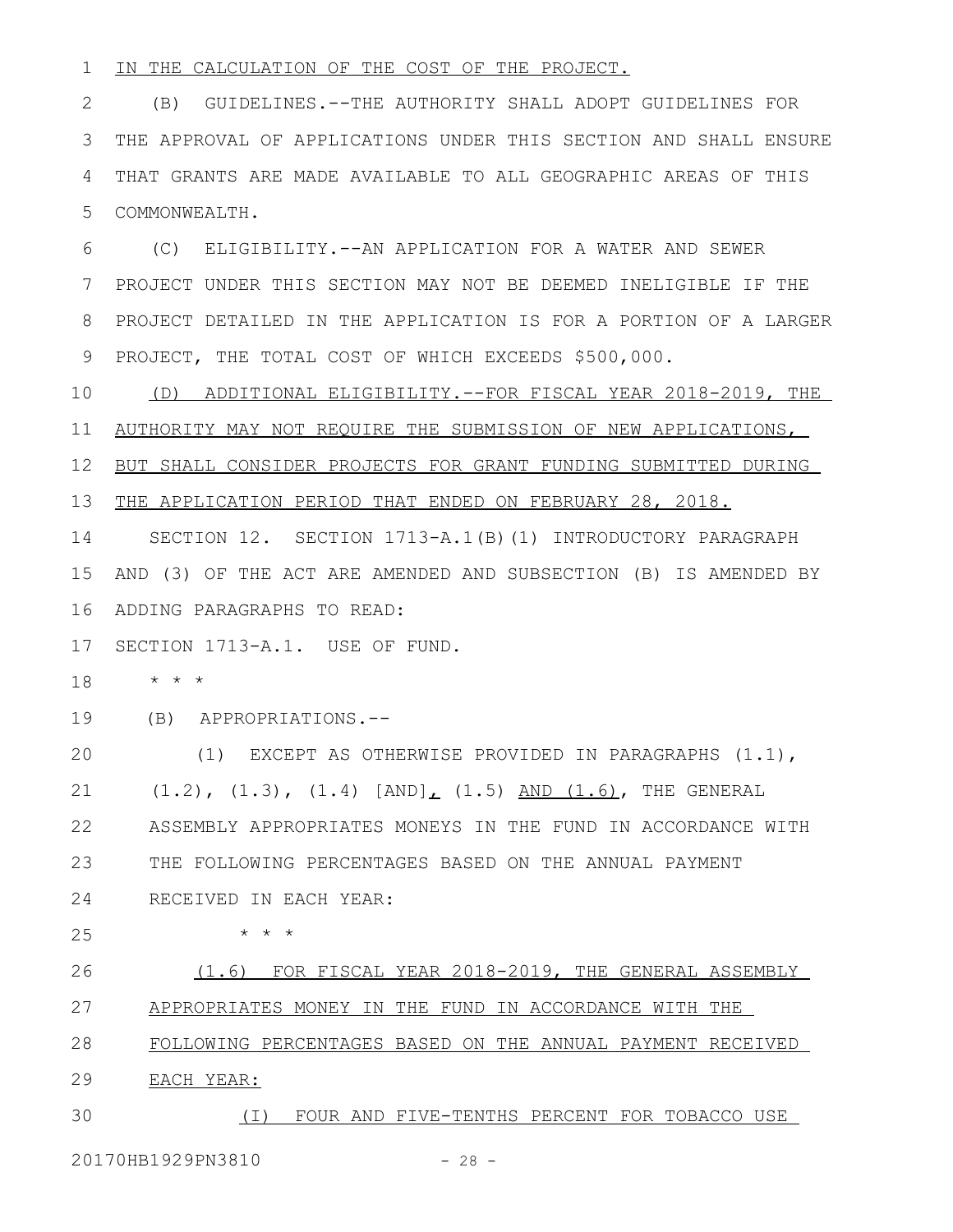IN THE CALCULATION OF THE COST OF THE PROJECT.

(B) GUIDELINES.--THE AUTHORITY SHALL ADOPT GUIDELINES FOR THE APPROVAL OF APPLICATIONS UNDER THIS SECTION AND SHALL ENSURE THAT GRANTS ARE MADE AVAILABLE TO ALL GEOGRAPHIC AREAS OF THIS COMMONWEALTH.

(C) ELIGIBILITY.--AN APPLICATION FOR A WATER AND SEWER PROJECT UNDER THIS SECTION MAY NOT BE DEEMED INELIGIBLE IF THE PROJECT DETAILED IN THE APPLICATION IS FOR A PORTION OF A LARGER PROJECT, THE TOTAL COST OF WHICH EXCEEDS $500,000.

(D) ADDITIONAL ELIGIBILITY.--FOR FISCAL YEAR 2018-2019, THE AUTHORITY MAY NOT REQUIRE THE SUBMISSION OF NEW APPLICATIONS, BUT SHALL CONSIDER PROJECTS FOR GRANT FUNDING SUBMITTED DURING THE APPLICATION PERIOD THAT ENDED ON FEBRUARY 28, 2018.

SECTION 12. SECTION 1713-A.1(B)(1) INTRODUCTORY PARAGRAPH AND (3) OF THE ACT ARE AMENDED AND SUBSECTION (B) IS AMENDED BY ADDING PARAGRAPHS TO READ:

SECTION 1713-A.1. USE OF FUND.

* * *

(B) APPROPRIATIONS.--

(1) EXCEPT AS OTHERWISE PROVIDED IN PARAGRAPHS (1.1), (1.2), (1.3), (1.4) [AND], (1.5) AND (1.6), THE GENERAL ASSEMBLY APPROPRIATES MONEYS IN THE FUND IN ACCORDANCE WITH THE FOLLOWING PERCENTAGES BASED ON THE ANNUAL PAYMENT RECEIVED IN EACH YEAR:

* * *

(1.6) FOR FISCAL YEAR 2018-2019, THE GENERAL ASSEMBLY APPROPRIATES MONEY IN THE FUND IN ACCORDANCE WITH THE FOLLOWING PERCENTAGES BASED ON THE ANNUAL PAYMENT RECEIVED EACH YEAR:

(I) FOUR AND FIVE-TENTHS PERCENT FOR TOBACCO USE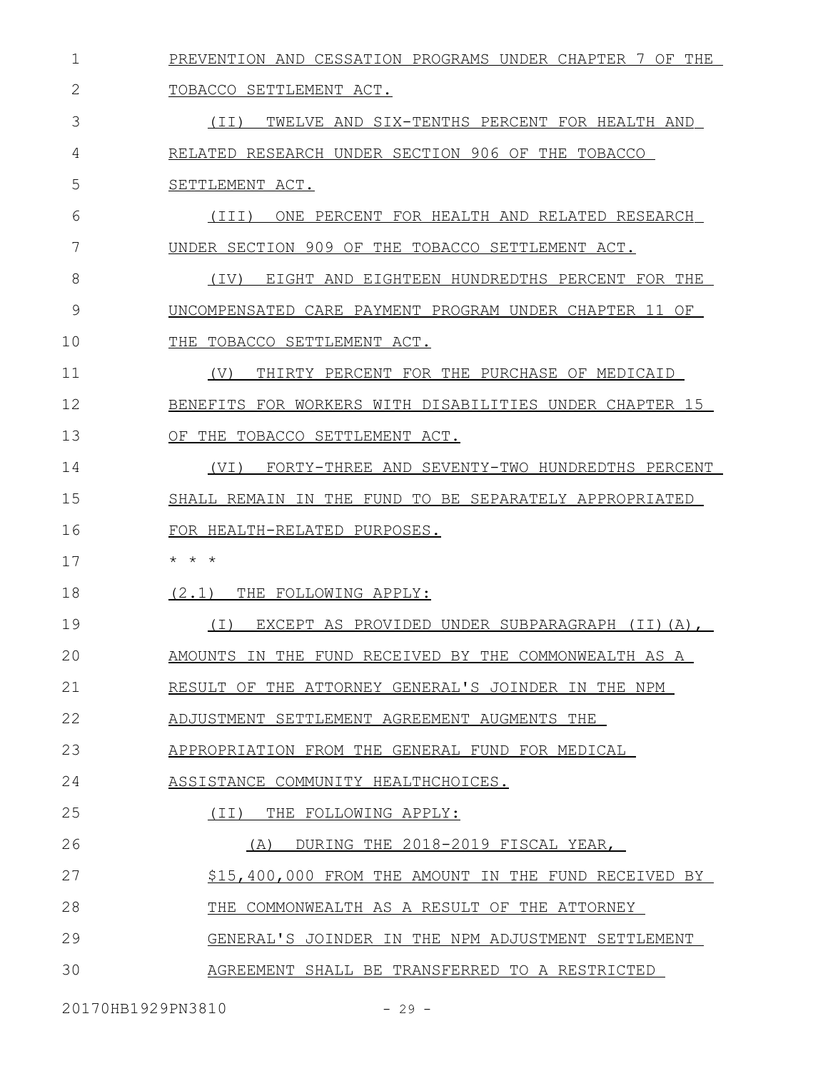PREVENTION AND CESSATION PROGRAMS UNDER CHAPTER 7 OF THE TOBACCO SETTLEMENT ACT.

(II) TWELVE AND SIX-TENTHS PERCENT FOR HEALTH AND RELATED RESEARCH UNDER SECTION 906 OF THE TOBACCO SETTLEMENT ACT.

(III) ONE PERCENT FOR HEALTH AND RELATED RESEARCH UNDER SECTION 909 OF THE TOBACCO SETTLEMENT ACT.

(IV) EIGHT AND EIGHTEEN HUNDREDTHS PERCENT FOR THE UNCOMPENSATED CARE PAYMENT PROGRAM UNDER CHAPTER 11 OF THE TOBACCO SETTLEMENT ACT.

(V) THIRTY PERCENT FOR THE PURCHASE OF MEDICAID BENEFITS FOR WORKERS WITH DISABILITIES UNDER CHAPTER 15 OF THE TOBACCO SETTLEMENT ACT.

(VI) FORTY-THREE AND SEVENTY-TWO HUNDREDTHS PERCENT SHALL REMAIN IN THE FUND TO BE SEPARATELY APPROPRIATED FOR HEALTH-RELATED PURPOSES.

\* \* \*

(2.1) THE FOLLOWING APPLY:

(I) EXCEPT AS PROVIDED UNDER SUBPARAGRAPH (II)(A), AMOUNTS IN THE FUND RECEIVED BY THE COMMONWEALTH AS A RESULT OF THE ATTORNEY GENERAL'S JOINDER IN THE NPM ADJUSTMENT SETTLEMENT AGREEMENT AUGMENTS THE APPROPRIATION FROM THE GENERAL FUND FOR MEDICAL ASSISTANCE COMMUNITY HEALTHCHOICES.

(II) THE FOLLOWING APPLY:

(A) DURING THE 2018-2019 FISCAL YEAR, $15,400,000 FROM THE AMOUNT IN THE FUND RECEIVED BY THE COMMONWEALTH AS A RESULT OF THE ATTORNEY GENERAL'S JOINDER IN THE NPM ADJUSTMENT SETTLEMENT AGREEMENT SHALL BE TRANSFERRED TO A RESTRICTED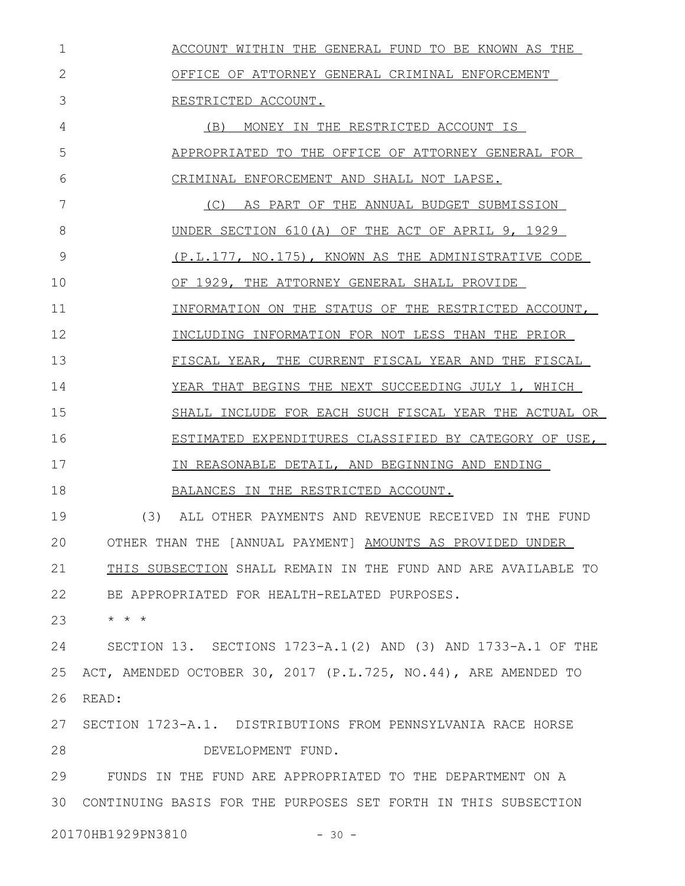ACCOUNT WITHIN THE GENERAL FUND TO BE KNOWN AS THE OFFICE OF ATTORNEY GENERAL CRIMINAL ENFORCEMENT RESTRICTED ACCOUNT.

(B) MONEY IN THE RESTRICTED ACCOUNT IS APPROPRIATED TO THE OFFICE OF ATTORNEY GENERAL FOR CRIMINAL ENFORCEMENT AND SHALL NOT LAPSE.

(C) AS PART OF THE ANNUAL BUDGET SUBMISSION UNDER SECTION 610(A) OF THE ACT OF APRIL 9, 1929 (P.L.177, NO.175), KNOWN AS THE ADMINISTRATIVE CODE OF 1929, THE ATTORNEY GENERAL SHALL PROVIDE INFORMATION ON THE STATUS OF THE RESTRICTED ACCOUNT, INCLUDING INFORMATION FOR NOT LESS THAN THE PRIOR FISCAL YEAR, THE CURRENT FISCAL YEAR AND THE FISCAL YEAR THAT BEGINS THE NEXT SUCCEEDING JULY 1, WHICH SHALL INCLUDE FOR EACH SUCH FISCAL YEAR THE ACTUAL OR ESTIMATED EXPENDITURES CLASSIFIED BY CATEGORY OF USE, IN REASONABLE DETAIL, AND BEGINNING AND ENDING BALANCES IN THE RESTRICTED ACCOUNT.

(3) ALL OTHER PAYMENTS AND REVENUE RECEIVED IN THE FUND OTHER THAN THE [ANNUAL PAYMENT] AMOUNTS AS PROVIDED UNDER THIS SUBSECTION SHALL REMAIN IN THE FUND AND ARE AVAILABLE TO BE APPROPRIATED FOR HEALTH-RELATED PURPOSES.

\* \* \*

SECTION 13. SECTIONS 1723-A.1(2) AND (3) AND 1733-A.1 OF THE ACT, AMENDED OCTOBER 30, 2017 (P.L.725, NO.44), ARE AMENDED TO READ:

SECTION 1723-A.1. DISTRIBUTIONS FROM PENNSYLVANIA RACE HORSE DEVELOPMENT FUND.

FUNDS IN THE FUND ARE APPROPRIATED TO THE DEPARTMENT ON A CONTINUING BASIS FOR THE PURPOSES SET FORTH IN THIS SUBSECTION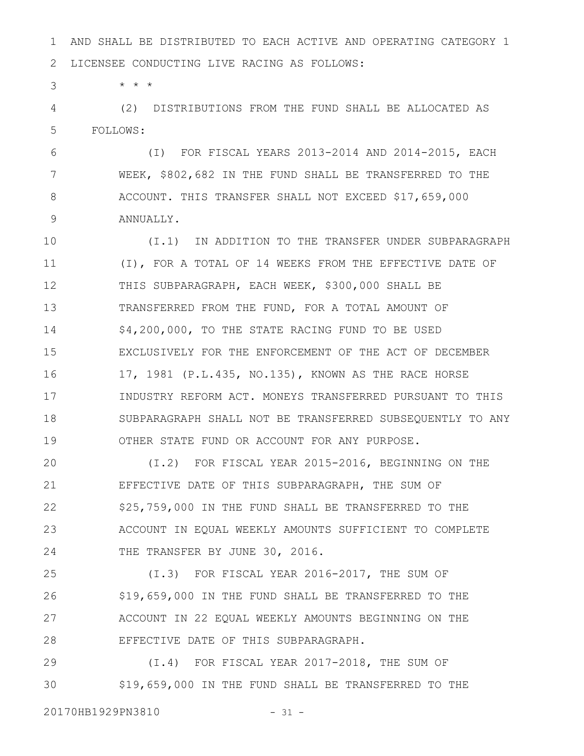AND SHALL BE DISTRIBUTED TO EACH ACTIVE AND OPERATING CATEGORY 1 LICENSEE CONDUCTING LIVE RACING AS FOLLOWS:

* * *

(2) DISTRIBUTIONS FROM THE FUND SHALL BE ALLOCATED AS FOLLOWS:

(I) FOR FISCAL YEARS 2013-2014 AND 2014-2015, EACH WEEK, $802,682 IN THE FUND SHALL BE TRANSFERRED TO THE ACCOUNT. THIS TRANSFER SHALL NOT EXCEED $17,659,000 ANNUALLY.

(I.1) IN ADDITION TO THE TRANSFER UNDER SUBPARAGRAPH (I), FOR A TOTAL OF 14 WEEKS FROM THE EFFECTIVE DATE OF THIS SUBPARAGRAPH, EACH WEEK, $300,000 SHALL BE TRANSFERRED FROM THE FUND, FOR A TOTAL AMOUNT OF $4,200,000, TO THE STATE RACING FUND TO BE USED EXCLUSIVELY FOR THE ENFORCEMENT OF THE ACT OF DECEMBER 17, 1981 (P.L.435, NO.135), KNOWN AS THE RACE HORSE INDUSTRY REFORM ACT. MONEYS TRANSFERRED PURSUANT TO THIS SUBPARAGRAPH SHALL NOT BE TRANSFERRED SUBSEQUENTLY TO ANY OTHER STATE FUND OR ACCOUNT FOR ANY PURPOSE.

(I.2) FOR FISCAL YEAR 2015-2016, BEGINNING ON THE EFFECTIVE DATE OF THIS SUBPARAGRAPH, THE SUM OF $25,759,000 IN THE FUND SHALL BE TRANSFERRED TO THE ACCOUNT IN EQUAL WEEKLY AMOUNTS SUFFICIENT TO COMPLETE THE TRANSFER BY JUNE 30, 2016.

(I.3) FOR FISCAL YEAR 2016-2017, THE SUM OF $19,659,000 IN THE FUND SHALL BE TRANSFERRED TO THE ACCOUNT IN 22 EQUAL WEEKLY AMOUNTS BEGINNING ON THE EFFECTIVE DATE OF THIS SUBPARAGRAPH.

(I.4) FOR FISCAL YEAR 2017-2018, THE SUM OF $19,659,000 IN THE FUND SHALL BE TRANSFERRED TO THE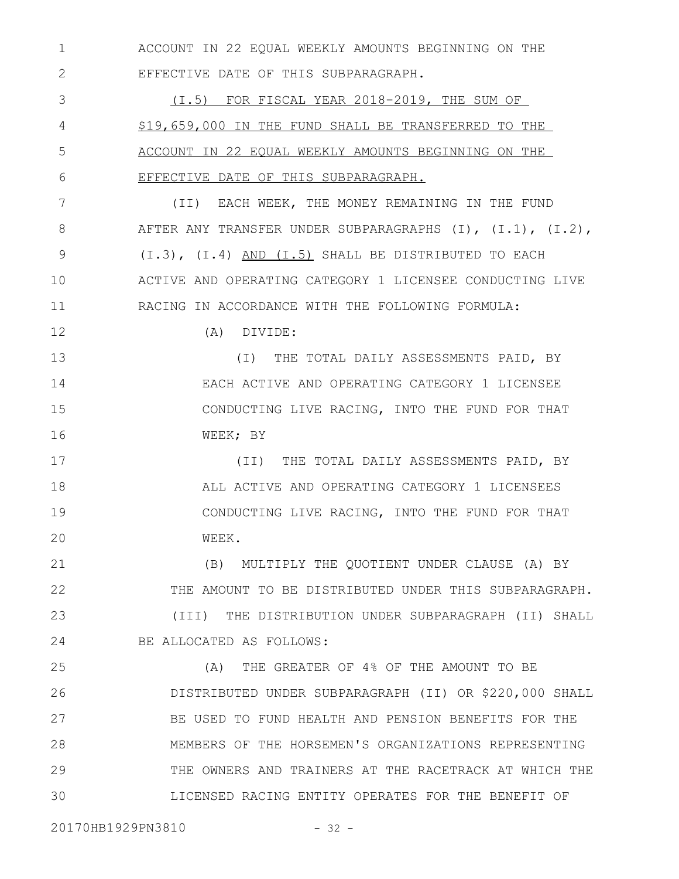ACCOUNT IN 22 EQUAL WEEKLY AMOUNTS BEGINNING ON THE EFFECTIVE DATE OF THIS SUBPARAGRAPH.

<u>(I.5) FOR FISCAL YEAR 2018-2019, THE SUM OF $19,659,000 IN THE FUND SHALL BE TRANSFERRED TO THE ACCOUNT IN 22 EQUAL WEEKLY AMOUNTS BEGINNING ON THE EFFECTIVE DATE OF THIS SUBPARAGRAPH.</u>

(II) EACH WEEK, THE MONEY REMAINING IN THE FUND AFTER ANY TRANSFER UNDER SUBPARAGRAPHS (I), (I.1), (I.2), (I.3), (I.4) <u>AND (I.5)</u> SHALL BE DISTRIBUTED TO EACH ACTIVE AND OPERATING CATEGORY 1 LICENSEE CONDUCTING LIVE RACING IN ACCORDANCE WITH THE FOLLOWING FORMULA:

(A) DIVIDE:

(I) THE TOTAL DAILY ASSESSMENTS PAID, BY EACH ACTIVE AND OPERATING CATEGORY 1 LICENSEE CONDUCTING LIVE RACING, INTO THE FUND FOR THAT WEEK; BY

(II) THE TOTAL DAILY ASSESSMENTS PAID, BY ALL ACTIVE AND OPERATING CATEGORY 1 LICENSEES CONDUCTING LIVE RACING, INTO THE FUND FOR THAT WEEK.

(B) MULTIPLY THE QUOTIENT UNDER CLAUSE (A) BY THE AMOUNT TO BE DISTRIBUTED UNDER THIS SUBPARAGRAPH.

(III) THE DISTRIBUTION UNDER SUBPARAGRAPH (II) SHALL BE ALLOCATED AS FOLLOWS:

(A) THE GREATER OF 4% OF THE AMOUNT TO BE DISTRIBUTED UNDER SUBPARAGRAPH (II) OR $220,000 SHALL BE USED TO FUND HEALTH AND PENSION BENEFITS FOR THE MEMBERS OF THE HORSEMEN'S ORGANIZATIONS REPRESENTING THE OWNERS AND TRAINERS AT THE RACETRACK AT WHICH THE LICENSED RACING ENTITY OPERATES FOR THE BENEFIT OF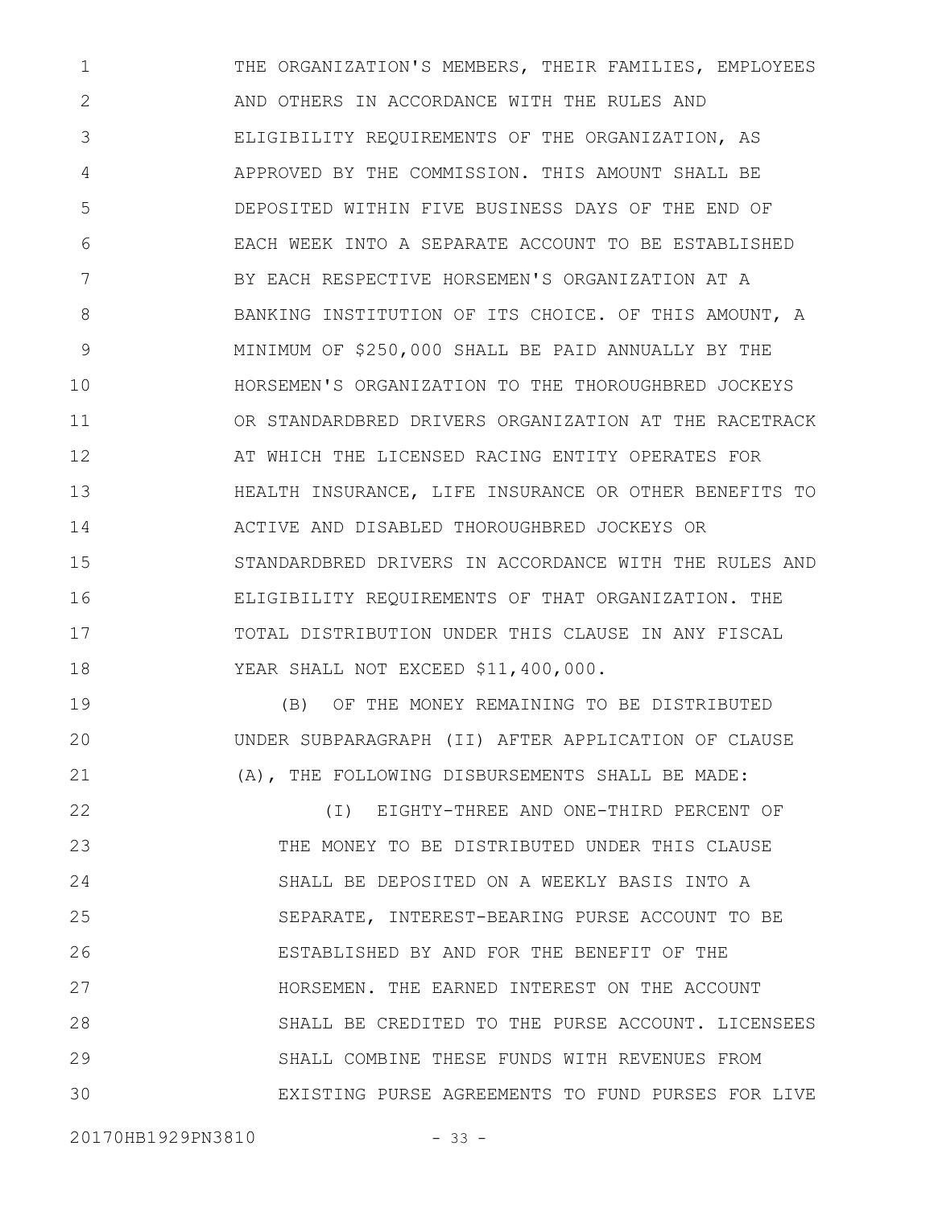THE ORGANIZATION'S MEMBERS, THEIR FAMILIES, EMPLOYEES AND OTHERS IN ACCORDANCE WITH THE RULES AND ELIGIBILITY REQUIREMENTS OF THE ORGANIZATION, AS APPROVED BY THE COMMISSION. THIS AMOUNT SHALL BE DEPOSITED WITHIN FIVE BUSINESS DAYS OF THE END OF EACH WEEK INTO A SEPARATE ACCOUNT TO BE ESTABLISHED BY EACH RESPECTIVE HORSEMEN'S ORGANIZATION AT A BANKING INSTITUTION OF ITS CHOICE. OF THIS AMOUNT, A MINIMUM OF $250,000 SHALL BE PAID ANNUALLY BY THE HORSEMEN'S ORGANIZATION TO THE THOROUGHBRED JOCKEYS OR STANDARDBRED DRIVERS ORGANIZATION AT THE RACETRACK AT WHICH THE LICENSED RACING ENTITY OPERATES FOR HEALTH INSURANCE, LIFE INSURANCE OR OTHER BENEFITS TO ACTIVE AND DISABLED THOROUGHBRED JOCKEYS OR STANDARDBRED DRIVERS IN ACCORDANCE WITH THE RULES AND ELIGIBILITY REQUIREMENTS OF THAT ORGANIZATION. THE TOTAL DISTRIBUTION UNDER THIS CLAUSE IN ANY FISCAL YEAR SHALL NOT EXCEED $11,400,000.

(B) OF THE MONEY REMAINING TO BE DISTRIBUTED UNDER SUBPARAGRAPH (II) AFTER APPLICATION OF CLAUSE (A), THE FOLLOWING DISBURSEMENTS SHALL BE MADE:

(I) EIGHTY-THREE AND ONE-THIRD PERCENT OF THE MONEY TO BE DISTRIBUTED UNDER THIS CLAUSE SHALL BE DEPOSITED ON A WEEKLY BASIS INTO A SEPARATE, INTEREST-BEARING PURSE ACCOUNT TO BE ESTABLISHED BY AND FOR THE BENEFIT OF THE HORSEMEN. THE EARNED INTEREST ON THE ACCOUNT SHALL BE CREDITED TO THE PURSE ACCOUNT. LICENSEES SHALL COMBINE THESE FUNDS WITH REVENUES FROM EXISTING PURSE AGREEMENTS TO FUND PURSES FOR LIVE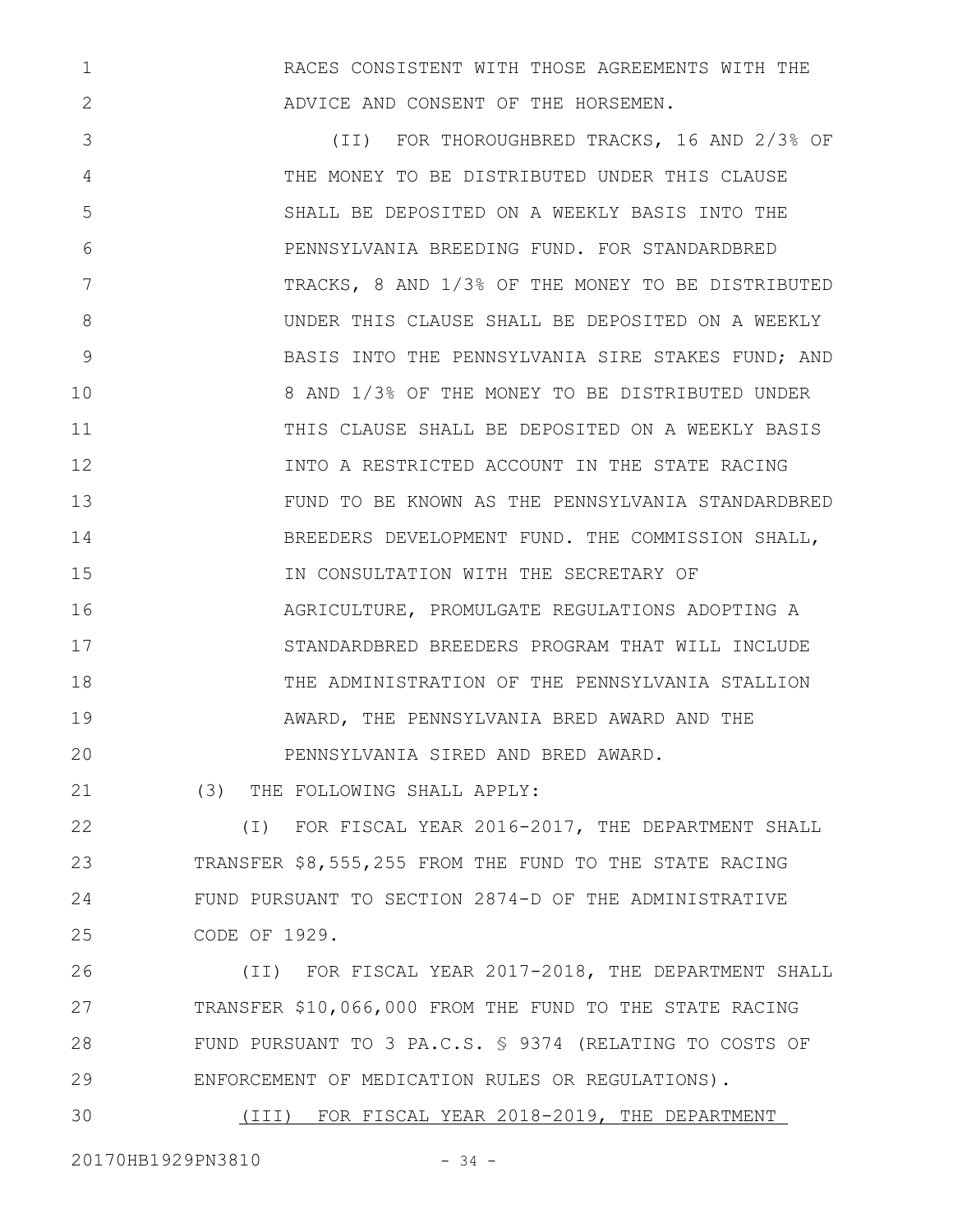RACES CONSISTENT WITH THOSE AGREEMENTS WITH THE ADVICE AND CONSENT OF THE HORSEMEN.

(II) FOR THOROUGHBRED TRACKS, 16 AND 2/3% OF THE MONEY TO BE DISTRIBUTED UNDER THIS CLAUSE SHALL BE DEPOSITED ON A WEEKLY BASIS INTO THE PENNSYLVANIA BREEDING FUND. FOR STANDARDBRED TRACKS, 8 AND 1/3% OF THE MONEY TO BE DISTRIBUTED UNDER THIS CLAUSE SHALL BE DEPOSITED ON A WEEKLY BASIS INTO THE PENNSYLVANIA SIRE STAKES FUND; AND 8 AND 1/3% OF THE MONEY TO BE DISTRIBUTED UNDER THIS CLAUSE SHALL BE DEPOSITED ON A WEEKLY BASIS INTO A RESTRICTED ACCOUNT IN THE STATE RACING FUND TO BE KNOWN AS THE PENNSYLVANIA STANDARDBRED BREEDERS DEVELOPMENT FUND. THE COMMISSION SHALL, IN CONSULTATION WITH THE SECRETARY OF AGRICULTURE, PROMULGATE REGULATIONS ADOPTING A STANDARDBRED BREEDERS PROGRAM THAT WILL INCLUDE THE ADMINISTRATION OF THE PENNSYLVANIA STALLION AWARD, THE PENNSYLVANIA BRED AWARD AND THE PENNSYLVANIA SIRED AND BRED AWARD.

(3) THE FOLLOWING SHALL APPLY:

(I) FOR FISCAL YEAR 2016-2017, THE DEPARTMENT SHALL TRANSFER $8,555,255 FROM THE FUND TO THE STATE RACING FUND PURSUANT TO SECTION 2874-D OF THE ADMINISTRATIVE CODE OF 1929.

(II) FOR FISCAL YEAR 2017-2018, THE DEPARTMENT SHALL TRANSFER $10,066,000 FROM THE FUND TO THE STATE RACING FUND PURSUANT TO 3 PA.C.S. § 9374 (RELATING TO COSTS OF ENFORCEMENT OF MEDICATION RULES OR REGULATIONS).

<u>(III) FOR FISCAL YEAR 2018-2019, THE DEPARTMENT</u>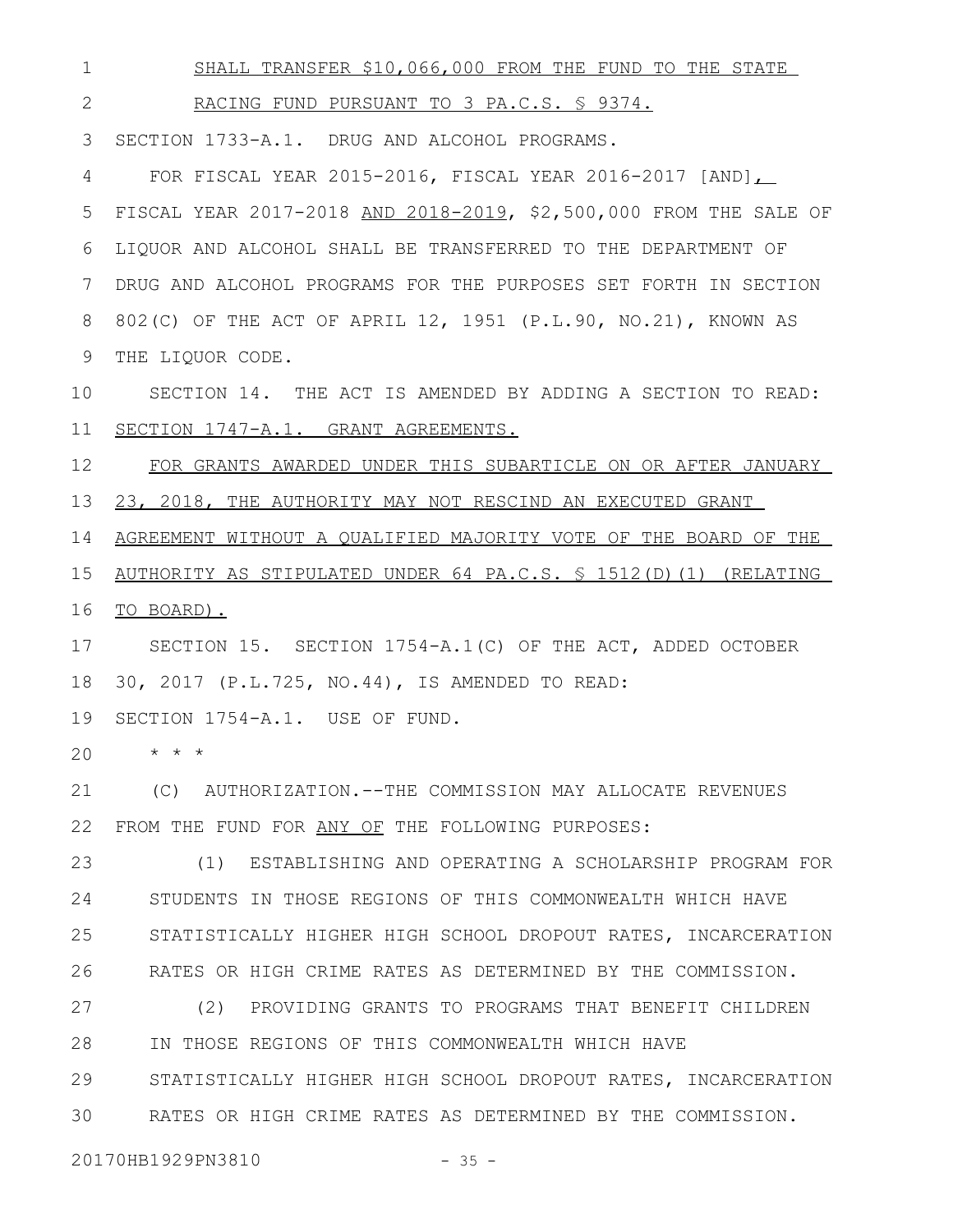SHALL TRANSFER $10,066,000 FROM THE FUND TO THE STATE RACING FUND PURSUANT TO 3 PA.C.S. § 9374.

SECTION 1733-A.1. DRUG AND ALCOHOL PROGRAMS.

FOR FISCAL YEAR 2015-2016, FISCAL YEAR 2016-2017 [AND], FISCAL YEAR 2017-2018 AND 2018-2019, $2,500,000 FROM THE SALE OF LIQUOR AND ALCOHOL SHALL BE TRANSFERRED TO THE DEPARTMENT OF DRUG AND ALCOHOL PROGRAMS FOR THE PURPOSES SET FORTH IN SECTION 802(C) OF THE ACT OF APRIL 12, 1951 (P.L.90, NO.21), KNOWN AS THE LIQUOR CODE.

SECTION 14. THE ACT IS AMENDED BY ADDING A SECTION TO READ:

SECTION 1747-A.1. GRANT AGREEMENTS.

FOR GRANTS AWARDED UNDER THIS SUBARTICLE ON OR AFTER JANUARY 23, 2018, THE AUTHORITY MAY NOT RESCIND AN EXECUTED GRANT AGREEMENT WITHOUT A QUALIFIED MAJORITY VOTE OF THE BOARD OF THE AUTHORITY AS STIPULATED UNDER 64 PA.C.S. § 1512(D)(1) (RELATING TO BOARD).

SECTION 15. SECTION 1754-A.1(C) OF THE ACT, ADDED OCTOBER 30, 2017 (P.L.725, NO.44), IS AMENDED TO READ:

SECTION 1754-A.1. USE OF FUND.

* * *

(C) AUTHORIZATION.--THE COMMISSION MAY ALLOCATE REVENUES FROM THE FUND FOR ANY OF THE FOLLOWING PURPOSES:

(1) ESTABLISHING AND OPERATING A SCHOLARSHIP PROGRAM FOR STUDENTS IN THOSE REGIONS OF THIS COMMONWEALTH WHICH HAVE STATISTICALLY HIGHER HIGH SCHOOL DROPOUT RATES, INCARCERATION RATES OR HIGH CRIME RATES AS DETERMINED BY THE COMMISSION.

(2) PROVIDING GRANTS TO PROGRAMS THAT BENEFIT CHILDREN IN THOSE REGIONS OF THIS COMMONWEALTH WHICH HAVE STATISTICALLY HIGHER HIGH SCHOOL DROPOUT RATES, INCARCERATION RATES OR HIGH CRIME RATES AS DETERMINED BY THE COMMISSION.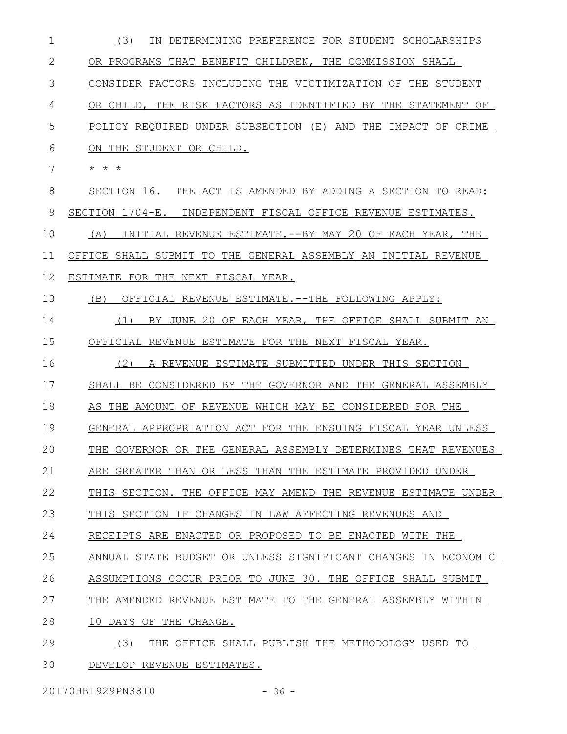(3) IN DETERMINING PREFERENCE FOR STUDENT SCHOLARSHIPS OR PROGRAMS THAT BENEFIT CHILDREN, THE COMMISSION SHALL CONSIDER FACTORS INCLUDING THE VICTIMIZATION OF THE STUDENT OR CHILD, THE RISK FACTORS AS IDENTIFIED BY THE STATEMENT OF POLICY REQUIRED UNDER SUBSECTION (E) AND THE IMPACT OF CRIME ON THE STUDENT OR CHILD.

* * *

SECTION 16. THE ACT IS AMENDED BY ADDING A SECTION TO READ:

SECTION 1704-E. INDEPENDENT FISCAL OFFICE REVENUE ESTIMATES.

(A) INITIAL REVENUE ESTIMATE.--BY MAY 20 OF EACH YEAR, THE OFFICE SHALL SUBMIT TO THE GENERAL ASSEMBLY AN INITIAL REVENUE ESTIMATE FOR THE NEXT FISCAL YEAR.

(B) OFFICIAL REVENUE ESTIMATE.--THE FOLLOWING APPLY:

(1) BY JUNE 20 OF EACH YEAR, THE OFFICE SHALL SUBMIT AN OFFICIAL REVENUE ESTIMATE FOR THE NEXT FISCAL YEAR.

(2) A REVENUE ESTIMATE SUBMITTED UNDER THIS SECTION SHALL BE CONSIDERED BY THE GOVERNOR AND THE GENERAL ASSEMBLY AS THE AMOUNT OF REVENUE WHICH MAY BE CONSIDERED FOR THE GENERAL APPROPRIATION ACT FOR THE ENSUING FISCAL YEAR UNLESS THE GOVERNOR OR THE GENERAL ASSEMBLY DETERMINES THAT REVENUES ARE GREATER THAN OR LESS THAN THE ESTIMATE PROVIDED UNDER THIS SECTION. THE OFFICE MAY AMEND THE REVENUE ESTIMATE UNDER THIS SECTION IF CHANGES IN LAW AFFECTING REVENUES AND RECEIPTS ARE ENACTED OR PROPOSED TO BE ENACTED WITH THE ANNUAL STATE BUDGET OR UNLESS SIGNIFICANT CHANGES IN ECONOMIC ASSUMPTIONS OCCUR PRIOR TO JUNE 30. THE OFFICE SHALL SUBMIT THE AMENDED REVENUE ESTIMATE TO THE GENERAL ASSEMBLY WITHIN 10 DAYS OF THE CHANGE.

(3) THE OFFICE SHALL PUBLISH THE METHODOLOGY USED TO DEVELOP REVENUE ESTIMATES.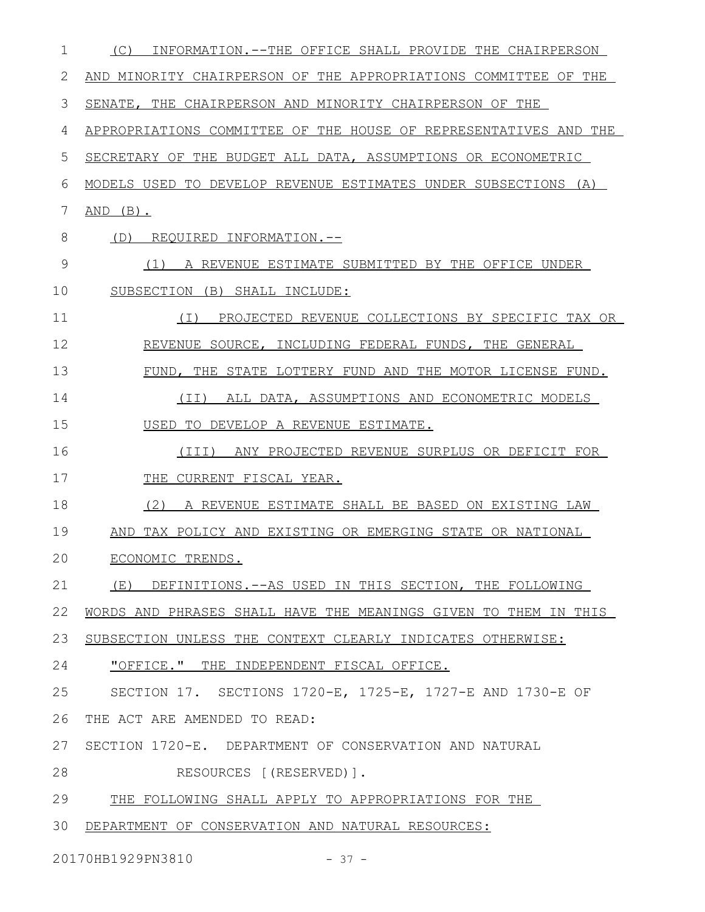(C) INFORMATION.--THE OFFICE SHALL PROVIDE THE CHAIRPERSON AND MINORITY CHAIRPERSON OF THE APPROPRIATIONS COMMITTEE OF THE SENATE, THE CHAIRPERSON AND MINORITY CHAIRPERSON OF THE APPROPRIATIONS COMMITTEE OF THE HOUSE OF REPRESENTATIVES AND THE SECRETARY OF THE BUDGET ALL DATA, ASSUMPTIONS OR ECONOMETRIC MODELS USED TO DEVELOP REVENUE ESTIMATES UNDER SUBSECTIONS (A) AND (B).

(D) REQUIRED INFORMATION.--

(1) A REVENUE ESTIMATE SUBMITTED BY THE OFFICE UNDER SUBSECTION (B) SHALL INCLUDE:

(I) PROJECTED REVENUE COLLECTIONS BY SPECIFIC TAX OR REVENUE SOURCE, INCLUDING FEDERAL FUNDS, THE GENERAL FUND, THE STATE LOTTERY FUND AND THE MOTOR LICENSE FUND.

(II) ALL DATA, ASSUMPTIONS AND ECONOMETRIC MODELS USED TO DEVELOP A REVENUE ESTIMATE.

(III) ANY PROJECTED REVENUE SURPLUS OR DEFICIT FOR THE CURRENT FISCAL YEAR.

(2) A REVENUE ESTIMATE SHALL BE BASED ON EXISTING LAW AND TAX POLICY AND EXISTING OR EMERGING STATE OR NATIONAL ECONOMIC TRENDS.

(E) DEFINITIONS.--AS USED IN THIS SECTION, THE FOLLOWING WORDS AND PHRASES SHALL HAVE THE MEANINGS GIVEN TO THEM IN THIS SUBSECTION UNLESS THE CONTEXT CLEARLY INDICATES OTHERWISE:

"OFFICE." THE INDEPENDENT FISCAL OFFICE.

SECTION 17. SECTIONS 1720-E, 1725-E, 1727-E AND 1730-E OF THE ACT ARE AMENDED TO READ:

SECTION 1720-E. DEPARTMENT OF CONSERVATION AND NATURAL RESOURCES [(RESERVED)].

THE FOLLOWING SHALL APPLY TO APPROPRIATIONS FOR THE DEPARTMENT OF CONSERVATION AND NATURAL RESOURCES: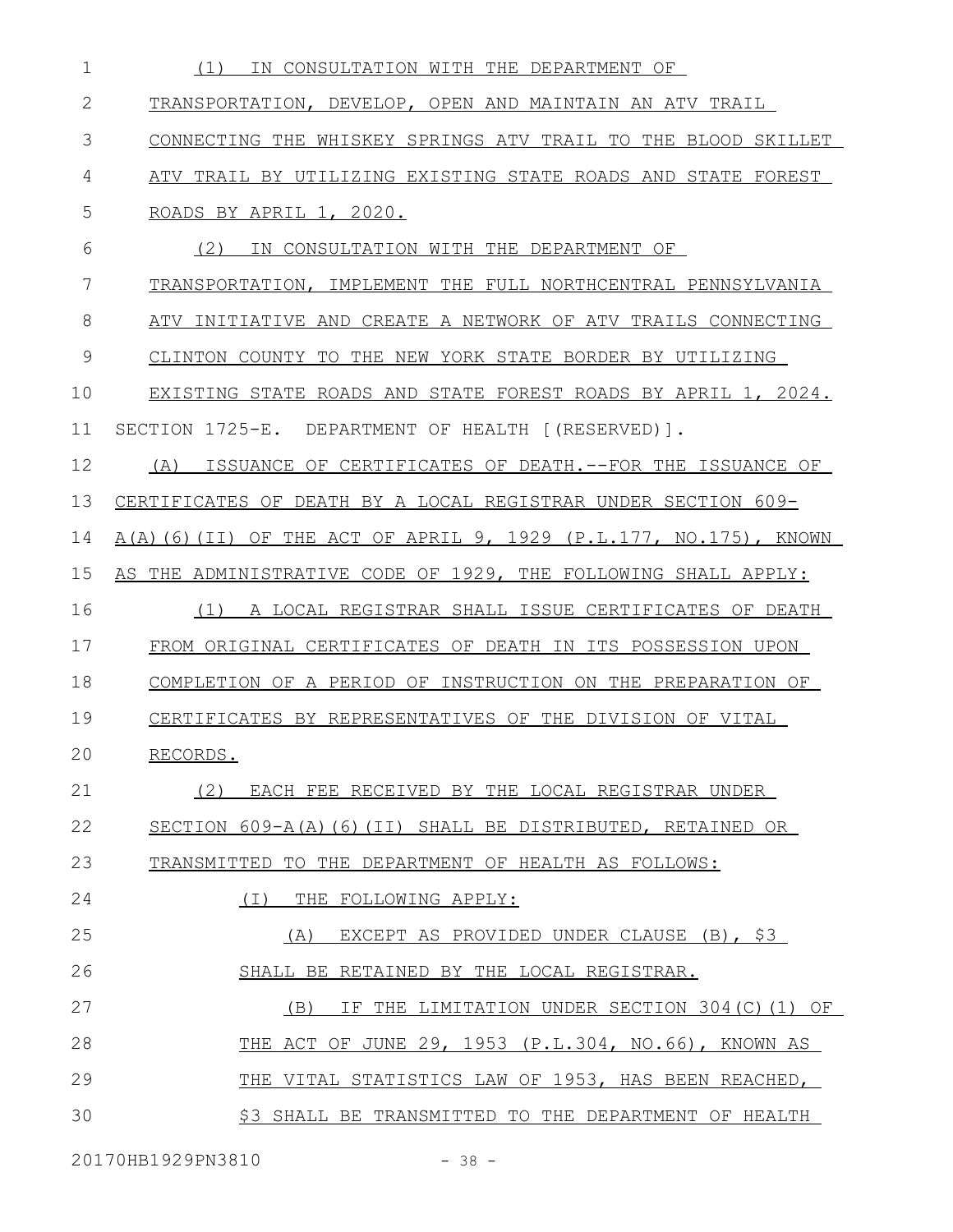(1) IN CONSULTATION WITH THE DEPARTMENT OF TRANSPORTATION, DEVELOP, OPEN AND MAINTAIN AN ATV TRAIL CONNECTING THE WHISKEY SPRINGS ATV TRAIL TO THE BLOOD SKILLET ATV TRAIL BY UTILIZING EXISTING STATE ROADS AND STATE FOREST ROADS BY APRIL 1, 2020.

(2) IN CONSULTATION WITH THE DEPARTMENT OF TRANSPORTATION, IMPLEMENT THE FULL NORTHCENTRAL PENNSYLVANIA ATV INITIATIVE AND CREATE A NETWORK OF ATV TRAILS CONNECTING CLINTON COUNTY TO THE NEW YORK STATE BORDER BY UTILIZING EXISTING STATE ROADS AND STATE FOREST ROADS BY APRIL 1, 2024.

SECTION 1725-E. DEPARTMENT OF HEALTH [(RESERVED)].

(A) ISSUANCE OF CERTIFICATES OF DEATH.--FOR THE ISSUANCE OF CERTIFICATES OF DEATH BY A LOCAL REGISTRAR UNDER SECTION 609-A(A)(6)(II) OF THE ACT OF APRIL 9, 1929 (P.L.177, NO.175), KNOWN AS THE ADMINISTRATIVE CODE OF 1929, THE FOLLOWING SHALL APPLY:

(1) A LOCAL REGISTRAR SHALL ISSUE CERTIFICATES OF DEATH FROM ORIGINAL CERTIFICATES OF DEATH IN ITS POSSESSION UPON COMPLETION OF A PERIOD OF INSTRUCTION ON THE PREPARATION OF CERTIFICATES BY REPRESENTATIVES OF THE DIVISION OF VITAL RECORDS.

(2) EACH FEE RECEIVED BY THE LOCAL REGISTRAR UNDER SECTION 609-A(A)(6)(II) SHALL BE DISTRIBUTED, RETAINED OR TRANSMITTED TO THE DEPARTMENT OF HEALTH AS FOLLOWS:

(I) THE FOLLOWING APPLY:

(A) EXCEPT AS PROVIDED UNDER CLAUSE (B), $3 SHALL BE RETAINED BY THE LOCAL REGISTRAR.

(B) IF THE LIMITATION UNDER SECTION 304(C)(1) OF THE ACT OF JUNE 29, 1953 (P.L.304, NO.66), KNOWN AS THE VITAL STATISTICS LAW OF 1953, HAS BEEN REACHED, $3 SHALL BE TRANSMITTED TO THE DEPARTMENT OF HEALTH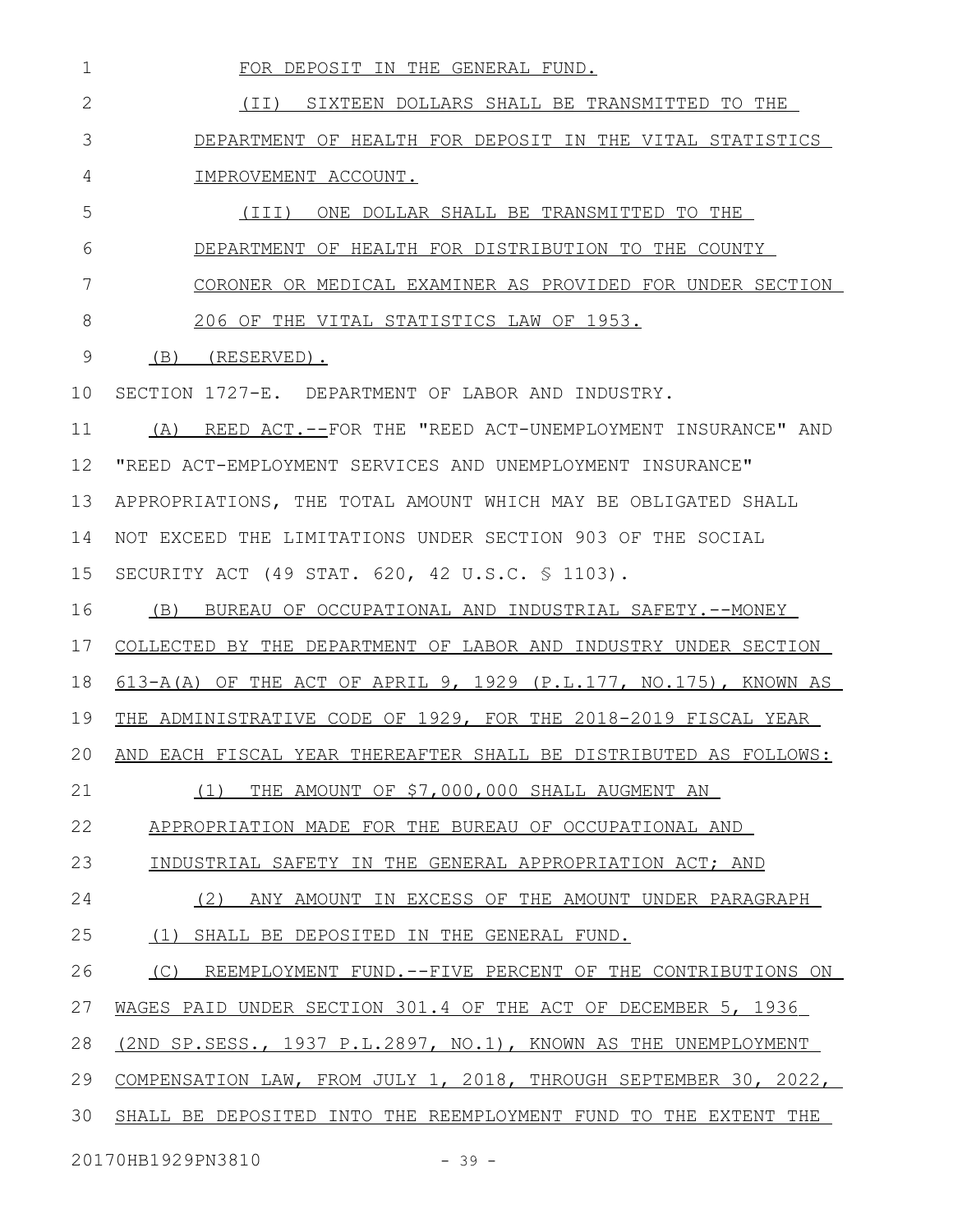FOR DEPOSIT IN THE GENERAL FUND.

(II) SIXTEEN DOLLARS SHALL BE TRANSMITTED TO THE DEPARTMENT OF HEALTH FOR DEPOSIT IN THE VITAL STATISTICS IMPROVEMENT ACCOUNT.

(III) ONE DOLLAR SHALL BE TRANSMITTED TO THE DEPARTMENT OF HEALTH FOR DISTRIBUTION TO THE COUNTY CORONER OR MEDICAL EXAMINER AS PROVIDED FOR UNDER SECTION 206 OF THE VITAL STATISTICS LAW OF 1953.

(B) (RESERVED).

SECTION 1727-E. DEPARTMENT OF LABOR AND INDUSTRY.

(A) REED ACT.--FOR THE "REED ACT-UNEMPLOYMENT INSURANCE" AND "REED ACT-EMPLOYMENT SERVICES AND UNEMPLOYMENT INSURANCE" APPROPRIATIONS, THE TOTAL AMOUNT WHICH MAY BE OBLIGATED SHALL NOT EXCEED THE LIMITATIONS UNDER SECTION 903 OF THE SOCIAL SECURITY ACT (49 STAT. 620, 42 U.S.C. § 1103).

(B) BUREAU OF OCCUPATIONAL AND INDUSTRIAL SAFETY.--MONEY COLLECTED BY THE DEPARTMENT OF LABOR AND INDUSTRY UNDER SECTION 613-A(A) OF THE ACT OF APRIL 9, 1929 (P.L.177, NO.175), KNOWN AS THE ADMINISTRATIVE CODE OF 1929, FOR THE 2018-2019 FISCAL YEAR AND EACH FISCAL YEAR THEREAFTER SHALL BE DISTRIBUTED AS FOLLOWS:

(1) THE AMOUNT OF $7,000,000 SHALL AUGMENT AN APPROPRIATION MADE FOR THE BUREAU OF OCCUPATIONAL AND INDUSTRIAL SAFETY IN THE GENERAL APPROPRIATION ACT; AND

(2) ANY AMOUNT IN EXCESS OF THE AMOUNT UNDER PARAGRAPH (1) SHALL BE DEPOSITED IN THE GENERAL FUND.

(C) REEMPLOYMENT FUND.--FIVE PERCENT OF THE CONTRIBUTIONS ON WAGES PAID UNDER SECTION 301.4 OF THE ACT OF DECEMBER 5, 1936 (2ND SP.SESS., 1937 P.L.2897, NO.1), KNOWN AS THE UNEMPLOYMENT COMPENSATION LAW, FROM JULY 1, 2018, THROUGH SEPTEMBER 30, 2022, SHALL BE DEPOSITED INTO THE REEMPLOYMENT FUND TO THE EXTENT THE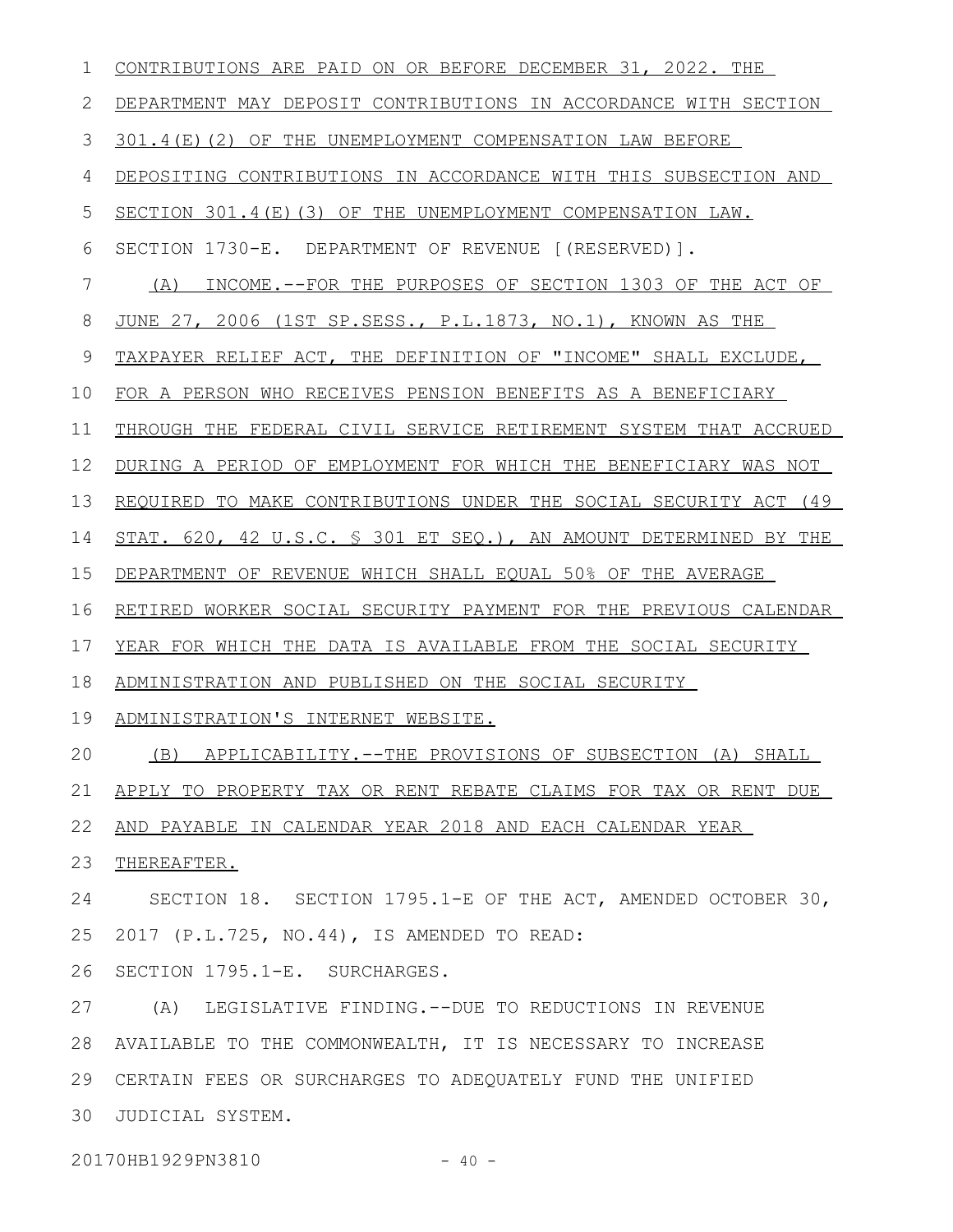CONTRIBUTIONS ARE PAID ON OR BEFORE DECEMBER 31, 2022. THE DEPARTMENT MAY DEPOSIT CONTRIBUTIONS IN ACCORDANCE WITH SECTION 301.4(E)(2) OF THE UNEMPLOYMENT COMPENSATION LAW BEFORE DEPOSITING CONTRIBUTIONS IN ACCORDANCE WITH THIS SUBSECTION AND SECTION 301.4(E)(3) OF THE UNEMPLOYMENT COMPENSATION LAW.

SECTION 1730-E. DEPARTMENT OF REVENUE [(RESERVED)].

(A) INCOME.--FOR THE PURPOSES OF SECTION 1303 OF THE ACT OF JUNE 27, 2006 (1ST SP.SESS., P.L.1873, NO.1), KNOWN AS THE TAXPAYER RELIEF ACT, THE DEFINITION OF "INCOME" SHALL EXCLUDE, FOR A PERSON WHO RECEIVES PENSION BENEFITS AS A BENEFICIARY THROUGH THE FEDERAL CIVIL SERVICE RETIREMENT SYSTEM THAT ACCRUED DURING A PERIOD OF EMPLOYMENT FOR WHICH THE BENEFICIARY WAS NOT REQUIRED TO MAKE CONTRIBUTIONS UNDER THE SOCIAL SECURITY ACT (49 STAT. 620, 42 U.S.C. § 301 ET SEQ.), AN AMOUNT DETERMINED BY THE DEPARTMENT OF REVENUE WHICH SHALL EQUAL 50% OF THE AVERAGE RETIRED WORKER SOCIAL SECURITY PAYMENT FOR THE PREVIOUS CALENDAR YEAR FOR WHICH THE DATA IS AVAILABLE FROM THE SOCIAL SECURITY ADMINISTRATION AND PUBLISHED ON THE SOCIAL SECURITY ADMINISTRATION'S INTERNET WEBSITE.

(B) APPLICABILITY.--THE PROVISIONS OF SUBSECTION (A) SHALL APPLY TO PROPERTY TAX OR RENT REBATE CLAIMS FOR TAX OR RENT DUE AND PAYABLE IN CALENDAR YEAR 2018 AND EACH CALENDAR YEAR THEREAFTER.

SECTION 18. SECTION 1795.1-E OF THE ACT, AMENDED OCTOBER 30, 2017 (P.L.725, NO.44), IS AMENDED TO READ:

SECTION 1795.1-E. SURCHARGES.

(A) LEGISLATIVE FINDING.--DUE TO REDUCTIONS IN REVENUE AVAILABLE TO THE COMMONWEALTH, IT IS NECESSARY TO INCREASE CERTAIN FEES OR SURCHARGES TO ADEQUATELY FUND THE UNIFIED JUDICIAL SYSTEM.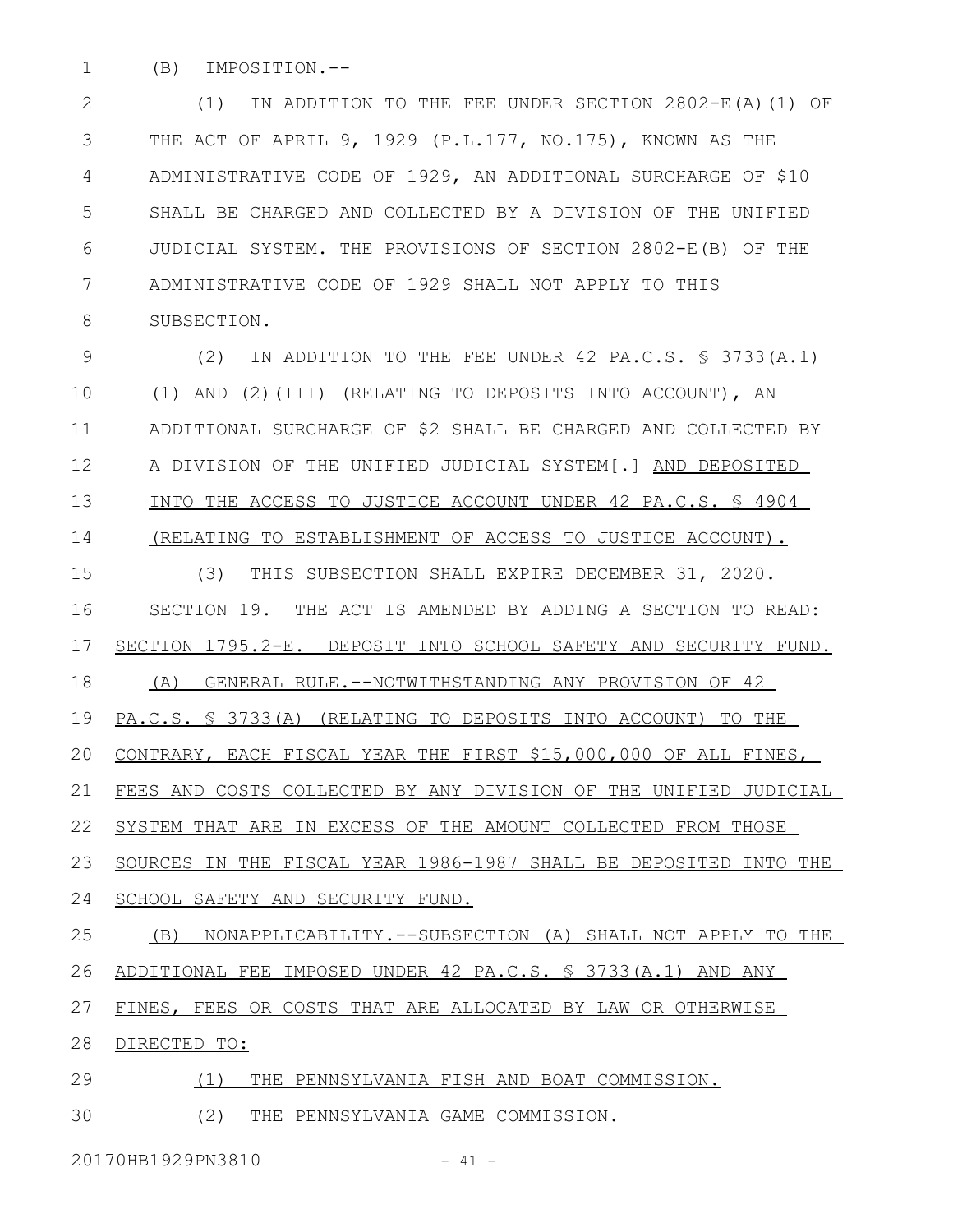(B) IMPOSITION.--

(1) IN ADDITION TO THE FEE UNDER SECTION 2802-E(A)(1) OF THE ACT OF APRIL 9, 1929 (P.L.177, NO.175), KNOWN AS THE ADMINISTRATIVE CODE OF 1929, AN ADDITIONAL SURCHARGE OF $10 SHALL BE CHARGED AND COLLECTED BY A DIVISION OF THE UNIFIED JUDICIAL SYSTEM. THE PROVISIONS OF SECTION 2802-E(B) OF THE ADMINISTRATIVE CODE OF 1929 SHALL NOT APPLY TO THIS SUBSECTION.

(2) IN ADDITION TO THE FEE UNDER 42 PA.C.S. § 3733(A.1)(1) AND (2)(III) (RELATING TO DEPOSITS INTO ACCOUNT), AN ADDITIONAL SURCHARGE OF $2 SHALL BE CHARGED AND COLLECTED BY A DIVISION OF THE UNIFIED JUDICIAL SYSTEM[.] <u>AND DEPOSITED INTO THE ACCESS TO JUSTICE ACCOUNT UNDER 42 PA.C.S. § 4904 (RELATING TO ESTABLISHMENT OF ACCESS TO JUSTICE ACCOUNT).</u>

(3) THIS SUBSECTION SHALL EXPIRE DECEMBER 31, 2020.

SECTION 19. THE ACT IS AMENDED BY ADDING A SECTION TO READ:

<u>SECTION 1795.2-E. DEPOSIT INTO SCHOOL SAFETY AND SECURITY FUND.</u>

<u>(A) GENERAL RULE.--NOTWITHSTANDING ANY PROVISION OF 42 PA.C.S. § 3733(A) (RELATING TO DEPOSITS INTO ACCOUNT) TO THE CONTRARY, EACH FISCAL YEAR THE FIRST $15,000,000 OF ALL FINES, FEES AND COSTS COLLECTED BY ANY DIVISION OF THE UNIFIED JUDICIAL SYSTEM THAT ARE IN EXCESS OF THE AMOUNT COLLECTED FROM THOSE SOURCES IN THE FISCAL YEAR 1986-1987 SHALL BE DEPOSITED INTO THE SCHOOL SAFETY AND SECURITY FUND.</u>

<u>(B) NONAPPLICABILITY.--SUBSECTION (A) SHALL NOT APPLY TO THE ADDITIONAL FEE IMPOSED UNDER 42 PA.C.S. § 3733(A.1) AND ANY FINES, FEES OR COSTS THAT ARE ALLOCATED BY LAW OR OTHERWISE DIRECTED TO:</u>

<u>(1) THE PENNSYLVANIA FISH AND BOAT COMMISSION.</u>

<u>(2) THE PENNSYLVANIA GAME COMMISSION.</u>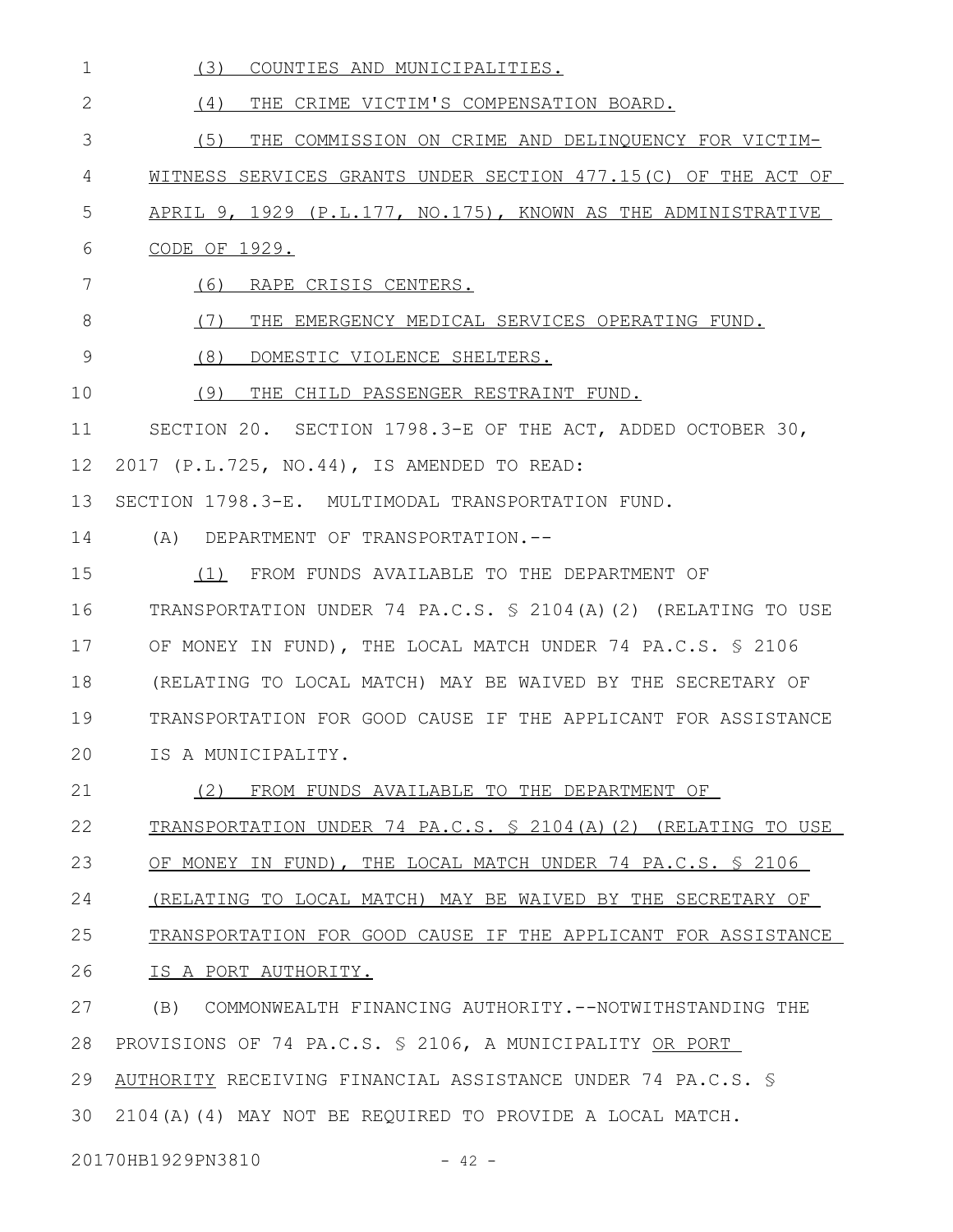(3) COUNTIES AND MUNICIPALITIES.

(4) THE CRIME VICTIM'S COMPENSATION BOARD.

(5) THE COMMISSION ON CRIME AND DELINQUENCY FOR VICTIM-WITNESS SERVICES GRANTS UNDER SECTION 477.15(C) OF THE ACT OF APRIL 9, 1929 (P.L.177, NO.175), KNOWN AS THE ADMINISTRATIVE CODE OF 1929.

(6) RAPE CRISIS CENTERS.

(7) THE EMERGENCY MEDICAL SERVICES OPERATING FUND.

(8) DOMESTIC VIOLENCE SHELTERS.

(9) THE CHILD PASSENGER RESTRAINT FUND.

SECTION 20. SECTION 1798.3-E OF THE ACT, ADDED OCTOBER 30, 2017 (P.L.725, NO.44), IS AMENDED TO READ:

SECTION 1798.3-E. MULTIMODAL TRANSPORTATION FUND.

(A) DEPARTMENT OF TRANSPORTATION.--

(1) FROM FUNDS AVAILABLE TO THE DEPARTMENT OF TRANSPORTATION UNDER 74 PA.C.S. § 2104(A)(2) (RELATING TO USE OF MONEY IN FUND), THE LOCAL MATCH UNDER 74 PA.C.S. § 2106 (RELATING TO LOCAL MATCH) MAY BE WAIVED BY THE SECRETARY OF TRANSPORTATION FOR GOOD CAUSE IF THE APPLICANT FOR ASSISTANCE IS A MUNICIPALITY.

(2) FROM FUNDS AVAILABLE TO THE DEPARTMENT OF TRANSPORTATION UNDER 74 PA.C.S. § 2104(A)(2) (RELATING TO USE OF MONEY IN FUND), THE LOCAL MATCH UNDER 74 PA.C.S. § 2106 (RELATING TO LOCAL MATCH) MAY BE WAIVED BY THE SECRETARY OF TRANSPORTATION FOR GOOD CAUSE IF THE APPLICANT FOR ASSISTANCE IS A PORT AUTHORITY.

(B) COMMONWEALTH FINANCING AUTHORITY.--NOTWITHSTANDING THE PROVISIONS OF 74 PA.C.S. § 2106, A MUNICIPALITY OR PORT AUTHORITY RECEIVING FINANCIAL ASSISTANCE UNDER 74 PA.C.S. § 2104(A)(4) MAY NOT BE REQUIRED TO PROVIDE A LOCAL MATCH.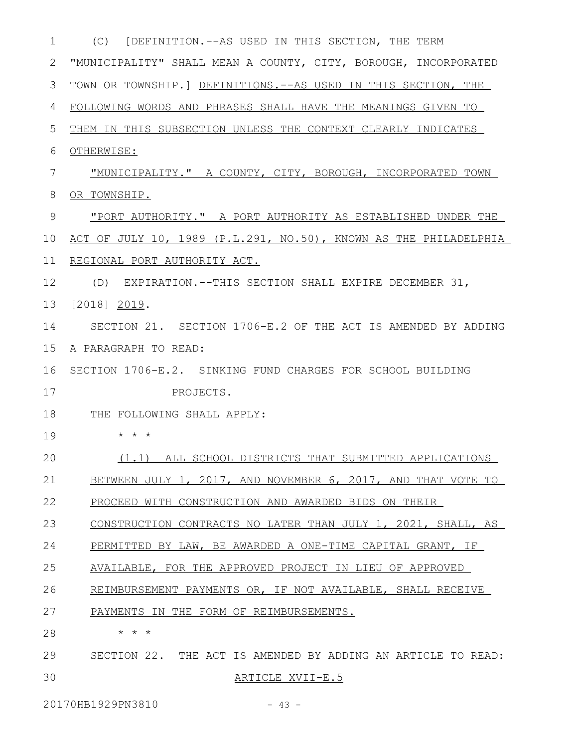(C) [DEFINITION.--AS USED IN THIS SECTION, THE TERM "MUNICIPALITY" SHALL MEAN A COUNTY, CITY, BOROUGH, INCORPORATED TOWN OR TOWNSHIP.] DEFINITIONS.--AS USED IN THIS SECTION, THE FOLLOWING WORDS AND PHRASES SHALL HAVE THE MEANINGS GIVEN TO THEM IN THIS SUBSECTION UNLESS THE CONTEXT CLEARLY INDICATES OTHERWISE:

"MUNICIPALITY." A COUNTY, CITY, BOROUGH, INCORPORATED TOWN OR TOWNSHIP.

"PORT AUTHORITY." A PORT AUTHORITY AS ESTABLISHED UNDER THE ACT OF JULY 10, 1989 (P.L.291, NO.50), KNOWN AS THE PHILADELPHIA REGIONAL PORT AUTHORITY ACT.

(D) EXPIRATION.--THIS SECTION SHALL EXPIRE DECEMBER 31, [2018] 2019.

SECTION 21. SECTION 1706-E.2 OF THE ACT IS AMENDED BY ADDING A PARAGRAPH TO READ:

SECTION 1706-E.2. SINKING FUND CHARGES FOR SCHOOL BUILDING PROJECTS.

THE FOLLOWING SHALL APPLY:

\* \* \*

(1.1) ALL SCHOOL DISTRICTS THAT SUBMITTED APPLICATIONS BETWEEN JULY 1, 2017, AND NOVEMBER 6, 2017, AND THAT VOTE TO PROCEED WITH CONSTRUCTION AND AWARDED BIDS ON THEIR CONSTRUCTION CONTRACTS NO LATER THAN JULY 1, 2021, SHALL, AS PERMITTED BY LAW, BE AWARDED A ONE-TIME CAPITAL GRANT, IF AVAILABLE, FOR THE APPROVED PROJECT IN LIEU OF APPROVED REIMBURSEMENT PAYMENTS OR, IF NOT AVAILABLE, SHALL RECEIVE PAYMENTS IN THE FORM OF REIMBURSEMENTS.

\* \* \*

SECTION 22. THE ACT IS AMENDED BY ADDING AN ARTICLE TO READ:

ARTICLE XVII-E.5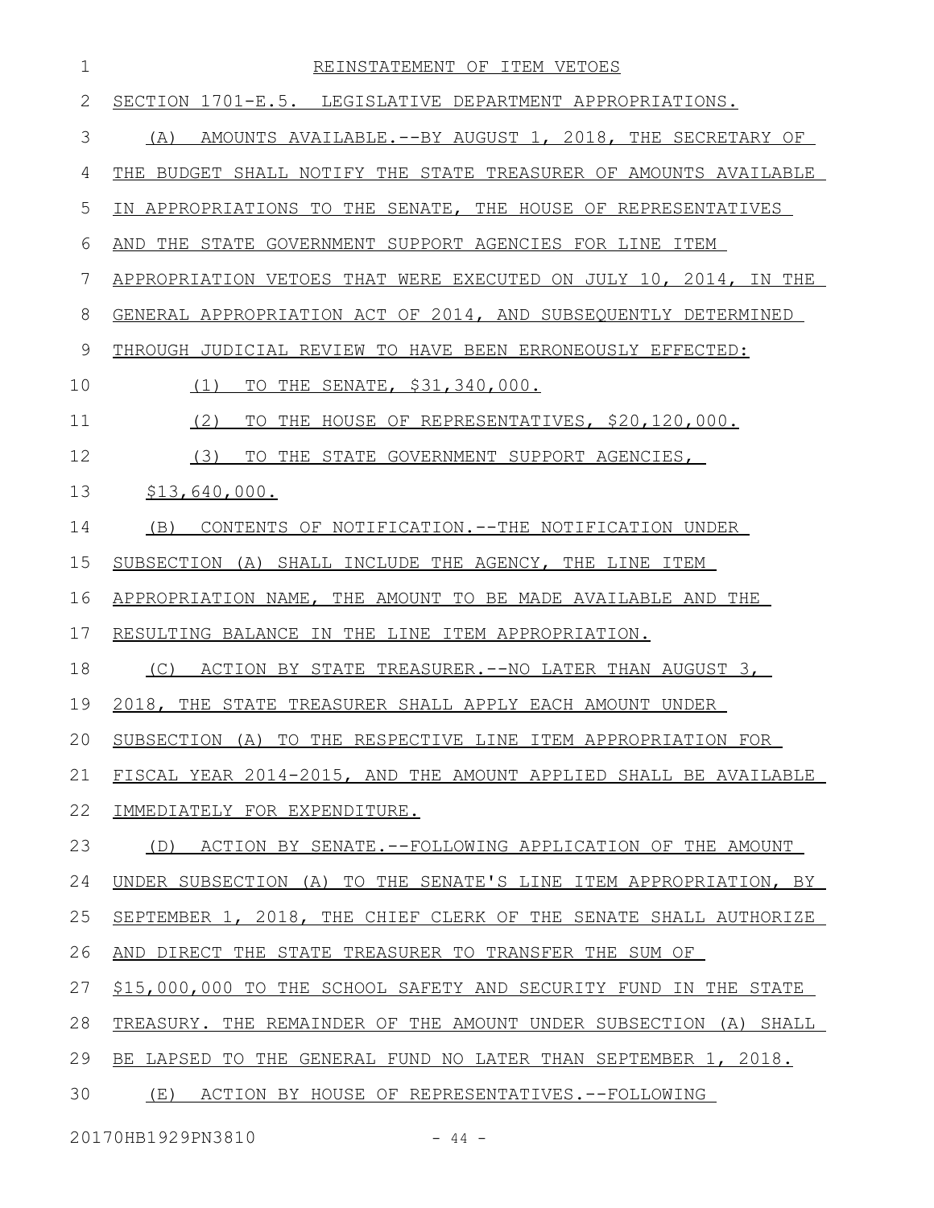REINSTATEMENT OF ITEM VETOES

SECTION 1701-E.5. LEGISLATIVE DEPARTMENT APPROPRIATIONS.

(A) AMOUNTS AVAILABLE.--BY AUGUST 1, 2018, THE SECRETARY OF THE BUDGET SHALL NOTIFY THE STATE TREASURER OF AMOUNTS AVAILABLE IN APPROPRIATIONS TO THE SENATE, THE HOUSE OF REPRESENTATIVES AND THE STATE GOVERNMENT SUPPORT AGENCIES FOR LINE ITEM APPROPRIATION VETOES THAT WERE EXECUTED ON JULY 10, 2014, IN THE GENERAL APPROPRIATION ACT OF 2014, AND SUBSEQUENTLY DETERMINED THROUGH JUDICIAL REVIEW TO HAVE BEEN ERRONEOUSLY EFFECTED:

(1) TO THE SENATE, $31,340,000.

(2) TO THE HOUSE OF REPRESENTATIVES, $20,120,000.

(3) TO THE STATE GOVERNMENT SUPPORT AGENCIES, $13,640,000.

(B) CONTENTS OF NOTIFICATION.--THE NOTIFICATION UNDER SUBSECTION (A) SHALL INCLUDE THE AGENCY, THE LINE ITEM APPROPRIATION NAME, THE AMOUNT TO BE MADE AVAILABLE AND THE RESULTING BALANCE IN THE LINE ITEM APPROPRIATION.

(C) ACTION BY STATE TREASURER.--NO LATER THAN AUGUST 3, 2018, THE STATE TREASURER SHALL APPLY EACH AMOUNT UNDER SUBSECTION (A) TO THE RESPECTIVE LINE ITEM APPROPRIATION FOR FISCAL YEAR 2014-2015, AND THE AMOUNT APPLIED SHALL BE AVAILABLE IMMEDIATELY FOR EXPENDITURE.

(D) ACTION BY SENATE.--FOLLOWING APPLICATION OF THE AMOUNT UNDER SUBSECTION (A) TO THE SENATE'S LINE ITEM APPROPRIATION, BY SEPTEMBER 1, 2018, THE CHIEF CLERK OF THE SENATE SHALL AUTHORIZE AND DIRECT THE STATE TREASURER TO TRANSFER THE SUM OF $15,000,000 TO THE SCHOOL SAFETY AND SECURITY FUND IN THE STATE TREASURY. THE REMAINDER OF THE AMOUNT UNDER SUBSECTION (A) SHALL BE LAPSED TO THE GENERAL FUND NO LATER THAN SEPTEMBER 1, 2018.

(E) ACTION BY HOUSE OF REPRESENTATIVES.--FOLLOWING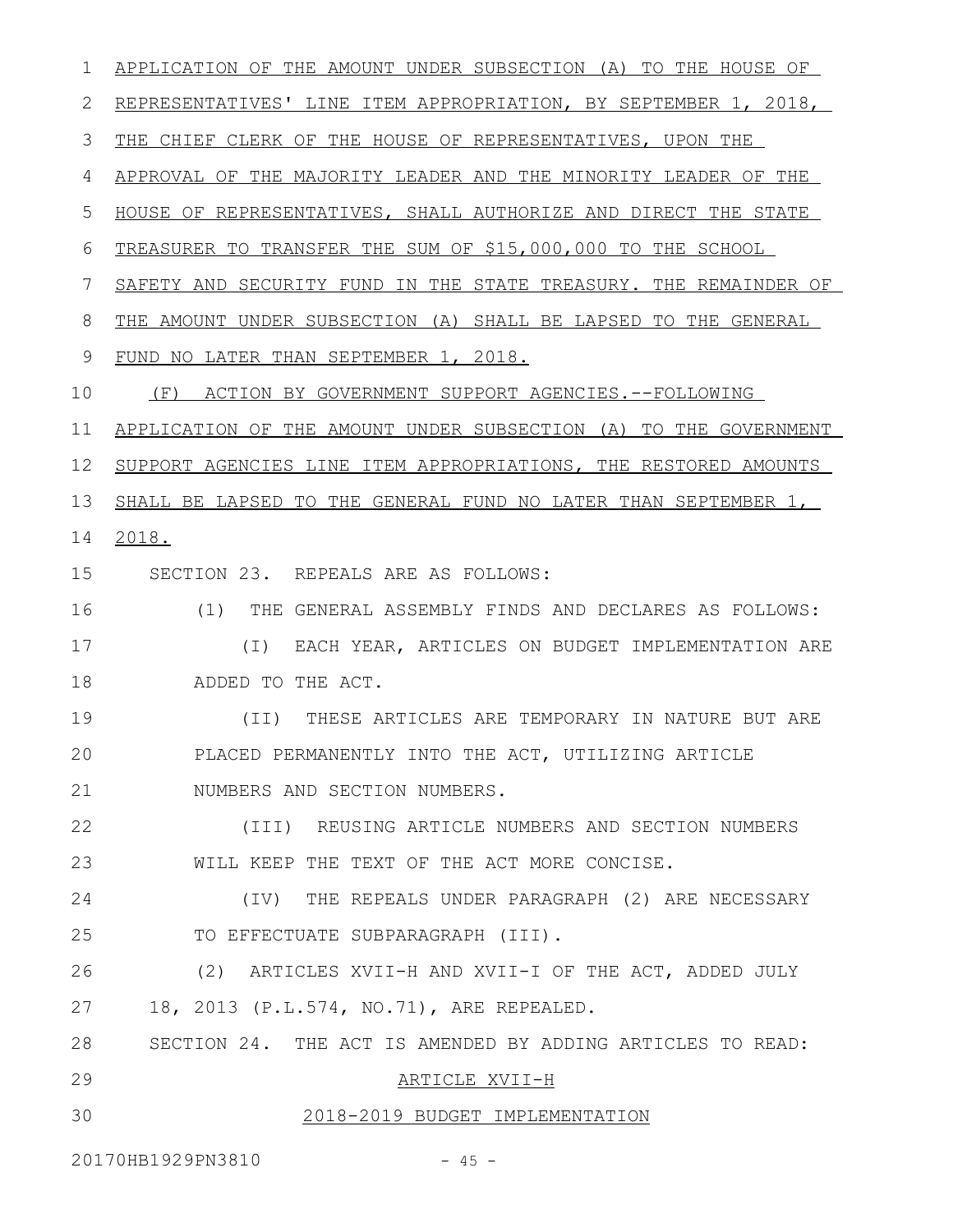APPLICATION OF THE AMOUNT UNDER SUBSECTION (A) TO THE HOUSE OF REPRESENTATIVES' LINE ITEM APPROPRIATION, BY SEPTEMBER 1, 2018, THE CHIEF CLERK OF THE HOUSE OF REPRESENTATIVES, UPON THE APPROVAL OF THE MAJORITY LEADER AND THE MINORITY LEADER OF THE HOUSE OF REPRESENTATIVES, SHALL AUTHORIZE AND DIRECT THE STATE TREASURER TO TRANSFER THE SUM OF $15,000,000 TO THE SCHOOL SAFETY AND SECURITY FUND IN THE STATE TREASURY. THE REMAINDER OF THE AMOUNT UNDER SUBSECTION (A) SHALL BE LAPSED TO THE GENERAL FUND NO LATER THAN SEPTEMBER 1, 2018.

(F) ACTION BY GOVERNMENT SUPPORT AGENCIES.--FOLLOWING APPLICATION OF THE AMOUNT UNDER SUBSECTION (A) TO THE GOVERNMENT SUPPORT AGENCIES LINE ITEM APPROPRIATIONS, THE RESTORED AMOUNTS SHALL BE LAPSED TO THE GENERAL FUND NO LATER THAN SEPTEMBER 1, 2018.

SECTION 23. REPEALS ARE AS FOLLOWS:

(1) THE GENERAL ASSEMBLY FINDS AND DECLARES AS FOLLOWS:

(I) EACH YEAR, ARTICLES ON BUDGET IMPLEMENTATION ARE ADDED TO THE ACT.

(II) THESE ARTICLES ARE TEMPORARY IN NATURE BUT ARE PLACED PERMANENTLY INTO THE ACT, UTILIZING ARTICLE NUMBERS AND SECTION NUMBERS.

(III) REUSING ARTICLE NUMBERS AND SECTION NUMBERS WILL KEEP THE TEXT OF THE ACT MORE CONCISE.

(IV) THE REPEALS UNDER PARAGRAPH (2) ARE NECESSARY TO EFFECTUATE SUBPARAGRAPH (III).

(2) ARTICLES XVII-H AND XVII-I OF THE ACT, ADDED JULY 18, 2013 (P.L.574, NO.71), ARE REPEALED.

SECTION 24. THE ACT IS AMENDED BY ADDING ARTICLES TO READ:

ARTICLE XVII-H

2018-2019 BUDGET IMPLEMENTATION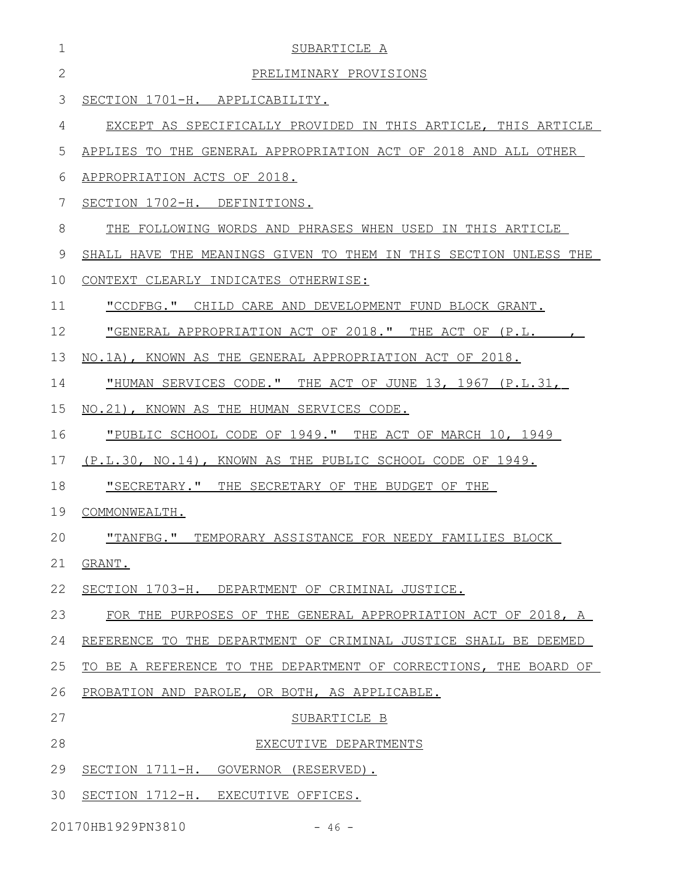SUBARTICLE A

PRELIMINARY PROVISIONS

SECTION 1701-H. APPLICABILITY.

EXCEPT AS SPECIFICALLY PROVIDED IN THIS ARTICLE, THIS ARTICLE APPLIES TO THE GENERAL APPROPRIATION ACT OF 2018 AND ALL OTHER APPROPRIATION ACTS OF 2018.

SECTION 1702-H. DEFINITIONS.

THE FOLLOWING WORDS AND PHRASES WHEN USED IN THIS ARTICLE SHALL HAVE THE MEANINGS GIVEN TO THEM IN THIS SECTION UNLESS THE CONTEXT CLEARLY INDICATES OTHERWISE:

"CCDFBG." CHILD CARE AND DEVELOPMENT FUND BLOCK GRANT.

"GENERAL APPROPRIATION ACT OF 2018." THE ACT OF (P.L. , NO.1A), KNOWN AS THE GENERAL APPROPRIATION ACT OF 2018.

"HUMAN SERVICES CODE." THE ACT OF JUNE 13, 1967 (P.L.31, NO.21), KNOWN AS THE HUMAN SERVICES CODE.

"PUBLIC SCHOOL CODE OF 1949." THE ACT OF MARCH 10, 1949 (P.L.30, NO.14), KNOWN AS THE PUBLIC SCHOOL CODE OF 1949.

"SECRETARY." THE SECRETARY OF THE BUDGET OF THE COMMONWEALTH.

"TANFBG." TEMPORARY ASSISTANCE FOR NEEDY FAMILIES BLOCK GRANT.

SECTION 1703-H. DEPARTMENT OF CRIMINAL JUSTICE.

FOR THE PURPOSES OF THE GENERAL APPROPRIATION ACT OF 2018, A REFERENCE TO THE DEPARTMENT OF CRIMINAL JUSTICE SHALL BE DEEMED TO BE A REFERENCE TO THE DEPARTMENT OF CORRECTIONS, THE BOARD OF PROBATION AND PAROLE, OR BOTH, AS APPLICABLE.

SUBARTICLE B

EXECUTIVE DEPARTMENTS

SECTION 1711-H. GOVERNOR (RESERVED).

SECTION 1712-H. EXECUTIVE OFFICES.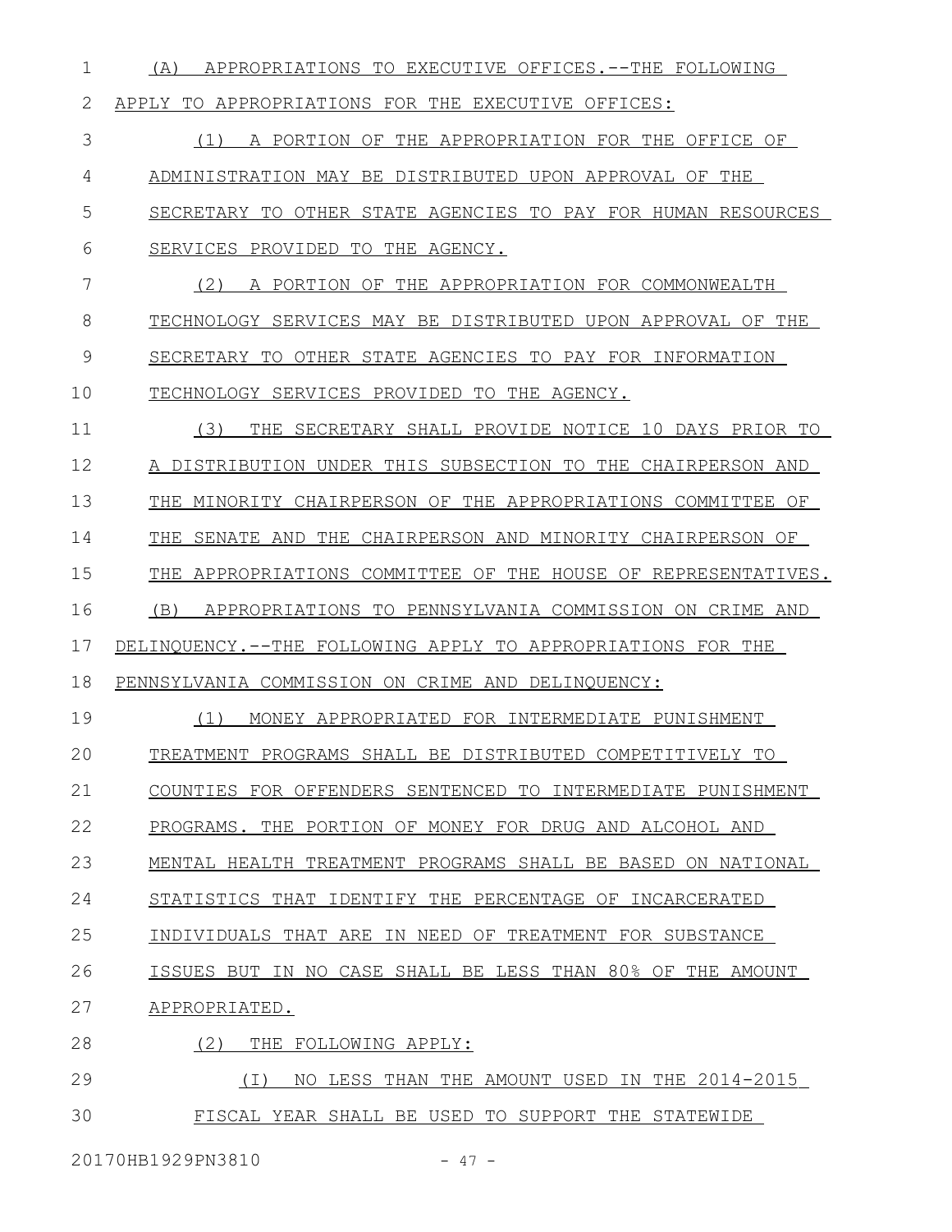(A) APPROPRIATIONS TO EXECUTIVE OFFICES.--THE FOLLOWING APPLY TO APPROPRIATIONS FOR THE EXECUTIVE OFFICES:

(1) A PORTION OF THE APPROPRIATION FOR THE OFFICE OF ADMINISTRATION MAY BE DISTRIBUTED UPON APPROVAL OF THE SECRETARY TO OTHER STATE AGENCIES TO PAY FOR HUMAN RESOURCES SERVICES PROVIDED TO THE AGENCY.

(2) A PORTION OF THE APPROPRIATION FOR COMMONWEALTH TECHNOLOGY SERVICES MAY BE DISTRIBUTED UPON APPROVAL OF THE SECRETARY TO OTHER STATE AGENCIES TO PAY FOR INFORMATION TECHNOLOGY SERVICES PROVIDED TO THE AGENCY.

(3) THE SECRETARY SHALL PROVIDE NOTICE 10 DAYS PRIOR TO A DISTRIBUTION UNDER THIS SUBSECTION TO THE CHAIRPERSON AND THE MINORITY CHAIRPERSON OF THE APPROPRIATIONS COMMITTEE OF THE SENATE AND THE CHAIRPERSON AND MINORITY CHAIRPERSON OF THE APPROPRIATIONS COMMITTEE OF THE HOUSE OF REPRESENTATIVES.

(B) APPROPRIATIONS TO PENNSYLVANIA COMMISSION ON CRIME AND DELINQUENCY.--THE FOLLOWING APPLY TO APPROPRIATIONS FOR THE PENNSYLVANIA COMMISSION ON CRIME AND DELINQUENCY:

(1) MONEY APPROPRIATED FOR INTERMEDIATE PUNISHMENT TREATMENT PROGRAMS SHALL BE DISTRIBUTED COMPETITIVELY TO COUNTIES FOR OFFENDERS SENTENCED TO INTERMEDIATE PUNISHMENT PROGRAMS. THE PORTION OF MONEY FOR DRUG AND ALCOHOL AND MENTAL HEALTH TREATMENT PROGRAMS SHALL BE BASED ON NATIONAL STATISTICS THAT IDENTIFY THE PERCENTAGE OF INCARCERATED INDIVIDUALS THAT ARE IN NEED OF TREATMENT FOR SUBSTANCE ISSUES BUT IN NO CASE SHALL BE LESS THAN 80% OF THE AMOUNT APPROPRIATED.

(2) THE FOLLOWING APPLY:

(I) NO LESS THAN THE AMOUNT USED IN THE 2014-2015 FISCAL YEAR SHALL BE USED TO SUPPORT THE STATEWIDE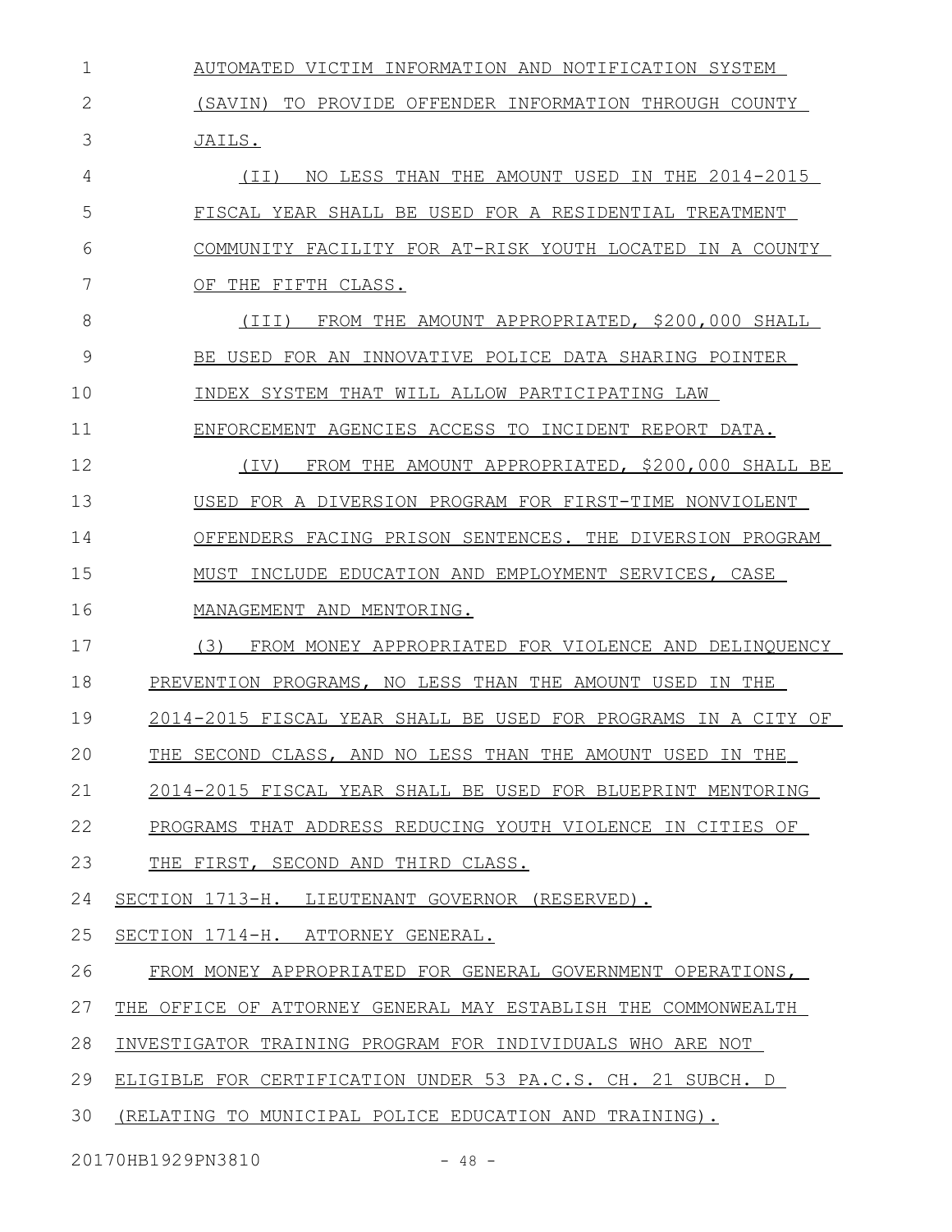AUTOMATED VICTIM INFORMATION AND NOTIFICATION SYSTEM (SAVIN) TO PROVIDE OFFENDER INFORMATION THROUGH COUNTY JAILS.

(II) NO LESS THAN THE AMOUNT USED IN THE 2014-2015 FISCAL YEAR SHALL BE USED FOR A RESIDENTIAL TREATMENT COMMUNITY FACILITY FOR AT-RISK YOUTH LOCATED IN A COUNTY OF THE FIFTH CLASS.

(III) FROM THE AMOUNT APPROPRIATED, $200,000 SHALL BE USED FOR AN INNOVATIVE POLICE DATA SHARING POINTER INDEX SYSTEM THAT WILL ALLOW PARTICIPATING LAW ENFORCEMENT AGENCIES ACCESS TO INCIDENT REPORT DATA.

(IV) FROM THE AMOUNT APPROPRIATED, $200,000 SHALL BE USED FOR A DIVERSION PROGRAM FOR FIRST-TIME NONVIOLENT OFFENDERS FACING PRISON SENTENCES. THE DIVERSION PROGRAM MUST INCLUDE EDUCATION AND EMPLOYMENT SERVICES, CASE MANAGEMENT AND MENTORING.

(3) FROM MONEY APPROPRIATED FOR VIOLENCE AND DELINQUENCY PREVENTION PROGRAMS, NO LESS THAN THE AMOUNT USED IN THE 2014-2015 FISCAL YEAR SHALL BE USED FOR PROGRAMS IN A CITY OF THE SECOND CLASS, AND NO LESS THAN THE AMOUNT USED IN THE 2014-2015 FISCAL YEAR SHALL BE USED FOR BLUEPRINT MENTORING PROGRAMS THAT ADDRESS REDUCING YOUTH VIOLENCE IN CITIES OF THE FIRST, SECOND AND THIRD CLASS.

SECTION 1713-H. LIEUTENANT GOVERNOR (RESERVED).

SECTION 1714-H. ATTORNEY GENERAL.

FROM MONEY APPROPRIATED FOR GENERAL GOVERNMENT OPERATIONS, THE OFFICE OF ATTORNEY GENERAL MAY ESTABLISH THE COMMONWEALTH INVESTIGATOR TRAINING PROGRAM FOR INDIVIDUALS WHO ARE NOT ELIGIBLE FOR CERTIFICATION UNDER 53 PA.C.S. CH. 21 SUBCH. D (RELATING TO MUNICIPAL POLICE EDUCATION AND TRAINING).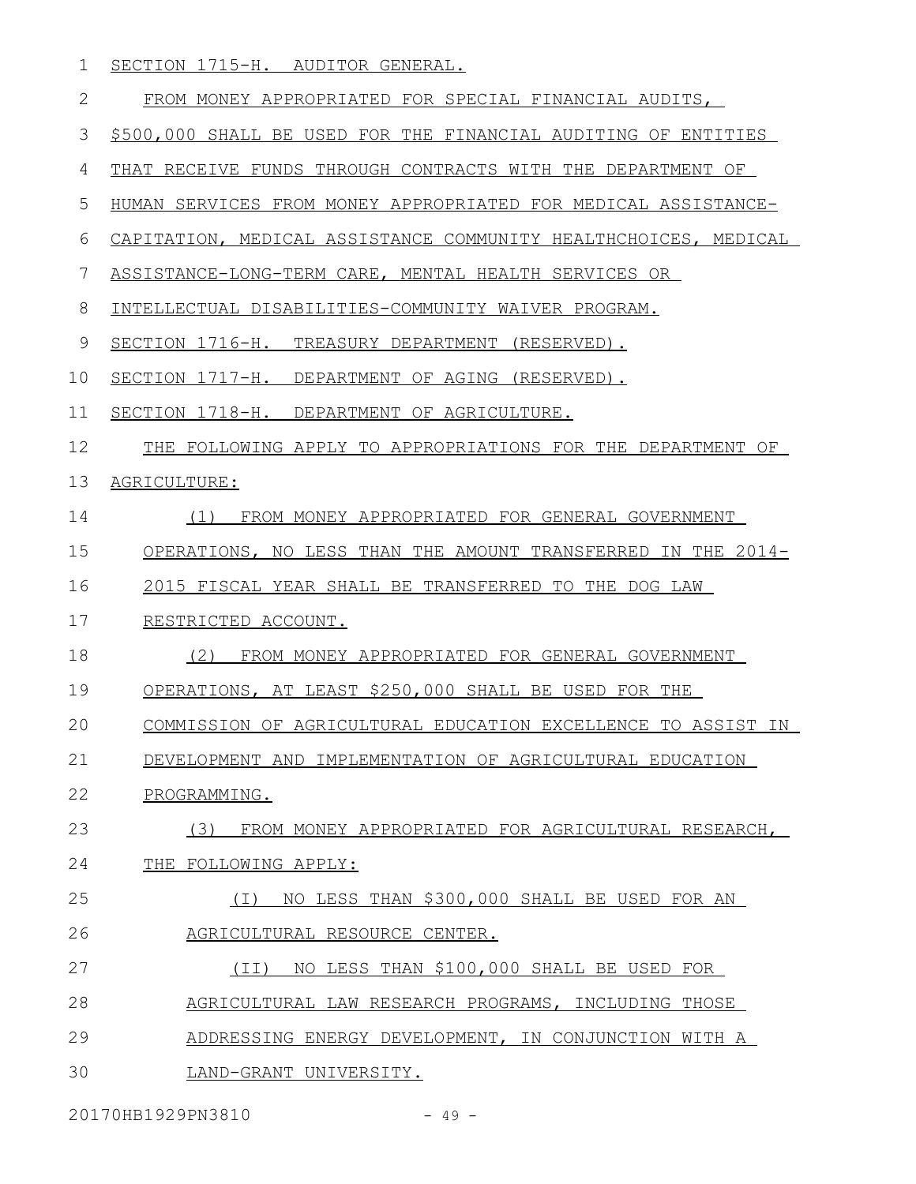SECTION 1715-H. AUDITOR GENERAL.

FROM MONEY APPROPRIATED FOR SPECIAL FINANCIAL AUDITS, $500,000 SHALL BE USED FOR THE FINANCIAL AUDITING OF ENTITIES THAT RECEIVE FUNDS THROUGH CONTRACTS WITH THE DEPARTMENT OF HUMAN SERVICES FROM MONEY APPROPRIATED FOR MEDICAL ASSISTANCE-CAPITATION, MEDICAL ASSISTANCE COMMUNITY HEALTHCHOICES, MEDICAL ASSISTANCE-LONG-TERM CARE, MENTAL HEALTH SERVICES OR INTELLECTUAL DISABILITIES-COMMUNITY WAIVER PROGRAM.

SECTION 1716-H. TREASURY DEPARTMENT (RESERVED).

SECTION 1717-H. DEPARTMENT OF AGING (RESERVED).

SECTION 1718-H. DEPARTMENT OF AGRICULTURE.

THE FOLLOWING APPLY TO APPROPRIATIONS FOR THE DEPARTMENT OF AGRICULTURE:

(1) FROM MONEY APPROPRIATED FOR GENERAL GOVERNMENT OPERATIONS, NO LESS THAN THE AMOUNT TRANSFERRED IN THE 2014-2015 FISCAL YEAR SHALL BE TRANSFERRED TO THE DOG LAW RESTRICTED ACCOUNT.

(2) FROM MONEY APPROPRIATED FOR GENERAL GOVERNMENT OPERATIONS, AT LEAST $250,000 SHALL BE USED FOR THE COMMISSION OF AGRICULTURAL EDUCATION EXCELLENCE TO ASSIST IN DEVELOPMENT AND IMPLEMENTATION OF AGRICULTURAL EDUCATION PROGRAMMING.

(3) FROM MONEY APPROPRIATED FOR AGRICULTURAL RESEARCH, THE FOLLOWING APPLY:

(I) NO LESS THAN $300,000 SHALL BE USED FOR AN AGRICULTURAL RESOURCE CENTER.

(II) NO LESS THAN $100,000 SHALL BE USED FOR AGRICULTURAL LAW RESEARCH PROGRAMS, INCLUDING THOSE ADDRESSING ENERGY DEVELOPMENT, IN CONJUNCTION WITH A LAND-GRANT UNIVERSITY.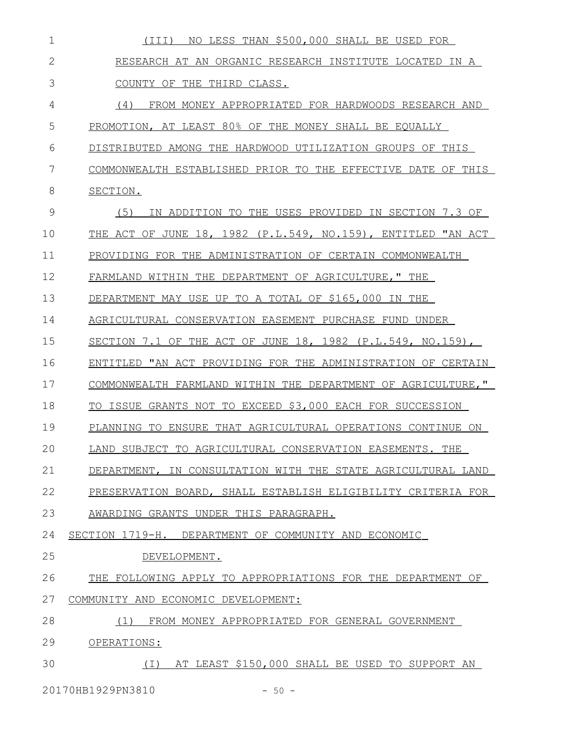(III) NO LESS THAN $500,000 SHALL BE USED FOR RESEARCH AT AN ORGANIC RESEARCH INSTITUTE LOCATED IN A COUNTY OF THE THIRD CLASS.

(4) FROM MONEY APPROPRIATED FOR HARDWOODS RESEARCH AND PROMOTION, AT LEAST 80% OF THE MONEY SHALL BE EQUALLY DISTRIBUTED AMONG THE HARDWOOD UTILIZATION GROUPS OF THIS COMMONWEALTH ESTABLISHED PRIOR TO THE EFFECTIVE DATE OF THIS SECTION.

(5) IN ADDITION TO THE USES PROVIDED IN SECTION 7.3 OF THE ACT OF JUNE 18, 1982 (P.L.549, NO.159), ENTITLED "AN ACT PROVIDING FOR THE ADMINISTRATION OF CERTAIN COMMONWEALTH FARMLAND WITHIN THE DEPARTMENT OF AGRICULTURE," THE DEPARTMENT MAY USE UP TO A TOTAL OF $165,000 IN THE AGRICULTURAL CONSERVATION EASEMENT PURCHASE FUND UNDER SECTION 7.1 OF THE ACT OF JUNE 18, 1982 (P.L.549, NO.159), ENTITLED "AN ACT PROVIDING FOR THE ADMINISTRATION OF CERTAIN COMMONWEALTH FARMLAND WITHIN THE DEPARTMENT OF AGRICULTURE," TO ISSUE GRANTS NOT TO EXCEED $3,000 EACH FOR SUCCESSION PLANNING TO ENSURE THAT AGRICULTURAL OPERATIONS CONTINUE ON LAND SUBJECT TO AGRICULTURAL CONSERVATION EASEMENTS. THE DEPARTMENT, IN CONSULTATION WITH THE STATE AGRICULTURAL LAND PRESERVATION BOARD, SHALL ESTABLISH ELIGIBILITY CRITERIA FOR AWARDING GRANTS UNDER THIS PARAGRAPH.

SECTION 1719-H. DEPARTMENT OF COMMUNITY AND ECONOMIC DEVELOPMENT.

THE FOLLOWING APPLY TO APPROPRIATIONS FOR THE DEPARTMENT OF COMMUNITY AND ECONOMIC DEVELOPMENT:

(1) FROM MONEY APPROPRIATED FOR GENERAL GOVERNMENT OPERATIONS:

(I) AT LEAST $150,000 SHALL BE USED TO SUPPORT AN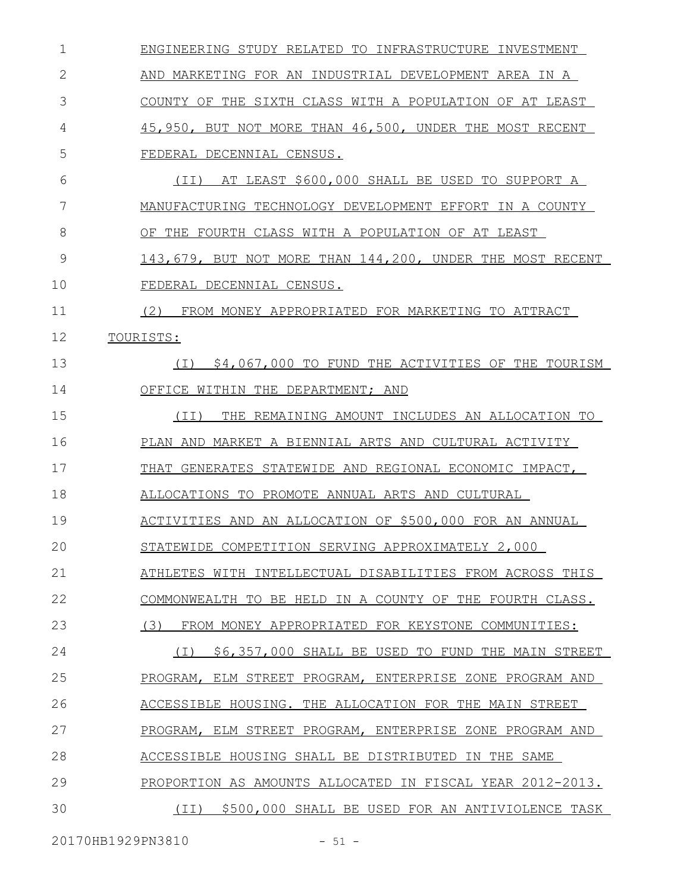ENGINEERING STUDY RELATED TO INFRASTRUCTURE INVESTMENT AND MARKETING FOR AN INDUSTRIAL DEVELOPMENT AREA IN A COUNTY OF THE SIXTH CLASS WITH A POPULATION OF AT LEAST 45,950, BUT NOT MORE THAN 46,500, UNDER THE MOST RECENT FEDERAL DECENNIAL CENSUS.

(II) AT LEAST $600,000 SHALL BE USED TO SUPPORT A MANUFACTURING TECHNOLOGY DEVELOPMENT EFFORT IN A COUNTY OF THE FOURTH CLASS WITH A POPULATION OF AT LEAST 143,679, BUT NOT MORE THAN 144,200, UNDER THE MOST RECENT FEDERAL DECENNIAL CENSUS.

(2) FROM MONEY APPROPRIATED FOR MARKETING TO ATTRACT TOURISTS:

(I) $4,067,000 TO FUND THE ACTIVITIES OF THE TOURISM OFFICE WITHIN THE DEPARTMENT; AND

(II) THE REMAINING AMOUNT INCLUDES AN ALLOCATION TO PLAN AND MARKET A BIENNIAL ARTS AND CULTURAL ACTIVITY THAT GENERATES STATEWIDE AND REGIONAL ECONOMIC IMPACT, ALLOCATIONS TO PROMOTE ANNUAL ARTS AND CULTURAL ACTIVITIES AND AN ALLOCATION OF $500,000 FOR AN ANNUAL STATEWIDE COMPETITION SERVING APPROXIMATELY 2,000 ATHLETES WITH INTELLECTUAL DISABILITIES FROM ACROSS THIS COMMONWEALTH TO BE HELD IN A COUNTY OF THE FOURTH CLASS.

(3) FROM MONEY APPROPRIATED FOR KEYSTONE COMMUNITIES:

(I) $6,357,000 SHALL BE USED TO FUND THE MAIN STREET PROGRAM, ELM STREET PROGRAM, ENTERPRISE ZONE PROGRAM AND ACCESSIBLE HOUSING. THE ALLOCATION FOR THE MAIN STREET PROGRAM, ELM STREET PROGRAM, ENTERPRISE ZONE PROGRAM AND ACCESSIBLE HOUSING SHALL BE DISTRIBUTED IN THE SAME PROPORTION AS AMOUNTS ALLOCATED IN FISCAL YEAR 2012-2013.

(II) $500,000 SHALL BE USED FOR AN ANTIVIOLENCE TASK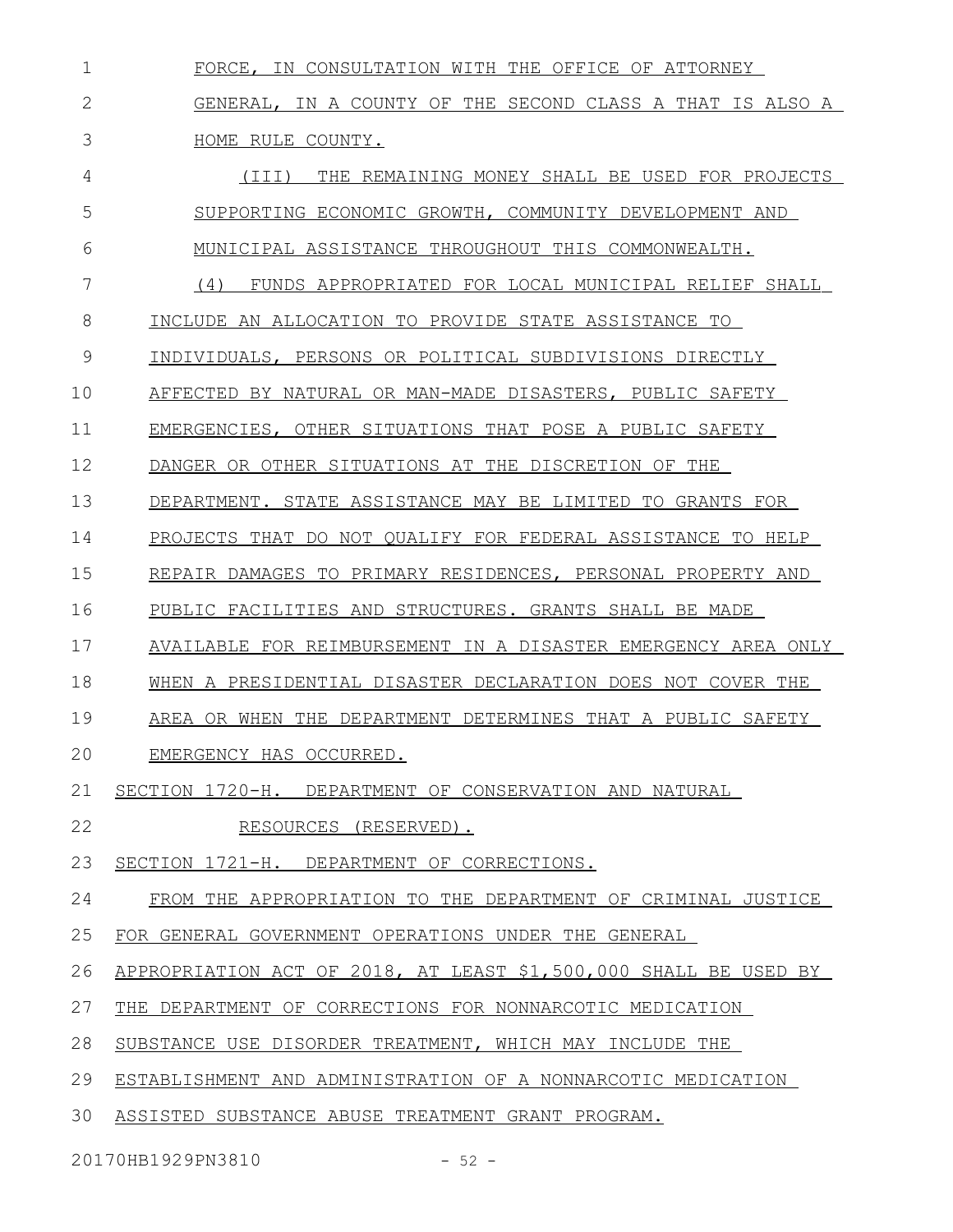FORCE, IN CONSULTATION WITH THE OFFICE OF ATTORNEY GENERAL, IN A COUNTY OF THE SECOND CLASS A THAT IS ALSO A HOME RULE COUNTY.

(III) THE REMAINING MONEY SHALL BE USED FOR PROJECTS SUPPORTING ECONOMIC GROWTH, COMMUNITY DEVELOPMENT AND MUNICIPAL ASSISTANCE THROUGHOUT THIS COMMONWEALTH.

(4) FUNDS APPROPRIATED FOR LOCAL MUNICIPAL RELIEF SHALL INCLUDE AN ALLOCATION TO PROVIDE STATE ASSISTANCE TO INDIVIDUALS, PERSONS OR POLITICAL SUBDIVISIONS DIRECTLY AFFECTED BY NATURAL OR MAN-MADE DISASTERS, PUBLIC SAFETY EMERGENCIES, OTHER SITUATIONS THAT POSE A PUBLIC SAFETY DANGER OR OTHER SITUATIONS AT THE DISCRETION OF THE DEPARTMENT. STATE ASSISTANCE MAY BE LIMITED TO GRANTS FOR PROJECTS THAT DO NOT QUALIFY FOR FEDERAL ASSISTANCE TO HELP REPAIR DAMAGES TO PRIMARY RESIDENCES, PERSONAL PROPERTY AND PUBLIC FACILITIES AND STRUCTURES. GRANTS SHALL BE MADE AVAILABLE FOR REIMBURSEMENT IN A DISASTER EMERGENCY AREA ONLY WHEN A PRESIDENTIAL DISASTER DECLARATION DOES NOT COVER THE AREA OR WHEN THE DEPARTMENT DETERMINES THAT A PUBLIC SAFETY EMERGENCY HAS OCCURRED.

SECTION 1720-H. DEPARTMENT OF CONSERVATION AND NATURAL RESOURCES (RESERVED).

SECTION 1721-H. DEPARTMENT OF CORRECTIONS.

FROM THE APPROPRIATION TO THE DEPARTMENT OF CRIMINAL JUSTICE FOR GENERAL GOVERNMENT OPERATIONS UNDER THE GENERAL APPROPRIATION ACT OF 2018, AT LEAST $1,500,000 SHALL BE USED BY THE DEPARTMENT OF CORRECTIONS FOR NONNARCOTIC MEDICATION SUBSTANCE USE DISORDER TREATMENT, WHICH MAY INCLUDE THE ESTABLISHMENT AND ADMINISTRATION OF A NONNARCOTIC MEDICATION ASSISTED SUBSTANCE ABUSE TREATMENT GRANT PROGRAM.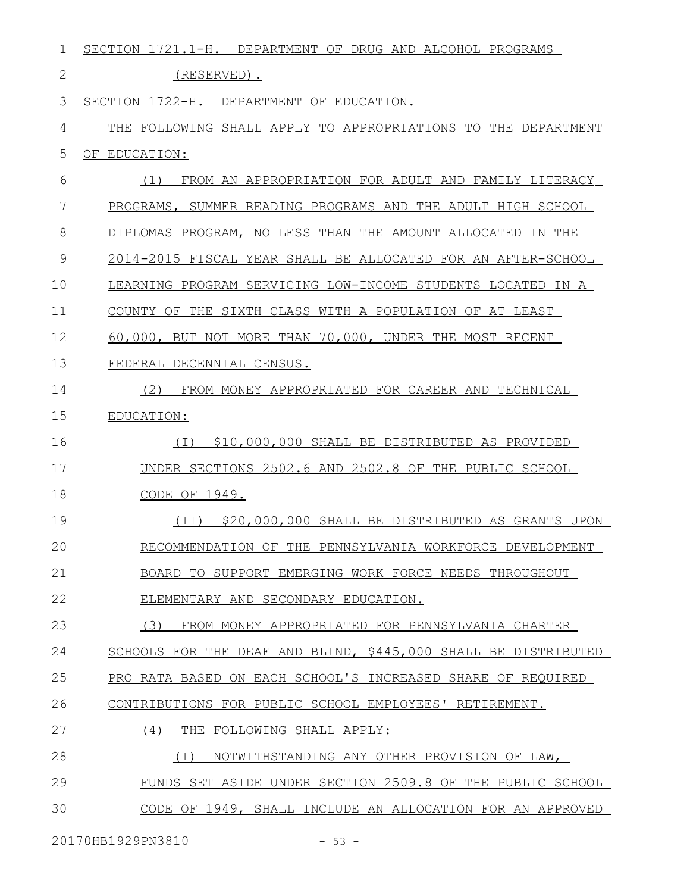SECTION 1721.1-H. DEPARTMENT OF DRUG AND ALCOHOL PROGRAMS (RESERVED).

SECTION 1722-H. DEPARTMENT OF EDUCATION.

THE FOLLOWING SHALL APPLY TO APPROPRIATIONS TO THE DEPARTMENT OF EDUCATION:

(1) FROM AN APPROPRIATION FOR ADULT AND FAMILY LITERACY PROGRAMS, SUMMER READING PROGRAMS AND THE ADULT HIGH SCHOOL DIPLOMAS PROGRAM, NO LESS THAN THE AMOUNT ALLOCATED IN THE 2014-2015 FISCAL YEAR SHALL BE ALLOCATED FOR AN AFTER-SCHOOL LEARNING PROGRAM SERVICING LOW-INCOME STUDENTS LOCATED IN A COUNTY OF THE SIXTH CLASS WITH A POPULATION OF AT LEAST 60,000, BUT NOT MORE THAN 70,000, UNDER THE MOST RECENT FEDERAL DECENNIAL CENSUS.

(2) FROM MONEY APPROPRIATED FOR CAREER AND TECHNICAL EDUCATION:

(I) $10,000,000 SHALL BE DISTRIBUTED AS PROVIDED UNDER SECTIONS 2502.6 AND 2502.8 OF THE PUBLIC SCHOOL CODE OF 1949.

(II) $20,000,000 SHALL BE DISTRIBUTED AS GRANTS UPON RECOMMENDATION OF THE PENNSYLVANIA WORKFORCE DEVELOPMENT BOARD TO SUPPORT EMERGING WORK FORCE NEEDS THROUGHOUT ELEMENTARY AND SECONDARY EDUCATION.

(3) FROM MONEY APPROPRIATED FOR PENNSYLVANIA CHARTER SCHOOLS FOR THE DEAF AND BLIND, $445,000 SHALL BE DISTRIBUTED PRO RATA BASED ON EACH SCHOOL'S INCREASED SHARE OF REQUIRED CONTRIBUTIONS FOR PUBLIC SCHOOL EMPLOYEES' RETIREMENT.

(4) THE FOLLOWING SHALL APPLY:

(I) NOTWITHSTANDING ANY OTHER PROVISION OF LAW, FUNDS SET ASIDE UNDER SECTION 2509.8 OF THE PUBLIC SCHOOL CODE OF 1949, SHALL INCLUDE AN ALLOCATION FOR AN APPROVED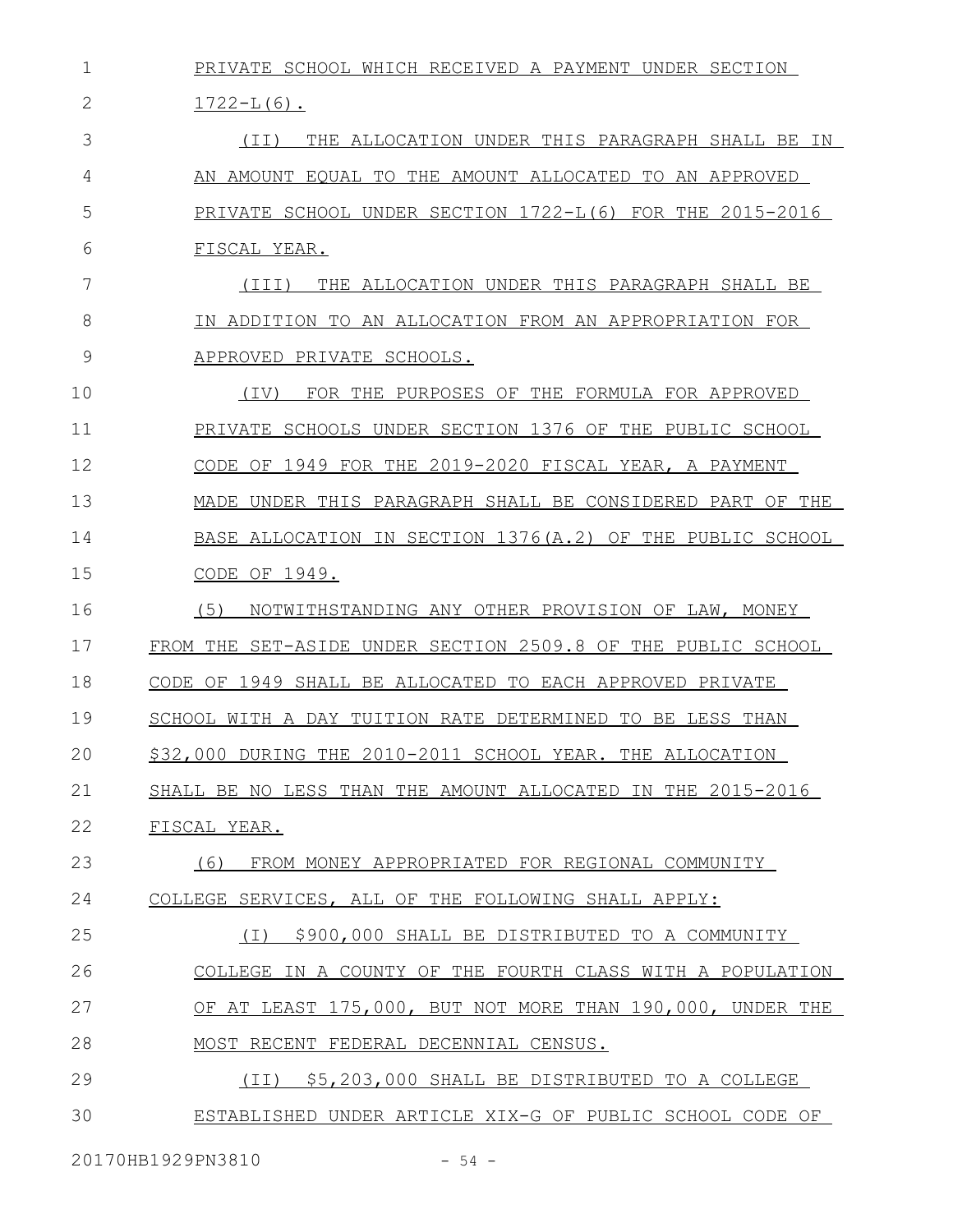PRIVATE SCHOOL WHICH RECEIVED A PAYMENT UNDER SECTION 1722-L(6).

(II) THE ALLOCATION UNDER THIS PARAGRAPH SHALL BE IN AN AMOUNT EQUAL TO THE AMOUNT ALLOCATED TO AN APPROVED PRIVATE SCHOOL UNDER SECTION 1722-L(6) FOR THE 2015-2016 FISCAL YEAR.

(III) THE ALLOCATION UNDER THIS PARAGRAPH SHALL BE IN ADDITION TO AN ALLOCATION FROM AN APPROPRIATION FOR APPROVED PRIVATE SCHOOLS.

(IV) FOR THE PURPOSES OF THE FORMULA FOR APPROVED PRIVATE SCHOOLS UNDER SECTION 1376 OF THE PUBLIC SCHOOL CODE OF 1949 FOR THE 2019-2020 FISCAL YEAR, A PAYMENT MADE UNDER THIS PARAGRAPH SHALL BE CONSIDERED PART OF THE BASE ALLOCATION IN SECTION 1376(A.2) OF THE PUBLIC SCHOOL CODE OF 1949.

(5) NOTWITHSTANDING ANY OTHER PROVISION OF LAW, MONEY FROM THE SET-ASIDE UNDER SECTION 2509.8 OF THE PUBLIC SCHOOL CODE OF 1949 SHALL BE ALLOCATED TO EACH APPROVED PRIVATE SCHOOL WITH A DAY TUITION RATE DETERMINED TO BE LESS THAN $32,000 DURING THE 2010-2011 SCHOOL YEAR. THE ALLOCATION SHALL BE NO LESS THAN THE AMOUNT ALLOCATED IN THE 2015-2016 FISCAL YEAR.

(6) FROM MONEY APPROPRIATED FOR REGIONAL COMMUNITY COLLEGE SERVICES, ALL OF THE FOLLOWING SHALL APPLY:

(I) $900,000 SHALL BE DISTRIBUTED TO A COMMUNITY COLLEGE IN A COUNTY OF THE FOURTH CLASS WITH A POPULATION OF AT LEAST 175,000, BUT NOT MORE THAN 190,000, UNDER THE MOST RECENT FEDERAL DECENNIAL CENSUS.

(II) $5,203,000 SHALL BE DISTRIBUTED TO A COLLEGE ESTABLISHED UNDER ARTICLE XIX-G OF PUBLIC SCHOOL CODE OF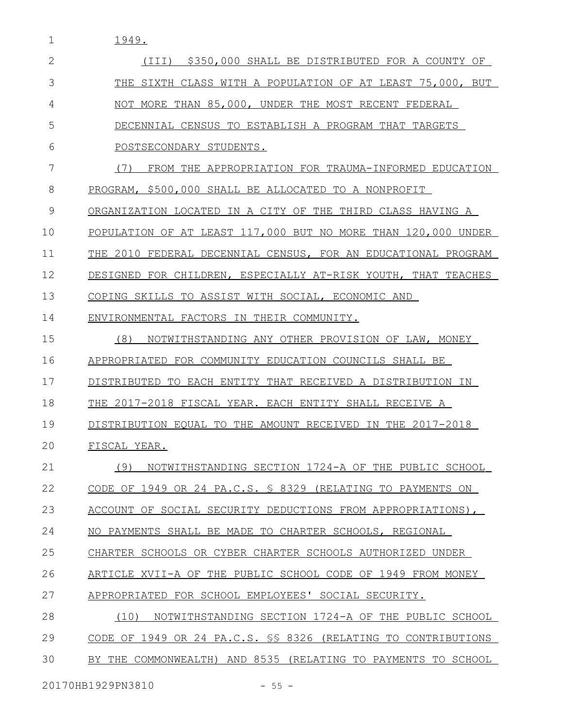1949.

(III) $350,000 SHALL BE DISTRIBUTED FOR A COUNTY OF THE SIXTH CLASS WITH A POPULATION OF AT LEAST 75,000, BUT NOT MORE THAN 85,000, UNDER THE MOST RECENT FEDERAL DECENNIAL CENSUS TO ESTABLISH A PROGRAM THAT TARGETS POSTSECONDARY STUDENTS.

(7) FROM THE APPROPRIATION FOR TRAUMA-INFORMED EDUCATION PROGRAM, $500,000 SHALL BE ALLOCATED TO A NONPROFIT ORGANIZATION LOCATED IN A CITY OF THE THIRD CLASS HAVING A POPULATION OF AT LEAST 117,000 BUT NO MORE THAN 120,000 UNDER THE 2010 FEDERAL DECENNIAL CENSUS, FOR AN EDUCATIONAL PROGRAM DESIGNED FOR CHILDREN, ESPECIALLY AT-RISK YOUTH, THAT TEACHES COPING SKILLS TO ASSIST WITH SOCIAL, ECONOMIC AND ENVIRONMENTAL FACTORS IN THEIR COMMUNITY.

(8) NOTWITHSTANDING ANY OTHER PROVISION OF LAW, MONEY APPROPRIATED FOR COMMUNITY EDUCATION COUNCILS SHALL BE DISTRIBUTED TO EACH ENTITY THAT RECEIVED A DISTRIBUTION IN THE 2017-2018 FISCAL YEAR. EACH ENTITY SHALL RECEIVE A DISTRIBUTION EQUAL TO THE AMOUNT RECEIVED IN THE 2017-2018 FISCAL YEAR.

(9) NOTWITHSTANDING SECTION 1724-A OF THE PUBLIC SCHOOL CODE OF 1949 OR 24 PA.C.S. § 8329 (RELATING TO PAYMENTS ON ACCOUNT OF SOCIAL SECURITY DEDUCTIONS FROM APPROPRIATIONS), NO PAYMENTS SHALL BE MADE TO CHARTER SCHOOLS, REGIONAL CHARTER SCHOOLS OR CYBER CHARTER SCHOOLS AUTHORIZED UNDER ARTICLE XVII-A OF THE PUBLIC SCHOOL CODE OF 1949 FROM MONEY APPROPRIATED FOR SCHOOL EMPLOYEES' SOCIAL SECURITY.

(10) NOTWITHSTANDING SECTION 1724-A OF THE PUBLIC SCHOOL CODE OF 1949 OR 24 PA.C.S. §§ 8326 (RELATING TO CONTRIBUTIONS BY THE COMMONWEALTH) AND 8535 (RELATING TO PAYMENTS TO SCHOOL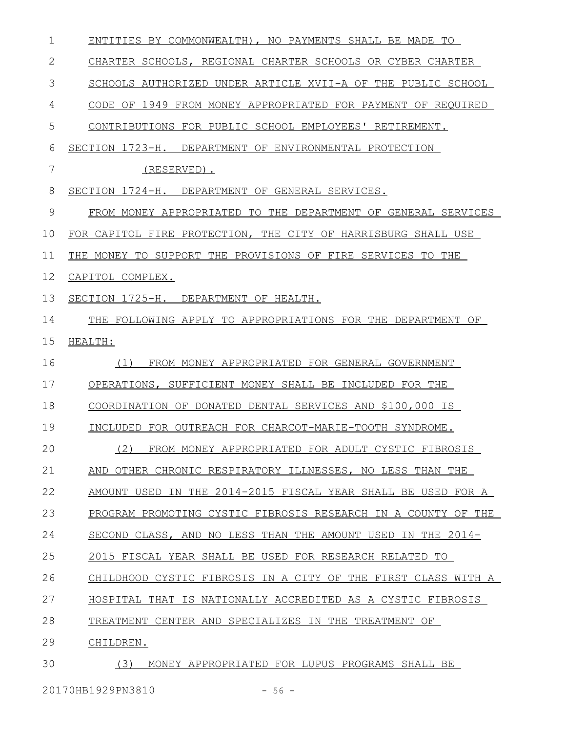ENTITIES BY COMMONWEALTH), NO PAYMENTS SHALL BE MADE TO CHARTER SCHOOLS, REGIONAL CHARTER SCHOOLS OR CYBER CHARTER SCHOOLS AUTHORIZED UNDER ARTICLE XVII-A OF THE PUBLIC SCHOOL CODE OF 1949 FROM MONEY APPROPRIATED FOR PAYMENT OF REQUIRED CONTRIBUTIONS FOR PUBLIC SCHOOL EMPLOYEES' RETIREMENT.

SECTION 1723-H. DEPARTMENT OF ENVIRONMENTAL PROTECTION (RESERVED).

SECTION 1724-H. DEPARTMENT OF GENERAL SERVICES.

FROM MONEY APPROPRIATED TO THE DEPARTMENT OF GENERAL SERVICES FOR CAPITOL FIRE PROTECTION, THE CITY OF HARRISBURG SHALL USE THE MONEY TO SUPPORT THE PROVISIONS OF FIRE SERVICES TO THE CAPITOL COMPLEX.

SECTION 1725-H. DEPARTMENT OF HEALTH.

THE FOLLOWING APPLY TO APPROPRIATIONS FOR THE DEPARTMENT OF HEALTH:

(1) FROM MONEY APPROPRIATED FOR GENERAL GOVERNMENT OPERATIONS, SUFFICIENT MONEY SHALL BE INCLUDED FOR THE COORDINATION OF DONATED DENTAL SERVICES AND $100,000 IS INCLUDED FOR OUTREACH FOR CHARCOT-MARIE-TOOTH SYNDROME.

(2) FROM MONEY APPROPRIATED FOR ADULT CYSTIC FIBROSIS AND OTHER CHRONIC RESPIRATORY ILLNESSES, NO LESS THAN THE AMOUNT USED IN THE 2014-2015 FISCAL YEAR SHALL BE USED FOR A PROGRAM PROMOTING CYSTIC FIBROSIS RESEARCH IN A COUNTY OF THE SECOND CLASS, AND NO LESS THAN THE AMOUNT USED IN THE 2014-2015 FISCAL YEAR SHALL BE USED FOR RESEARCH RELATED TO CHILDHOOD CYSTIC FIBROSIS IN A CITY OF THE FIRST CLASS WITH A HOSPITAL THAT IS NATIONALLY ACCREDITED AS A CYSTIC FIBROSIS TREATMENT CENTER AND SPECIALIZES IN THE TREATMENT OF CHILDREN.

(3) MONEY APPROPRIATED FOR LUPUS PROGRAMS SHALL BE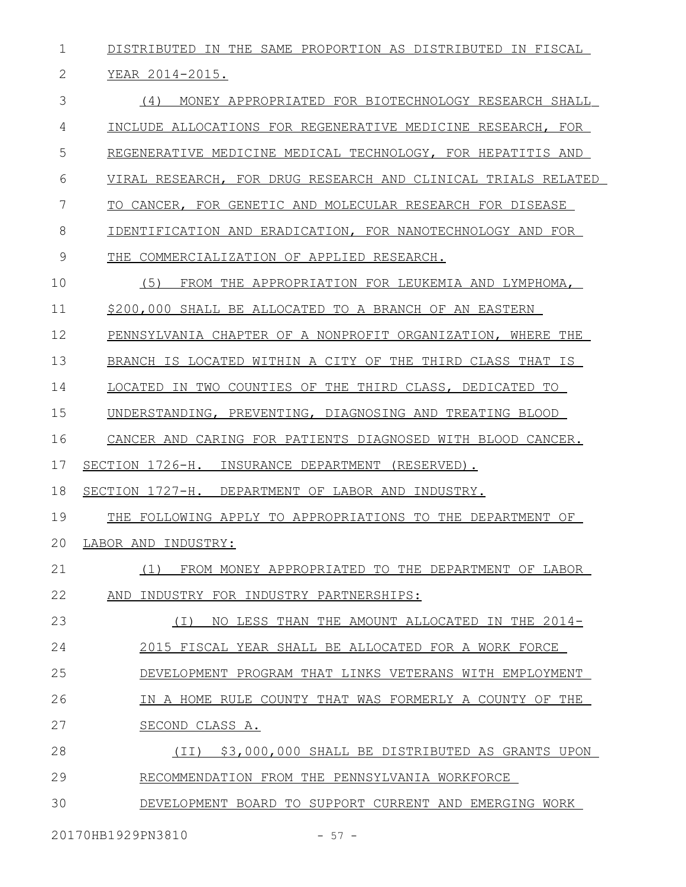DISTRIBUTED IN THE SAME PROPORTION AS DISTRIBUTED IN FISCAL YEAR 2014-2015.

(4) MONEY APPROPRIATED FOR BIOTECHNOLOGY RESEARCH SHALL INCLUDE ALLOCATIONS FOR REGENERATIVE MEDICINE RESEARCH, FOR REGENERATIVE MEDICINE MEDICAL TECHNOLOGY, FOR HEPATITIS AND VIRAL RESEARCH, FOR DRUG RESEARCH AND CLINICAL TRIALS RELATED TO CANCER, FOR GENETIC AND MOLECULAR RESEARCH FOR DISEASE IDENTIFICATION AND ERADICATION, FOR NANOTECHNOLOGY AND FOR THE COMMERCIALIZATION OF APPLIED RESEARCH.

(5) FROM THE APPROPRIATION FOR LEUKEMIA AND LYMPHOMA, $200,000 SHALL BE ALLOCATED TO A BRANCH OF AN EASTERN PENNSYLVANIA CHAPTER OF A NONPROFIT ORGANIZATION, WHERE THE BRANCH IS LOCATED WITHIN A CITY OF THE THIRD CLASS THAT IS LOCATED IN TWO COUNTIES OF THE THIRD CLASS, DEDICATED TO UNDERSTANDING, PREVENTING, DIAGNOSING AND TREATING BLOOD CANCER AND CARING FOR PATIENTS DIAGNOSED WITH BLOOD CANCER.

SECTION 1726-H. INSURANCE DEPARTMENT (RESERVED).

SECTION 1727-H. DEPARTMENT OF LABOR AND INDUSTRY.

THE FOLLOWING APPLY TO APPROPRIATIONS TO THE DEPARTMENT OF LABOR AND INDUSTRY:

(1) FROM MONEY APPROPRIATED TO THE DEPARTMENT OF LABOR AND INDUSTRY FOR INDUSTRY PARTNERSHIPS:

(I) NO LESS THAN THE AMOUNT ALLOCATED IN THE 2014-2015 FISCAL YEAR SHALL BE ALLOCATED FOR A WORK FORCE DEVELOPMENT PROGRAM THAT LINKS VETERANS WITH EMPLOYMENT IN A HOME RULE COUNTY THAT WAS FORMERLY A COUNTY OF THE SECOND CLASS A.

(II) $3,000,000 SHALL BE DISTRIBUTED AS GRANTS UPON RECOMMENDATION FROM THE PENNSYLVANIA WORKFORCE DEVELOPMENT BOARD TO SUPPORT CURRENT AND EMERGING WORK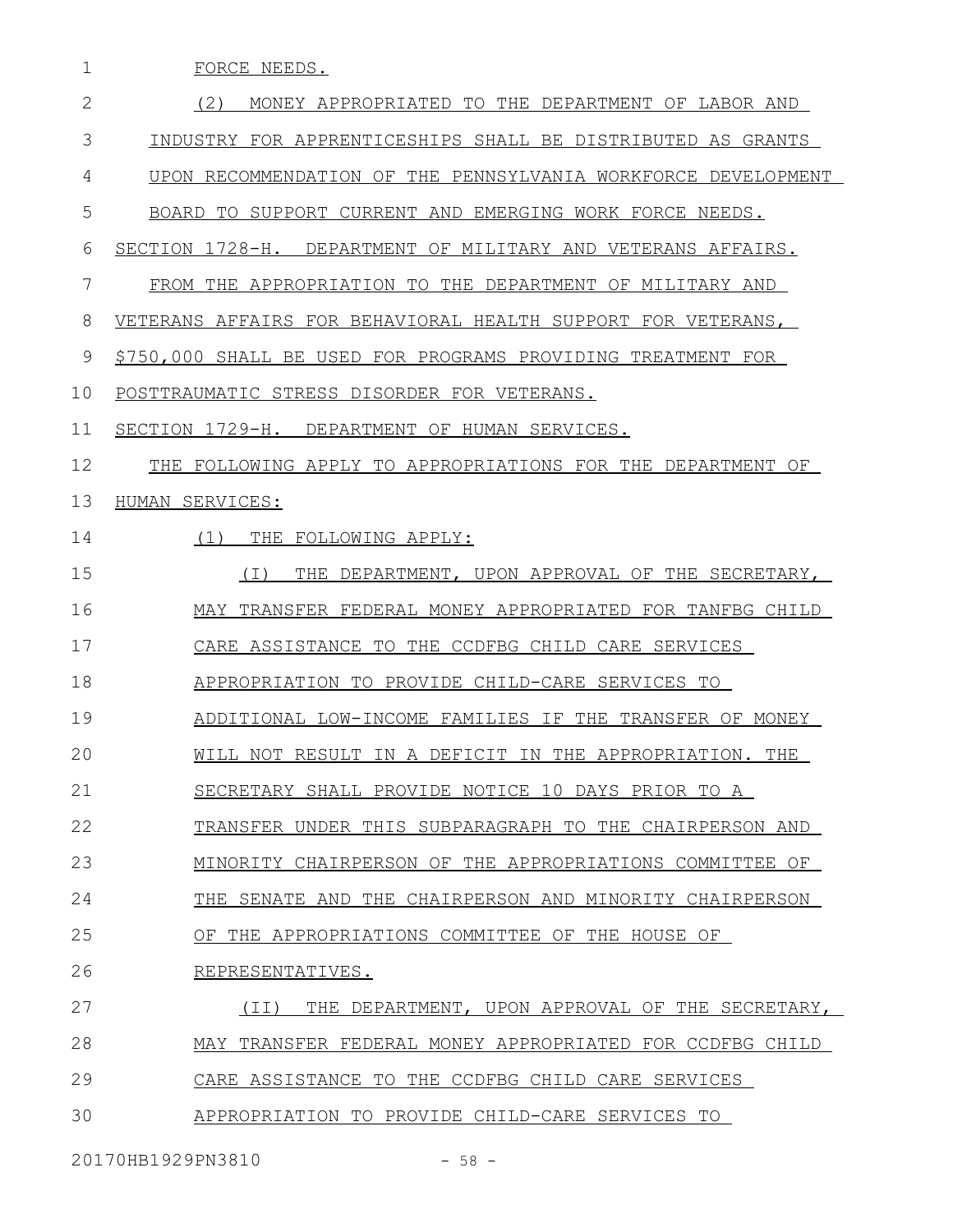FORCE NEEDS.

(2) MONEY APPROPRIATED TO THE DEPARTMENT OF LABOR AND INDUSTRY FOR APPRENTICESHIPS SHALL BE DISTRIBUTED AS GRANTS UPON RECOMMENDATION OF THE PENNSYLVANIA WORKFORCE DEVELOPMENT BOARD TO SUPPORT CURRENT AND EMERGING WORK FORCE NEEDS.

SECTION 1728-H. DEPARTMENT OF MILITARY AND VETERANS AFFAIRS.

FROM THE APPROPRIATION TO THE DEPARTMENT OF MILITARY AND VETERANS AFFAIRS FOR BEHAVIORAL HEALTH SUPPORT FOR VETERANS, $750,000 SHALL BE USED FOR PROGRAMS PROVIDING TREATMENT FOR POSTTRAUMATIC STRESS DISORDER FOR VETERANS.

SECTION 1729-H. DEPARTMENT OF HUMAN SERVICES.

THE FOLLOWING APPLY TO APPROPRIATIONS FOR THE DEPARTMENT OF HUMAN SERVICES:

(1) THE FOLLOWING APPLY:

(I) THE DEPARTMENT, UPON APPROVAL OF THE SECRETARY, MAY TRANSFER FEDERAL MONEY APPROPRIATED FOR TANFBG CHILD CARE ASSISTANCE TO THE CCDFBG CHILD CARE SERVICES APPROPRIATION TO PROVIDE CHILD-CARE SERVICES TO ADDITIONAL LOW-INCOME FAMILIES IF THE TRANSFER OF MONEY WILL NOT RESULT IN A DEFICIT IN THE APPROPRIATION. THE SECRETARY SHALL PROVIDE NOTICE 10 DAYS PRIOR TO A TRANSFER UNDER THIS SUBPARAGRAPH TO THE CHAIRPERSON AND MINORITY CHAIRPERSON OF THE APPROPRIATIONS COMMITTEE OF THE SENATE AND THE CHAIRPERSON AND MINORITY CHAIRPERSON OF THE APPROPRIATIONS COMMITTEE OF THE HOUSE OF REPRESENTATIVES.

(II) THE DEPARTMENT, UPON APPROVAL OF THE SECRETARY, MAY TRANSFER FEDERAL MONEY APPROPRIATED FOR CCDFBG CHILD CARE ASSISTANCE TO THE CCDFBG CHILD CARE SERVICES APPROPRIATION TO PROVIDE CHILD-CARE SERVICES TO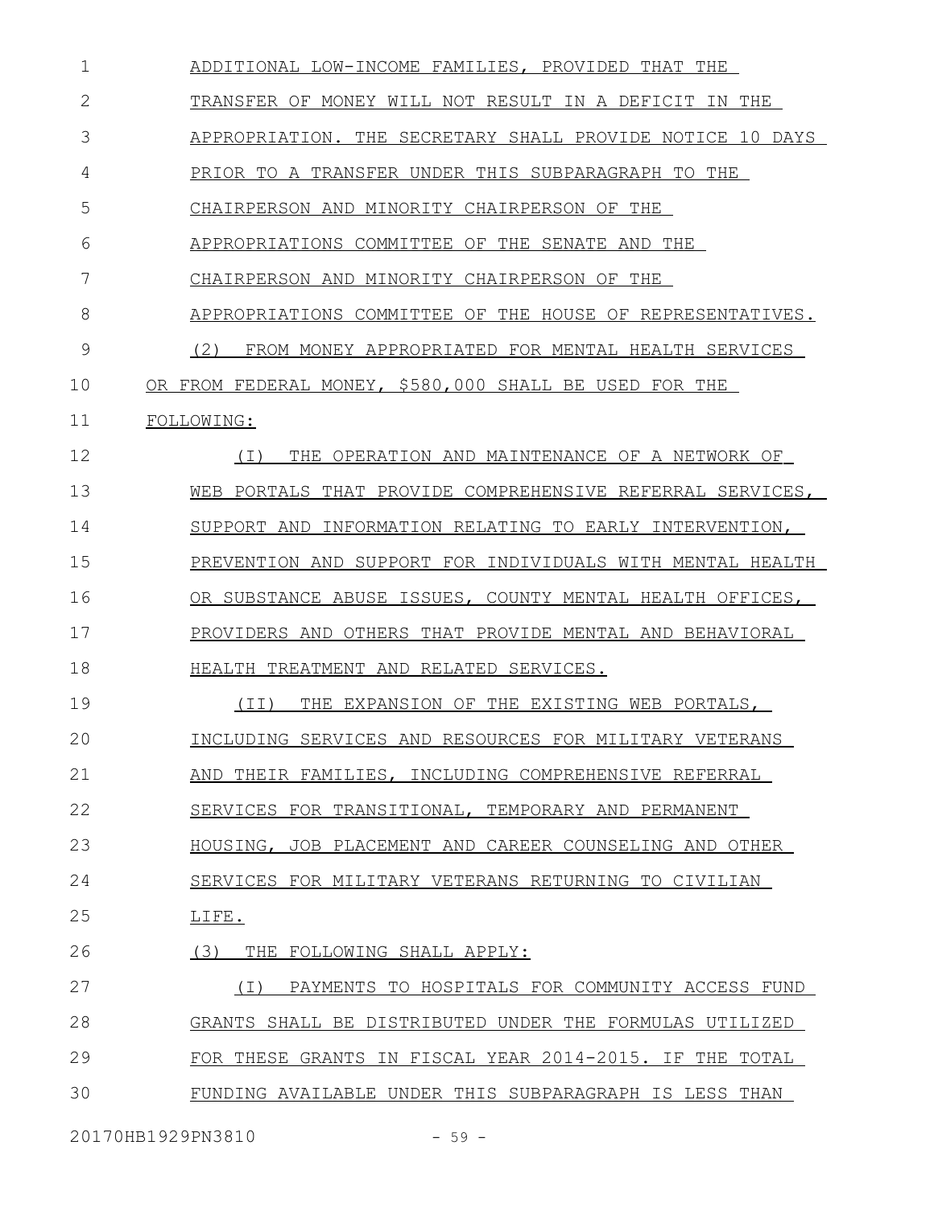ADDITIONAL LOW-INCOME FAMILIES, PROVIDED THAT THE TRANSFER OF MONEY WILL NOT RESULT IN A DEFICIT IN THE APPROPRIATION. THE SECRETARY SHALL PROVIDE NOTICE 10 DAYS PRIOR TO A TRANSFER UNDER THIS SUBPARAGRAPH TO THE CHAIRPERSON AND MINORITY CHAIRPERSON OF THE APPROPRIATIONS COMMITTEE OF THE SENATE AND THE CHAIRPERSON AND MINORITY CHAIRPERSON OF THE APPROPRIATIONS COMMITTEE OF THE HOUSE OF REPRESENTATIVES.

(2) FROM MONEY APPROPRIATED FOR MENTAL HEALTH SERVICES OR FROM FEDERAL MONEY, $580,000 SHALL BE USED FOR THE FOLLOWING:

(I) THE OPERATION AND MAINTENANCE OF A NETWORK OF WEB PORTALS THAT PROVIDE COMPREHENSIVE REFERRAL SERVICES, SUPPORT AND INFORMATION RELATING TO EARLY INTERVENTION, PREVENTION AND SUPPORT FOR INDIVIDUALS WITH MENTAL HEALTH OR SUBSTANCE ABUSE ISSUES, COUNTY MENTAL HEALTH OFFICES, PROVIDERS AND OTHERS THAT PROVIDE MENTAL AND BEHAVIORAL HEALTH TREATMENT AND RELATED SERVICES.

(II) THE EXPANSION OF THE EXISTING WEB PORTALS, INCLUDING SERVICES AND RESOURCES FOR MILITARY VETERANS AND THEIR FAMILIES, INCLUDING COMPREHENSIVE REFERRAL SERVICES FOR TRANSITIONAL, TEMPORARY AND PERMANENT HOUSING, JOB PLACEMENT AND CAREER COUNSELING AND OTHER SERVICES FOR MILITARY VETERANS RETURNING TO CIVILIAN LIFE.

(3) THE FOLLOWING SHALL APPLY:

(I) PAYMENTS TO HOSPITALS FOR COMMUNITY ACCESS FUND GRANTS SHALL BE DISTRIBUTED UNDER THE FORMULAS UTILIZED FOR THESE GRANTS IN FISCAL YEAR 2014-2015. IF THE TOTAL FUNDING AVAILABLE UNDER THIS SUBPARAGRAPH IS LESS THAN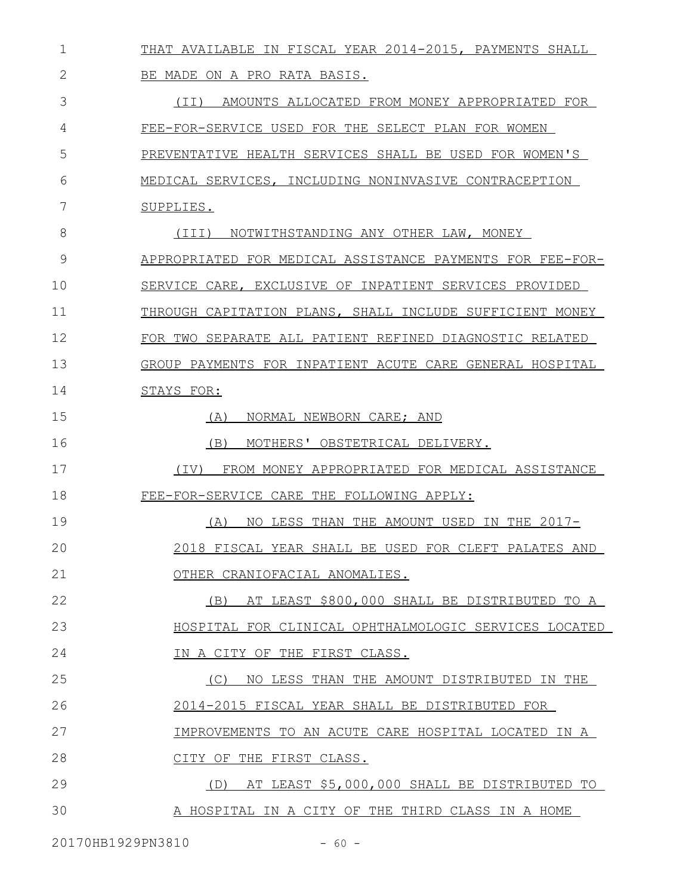THAT AVAILABLE IN FISCAL YEAR 2014-2015, PAYMENTS SHALL BE MADE ON A PRO RATA BASIS.

(II) AMOUNTS ALLOCATED FROM MONEY APPROPRIATED FOR FEE-FOR-SERVICE USED FOR THE SELECT PLAN FOR WOMEN PREVENTATIVE HEALTH SERVICES SHALL BE USED FOR WOMEN'S MEDICAL SERVICES, INCLUDING NONINVASIVE CONTRACEPTION SUPPLIES.

(III) NOTWITHSTANDING ANY OTHER LAW, MONEY APPROPRIATED FOR MEDICAL ASSISTANCE PAYMENTS FOR FEE-FOR-SERVICE CARE, EXCLUSIVE OF INPATIENT SERVICES PROVIDED THROUGH CAPITATION PLANS, SHALL INCLUDE SUFFICIENT MONEY FOR TWO SEPARATE ALL PATIENT REFINED DIAGNOSTIC RELATED GROUP PAYMENTS FOR INPATIENT ACUTE CARE GENERAL HOSPITAL STAYS FOR:

(A) NORMAL NEWBORN CARE; AND

(B) MOTHERS' OBSTETRICAL DELIVERY.

(IV) FROM MONEY APPROPRIATED FOR MEDICAL ASSISTANCE FEE-FOR-SERVICE CARE THE FOLLOWING APPLY:

(A) NO LESS THAN THE AMOUNT USED IN THE 2017-2018 FISCAL YEAR SHALL BE USED FOR CLEFT PALATES AND OTHER CRANIOFACIAL ANOMALIES.

(B) AT LEAST $800,000 SHALL BE DISTRIBUTED TO A HOSPITAL FOR CLINICAL OPHTHALMOLOGIC SERVICES LOCATED IN A CITY OF THE FIRST CLASS.

(C) NO LESS THAN THE AMOUNT DISTRIBUTED IN THE 2014-2015 FISCAL YEAR SHALL BE DISTRIBUTED FOR IMPROVEMENTS TO AN ACUTE CARE HOSPITAL LOCATED IN A CITY OF THE FIRST CLASS.

(D) AT LEAST $5,000,000 SHALL BE DISTRIBUTED TO A HOSPITAL IN A CITY OF THE THIRD CLASS IN A HOME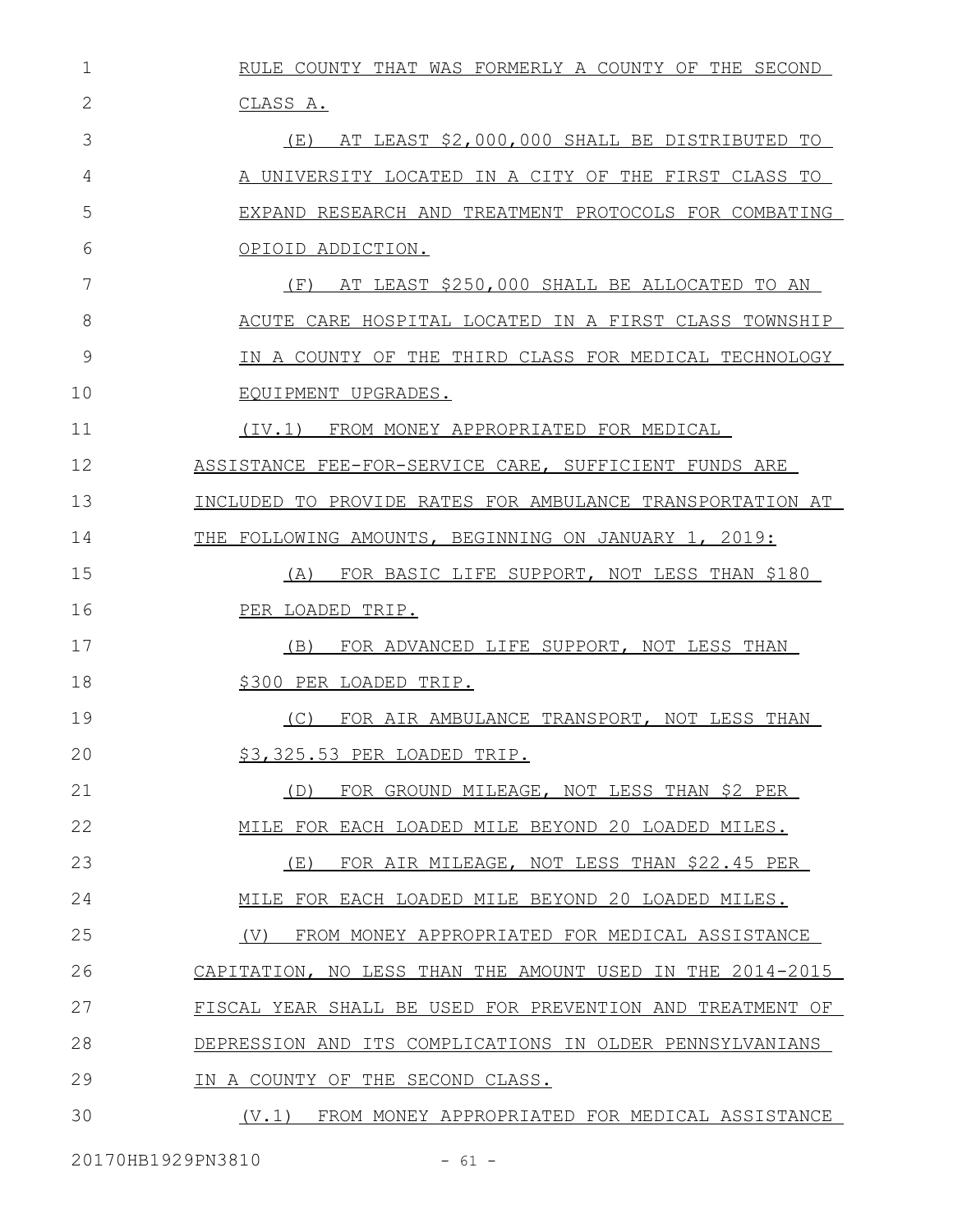RULE COUNTY THAT WAS FORMERLY A COUNTY OF THE SECOND CLASS A.

(E) AT LEAST $2,000,000 SHALL BE DISTRIBUTED TO A UNIVERSITY LOCATED IN A CITY OF THE FIRST CLASS TO EXPAND RESEARCH AND TREATMENT PROTOCOLS FOR COMBATING OPIOID ADDICTION.

(F) AT LEAST $250,000 SHALL BE ALLOCATED TO AN ACUTE CARE HOSPITAL LOCATED IN A FIRST CLASS TOWNSHIP IN A COUNTY OF THE THIRD CLASS FOR MEDICAL TECHNOLOGY EQUIPMENT UPGRADES.

(IV.1) FROM MONEY APPROPRIATED FOR MEDICAL ASSISTANCE FEE-FOR-SERVICE CARE, SUFFICIENT FUNDS ARE INCLUDED TO PROVIDE RATES FOR AMBULANCE TRANSPORTATION AT THE FOLLOWING AMOUNTS, BEGINNING ON JANUARY 1, 2019:

(A) FOR BASIC LIFE SUPPORT, NOT LESS THAN $180 PER LOADED TRIP.

(B) FOR ADVANCED LIFE SUPPORT, NOT LESS THAN $300 PER LOADED TRIP.

(C) FOR AIR AMBULANCE TRANSPORT, NOT LESS THAN $3,325.53 PER LOADED TRIP.

(D) FOR GROUND MILEAGE, NOT LESS THAN $2 PER MILE FOR EACH LOADED MILE BEYOND 20 LOADED MILES.

(E) FOR AIR MILEAGE, NOT LESS THAN $22.45 PER MILE FOR EACH LOADED MILE BEYOND 20 LOADED MILES.

(V) FROM MONEY APPROPRIATED FOR MEDICAL ASSISTANCE CAPITATION, NO LESS THAN THE AMOUNT USED IN THE 2014-2015 FISCAL YEAR SHALL BE USED FOR PREVENTION AND TREATMENT OF DEPRESSION AND ITS COMPLICATIONS IN OLDER PENNSYLVANIANS IN A COUNTY OF THE SECOND CLASS.

(V.1) FROM MONEY APPROPRIATED FOR MEDICAL ASSISTANCE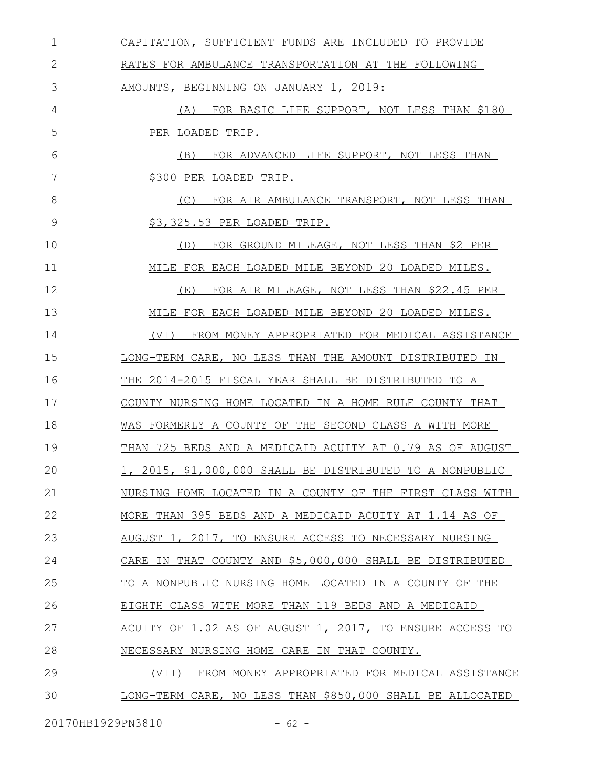CAPITATION, SUFFICIENT FUNDS ARE INCLUDED TO PROVIDE RATES FOR AMBULANCE TRANSPORTATION AT THE FOLLOWING AMOUNTS, BEGINNING ON JANUARY 1, 2019:

(A) FOR BASIC LIFE SUPPORT, NOT LESS THAN $180 PER LOADED TRIP.

(B) FOR ADVANCED LIFE SUPPORT, NOT LESS THAN $300 PER LOADED TRIP.

(C) FOR AIR AMBULANCE TRANSPORT, NOT LESS THAN $3,325.53 PER LOADED TRIP.

(D) FOR GROUND MILEAGE, NOT LESS THAN $2 PER MILE FOR EACH LOADED MILE BEYOND 20 LOADED MILES.

(E) FOR AIR MILEAGE, NOT LESS THAN $22.45 PER MILE FOR EACH LOADED MILE BEYOND 20 LOADED MILES.

(VI) FROM MONEY APPROPRIATED FOR MEDICAL ASSISTANCE LONG-TERM CARE, NO LESS THAN THE AMOUNT DISTRIBUTED IN THE 2014-2015 FISCAL YEAR SHALL BE DISTRIBUTED TO A COUNTY NURSING HOME LOCATED IN A HOME RULE COUNTY THAT WAS FORMERLY A COUNTY OF THE SECOND CLASS A WITH MORE THAN 725 BEDS AND A MEDICAID ACUITY AT 0.79 AS OF AUGUST 1, 2015, $1,000,000 SHALL BE DISTRIBUTED TO A NONPUBLIC NURSING HOME LOCATED IN A COUNTY OF THE FIRST CLASS WITH MORE THAN 395 BEDS AND A MEDICAID ACUITY AT 1.14 AS OF AUGUST 1, 2017, TO ENSURE ACCESS TO NECESSARY NURSING CARE IN THAT COUNTY AND $5,000,000 SHALL BE DISTRIBUTED TO A NONPUBLIC NURSING HOME LOCATED IN A COUNTY OF THE EIGHTH CLASS WITH MORE THAN 119 BEDS AND A MEDICAID ACUITY OF 1.02 AS OF AUGUST 1, 2017, TO ENSURE ACCESS TO NECESSARY NURSING HOME CARE IN THAT COUNTY.

(VII) FROM MONEY APPROPRIATED FOR MEDICAL ASSISTANCE LONG-TERM CARE, NO LESS THAN $850,000 SHALL BE ALLOCATED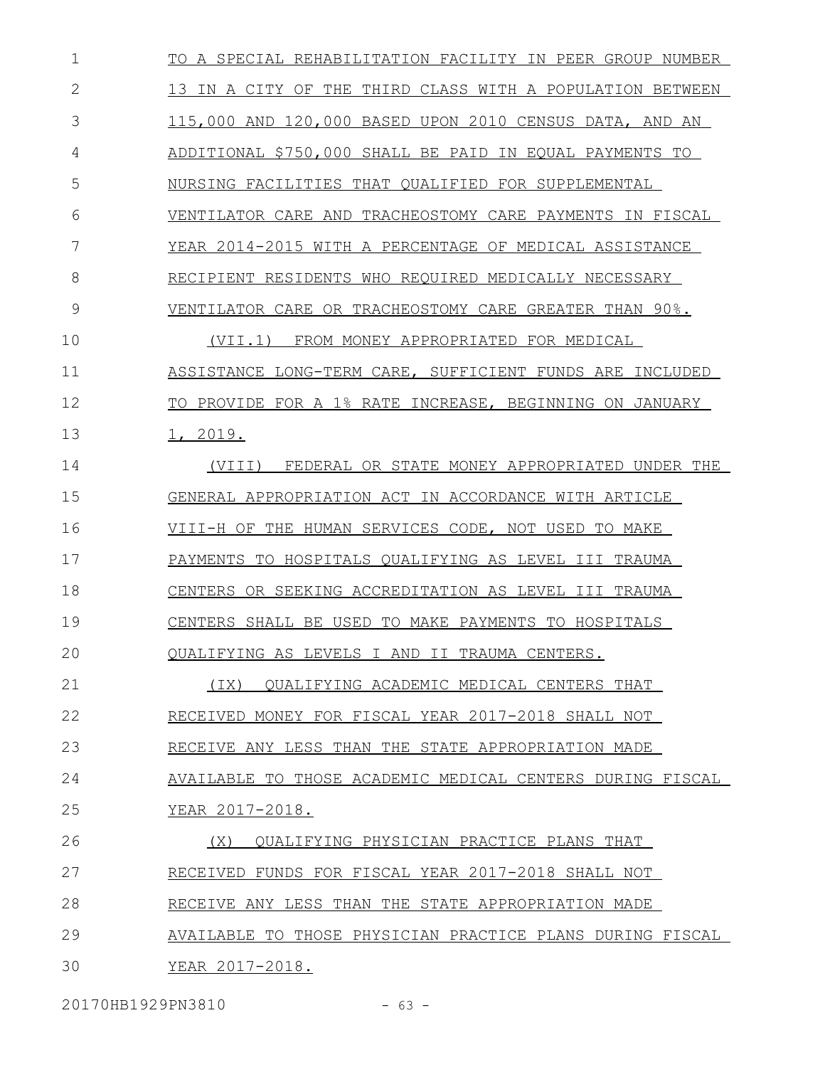TO A SPECIAL REHABILITATION FACILITY IN PEER GROUP NUMBER 13 IN A CITY OF THE THIRD CLASS WITH A POPULATION BETWEEN 115,000 AND 120,000 BASED UPON 2010 CENSUS DATA, AND AN ADDITIONAL $750,000 SHALL BE PAID IN EQUAL PAYMENTS TO NURSING FACILITIES THAT QUALIFIED FOR SUPPLEMENTAL VENTILATOR CARE AND TRACHEOSTOMY CARE PAYMENTS IN FISCAL YEAR 2014-2015 WITH A PERCENTAGE OF MEDICAL ASSISTANCE RECIPIENT RESIDENTS WHO REQUIRED MEDICALLY NECESSARY VENTILATOR CARE OR TRACHEOSTOMY CARE GREATER THAN 90%.

(VII.1) FROM MONEY APPROPRIATED FOR MEDICAL ASSISTANCE LONG-TERM CARE, SUFFICIENT FUNDS ARE INCLUDED TO PROVIDE FOR A 1% RATE INCREASE, BEGINNING ON JANUARY 1, 2019.

(VIII) FEDERAL OR STATE MONEY APPROPRIATED UNDER THE GENERAL APPROPRIATION ACT IN ACCORDANCE WITH ARTICLE VIII-H OF THE HUMAN SERVICES CODE, NOT USED TO MAKE PAYMENTS TO HOSPITALS QUALIFYING AS LEVEL III TRAUMA CENTERS OR SEEKING ACCREDITATION AS LEVEL III TRAUMA CENTERS SHALL BE USED TO MAKE PAYMENTS TO HOSPITALS QUALIFYING AS LEVELS I AND II TRAUMA CENTERS.

(IX) QUALIFYING ACADEMIC MEDICAL CENTERS THAT RECEIVED MONEY FOR FISCAL YEAR 2017-2018 SHALL NOT RECEIVE ANY LESS THAN THE STATE APPROPRIATION MADE AVAILABLE TO THOSE ACADEMIC MEDICAL CENTERS DURING FISCAL YEAR 2017-2018.

(X) QUALIFYING PHYSICIAN PRACTICE PLANS THAT RECEIVED FUNDS FOR FISCAL YEAR 2017-2018 SHALL NOT RECEIVE ANY LESS THAN THE STATE APPROPRIATION MADE AVAILABLE TO THOSE PHYSICIAN PRACTICE PLANS DURING FISCAL YEAR 2017-2018.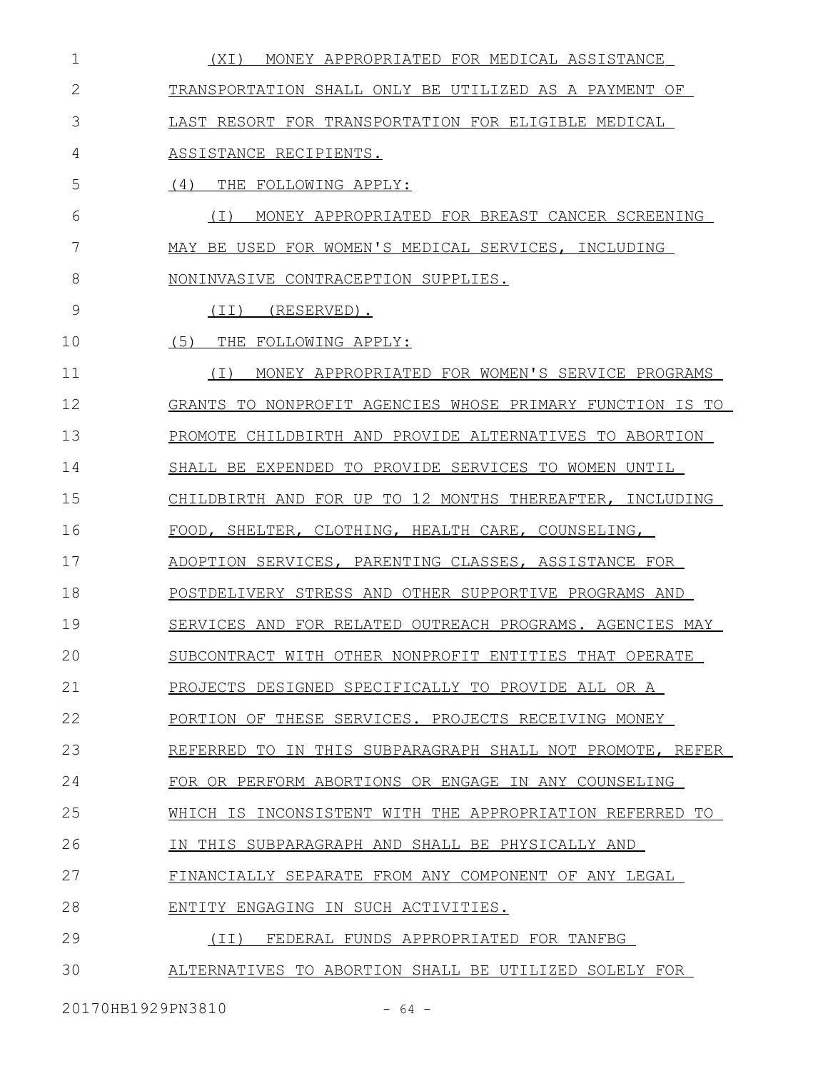(XI) MONEY APPROPRIATED FOR MEDICAL ASSISTANCE TRANSPORTATION SHALL ONLY BE UTILIZED AS A PAYMENT OF LAST RESORT FOR TRANSPORTATION FOR ELIGIBLE MEDICAL ASSISTANCE RECIPIENTS.

(4) THE FOLLOWING APPLY:

(I) MONEY APPROPRIATED FOR BREAST CANCER SCREENING MAY BE USED FOR WOMEN'S MEDICAL SERVICES, INCLUDING NONINVASIVE CONTRACEPTION SUPPLIES.

(II) (RESERVED).

(5) THE FOLLOWING APPLY:

(I) MONEY APPROPRIATED FOR WOMEN'S SERVICE PROGRAMS GRANTS TO NONPROFIT AGENCIES WHOSE PRIMARY FUNCTION IS TO PROMOTE CHILDBIRTH AND PROVIDE ALTERNATIVES TO ABORTION SHALL BE EXPENDED TO PROVIDE SERVICES TO WOMEN UNTIL CHILDBIRTH AND FOR UP TO 12 MONTHS THEREAFTER, INCLUDING FOOD, SHELTER, CLOTHING, HEALTH CARE, COUNSELING, ADOPTION SERVICES, PARENTING CLASSES, ASSISTANCE FOR POSTDELIVERY STRESS AND OTHER SUPPORTIVE PROGRAMS AND SERVICES AND FOR RELATED OUTREACH PROGRAMS. AGENCIES MAY SUBCONTRACT WITH OTHER NONPROFIT ENTITIES THAT OPERATE PROJECTS DESIGNED SPECIFICALLY TO PROVIDE ALL OR A PORTION OF THESE SERVICES. PROJECTS RECEIVING MONEY REFERRED TO IN THIS SUBPARAGRAPH SHALL NOT PROMOTE, REFER FOR OR PERFORM ABORTIONS OR ENGAGE IN ANY COUNSELING WHICH IS INCONSISTENT WITH THE APPROPRIATION REFERRED TO IN THIS SUBPARAGRAPH AND SHALL BE PHYSICALLY AND FINANCIALLY SEPARATE FROM ANY COMPONENT OF ANY LEGAL ENTITY ENGAGING IN SUCH ACTIVITIES.

(II) FEDERAL FUNDS APPROPRIATED FOR TANFBG ALTERNATIVES TO ABORTION SHALL BE UTILIZED SOLELY FOR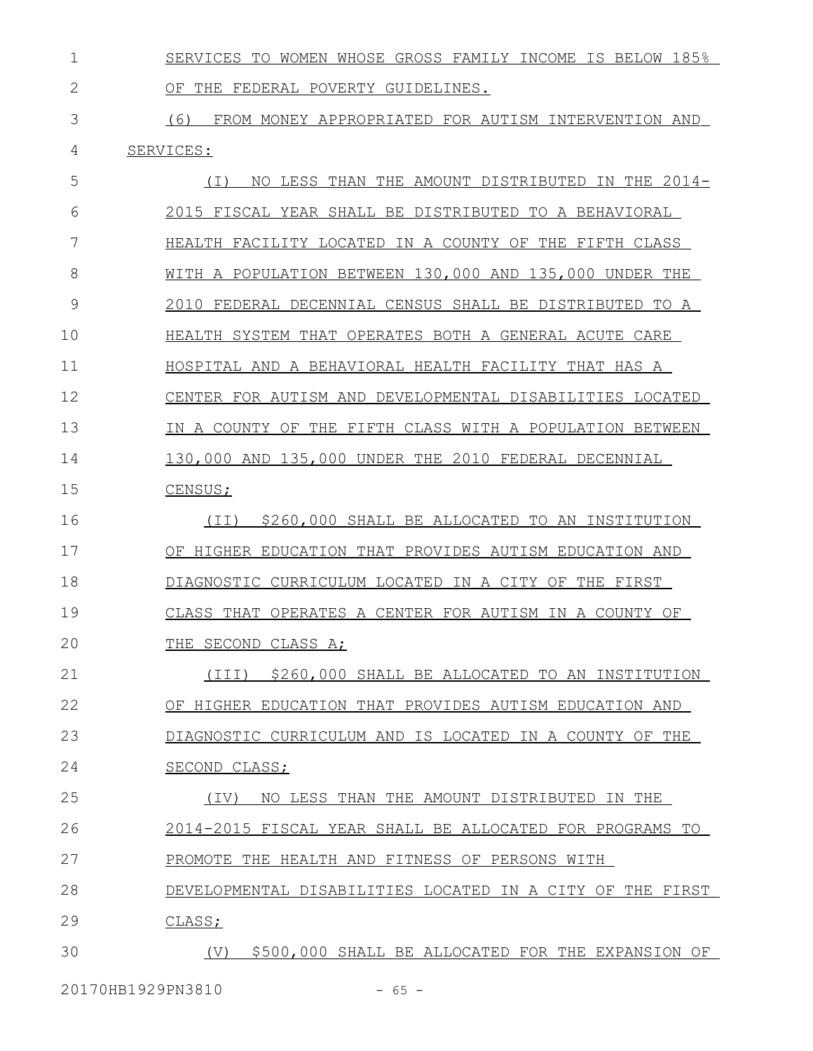SERVICES TO WOMEN WHOSE GROSS FAMILY INCOME IS BELOW 185% OF THE FEDERAL POVERTY GUIDELINES.

(6) FROM MONEY APPROPRIATED FOR AUTISM INTERVENTION AND SERVICES:

(I) NO LESS THAN THE AMOUNT DISTRIBUTED IN THE 2014-2015 FISCAL YEAR SHALL BE DISTRIBUTED TO A BEHAVIORAL HEALTH FACILITY LOCATED IN A COUNTY OF THE FIFTH CLASS WITH A POPULATION BETWEEN 130,000 AND 135,000 UNDER THE 2010 FEDERAL DECENNIAL CENSUS SHALL BE DISTRIBUTED TO A HEALTH SYSTEM THAT OPERATES BOTH A GENERAL ACUTE CARE HOSPITAL AND A BEHAVIORAL HEALTH FACILITY THAT HAS A CENTER FOR AUTISM AND DEVELOPMENTAL DISABILITIES LOCATED IN A COUNTY OF THE FIFTH CLASS WITH A POPULATION BETWEEN 130,000 AND 135,000 UNDER THE 2010 FEDERAL DECENNIAL CENSUS;

(II) $260,000 SHALL BE ALLOCATED TO AN INSTITUTION OF HIGHER EDUCATION THAT PROVIDES AUTISM EDUCATION AND DIAGNOSTIC CURRICULUM LOCATED IN A CITY OF THE FIRST CLASS THAT OPERATES A CENTER FOR AUTISM IN A COUNTY OF THE SECOND CLASS A;

(III) $260,000 SHALL BE ALLOCATED TO AN INSTITUTION OF HIGHER EDUCATION THAT PROVIDES AUTISM EDUCATION AND DIAGNOSTIC CURRICULUM AND IS LOCATED IN A COUNTY OF THE SECOND CLASS;

(IV) NO LESS THAN THE AMOUNT DISTRIBUTED IN THE 2014-2015 FISCAL YEAR SHALL BE ALLOCATED FOR PROGRAMS TO PROMOTE THE HEALTH AND FITNESS OF PERSONS WITH DEVELOPMENTAL DISABILITIES LOCATED IN A CITY OF THE FIRST CLASS;

(V) $500,000 SHALL BE ALLOCATED FOR THE EXPANSION OF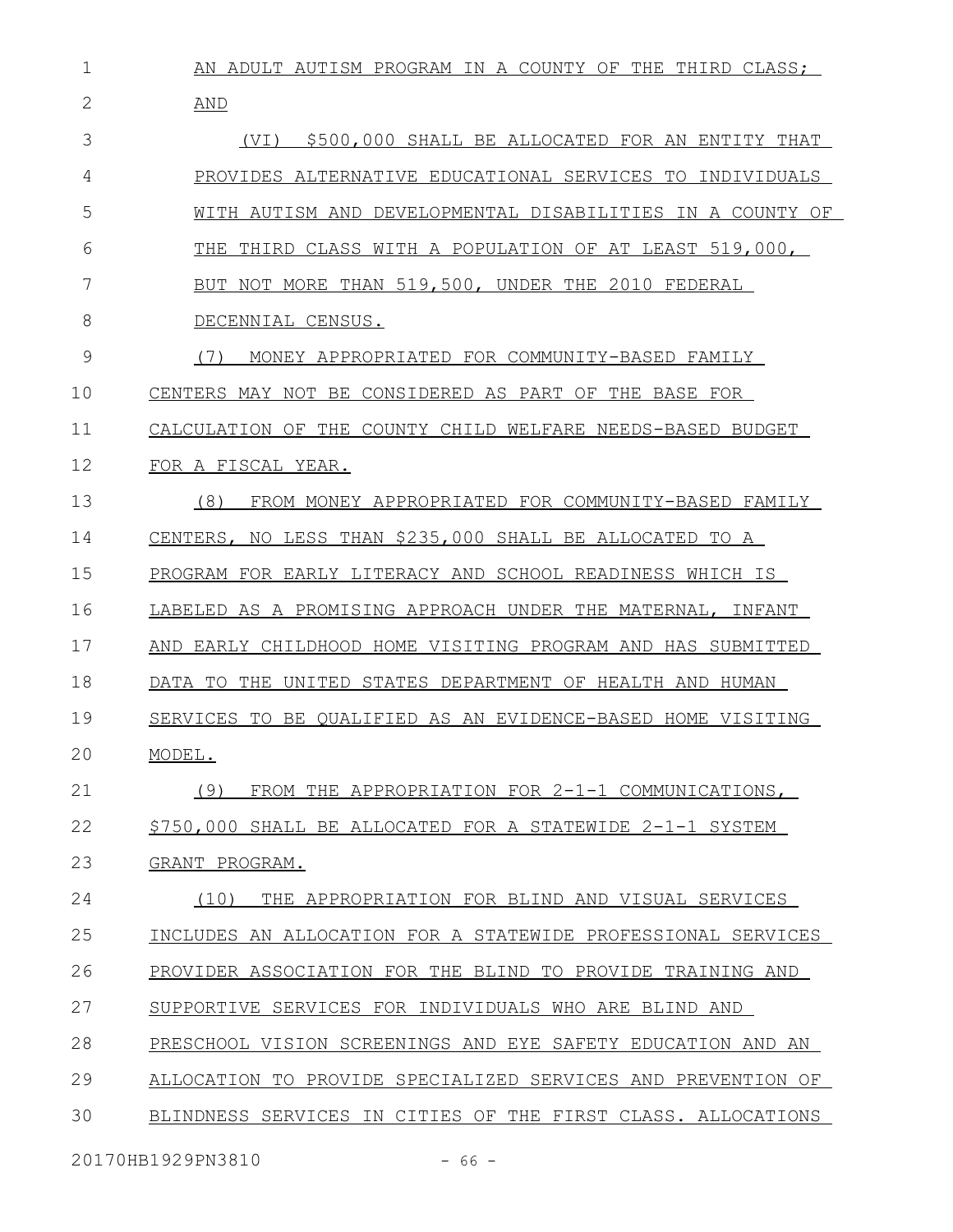AN ADULT AUTISM PROGRAM IN A COUNTY OF THE THIRD CLASS; AND

(VI) $500,000 SHALL BE ALLOCATED FOR AN ENTITY THAT PROVIDES ALTERNATIVE EDUCATIONAL SERVICES TO INDIVIDUALS WITH AUTISM AND DEVELOPMENTAL DISABILITIES IN A COUNTY OF THE THIRD CLASS WITH A POPULATION OF AT LEAST 519,000, BUT NOT MORE THAN 519,500, UNDER THE 2010 FEDERAL DECENNIAL CENSUS.

(7) MONEY APPROPRIATED FOR COMMUNITY-BASED FAMILY CENTERS MAY NOT BE CONSIDERED AS PART OF THE BASE FOR CALCULATION OF THE COUNTY CHILD WELFARE NEEDS-BASED BUDGET FOR A FISCAL YEAR.

(8) FROM MONEY APPROPRIATED FOR COMMUNITY-BASED FAMILY CENTERS, NO LESS THAN $235,000 SHALL BE ALLOCATED TO A PROGRAM FOR EARLY LITERACY AND SCHOOL READINESS WHICH IS LABELED AS A PROMISING APPROACH UNDER THE MATERNAL, INFANT AND EARLY CHILDHOOD HOME VISITING PROGRAM AND HAS SUBMITTED DATA TO THE UNITED STATES DEPARTMENT OF HEALTH AND HUMAN SERVICES TO BE QUALIFIED AS AN EVIDENCE-BASED HOME VISITING MODEL.

(9) FROM THE APPROPRIATION FOR 2-1-1 COMMUNICATIONS, $750,000 SHALL BE ALLOCATED FOR A STATEWIDE 2-1-1 SYSTEM GRANT PROGRAM.

(10) THE APPROPRIATION FOR BLIND AND VISUAL SERVICES INCLUDES AN ALLOCATION FOR A STATEWIDE PROFESSIONAL SERVICES PROVIDER ASSOCIATION FOR THE BLIND TO PROVIDE TRAINING AND SUPPORTIVE SERVICES FOR INDIVIDUALS WHO ARE BLIND AND PRESCHOOL VISION SCREENINGS AND EYE SAFETY EDUCATION AND AN ALLOCATION TO PROVIDE SPECIALIZED SERVICES AND PREVENTION OF BLINDNESS SERVICES IN CITIES OF THE FIRST CLASS. ALLOCATIONS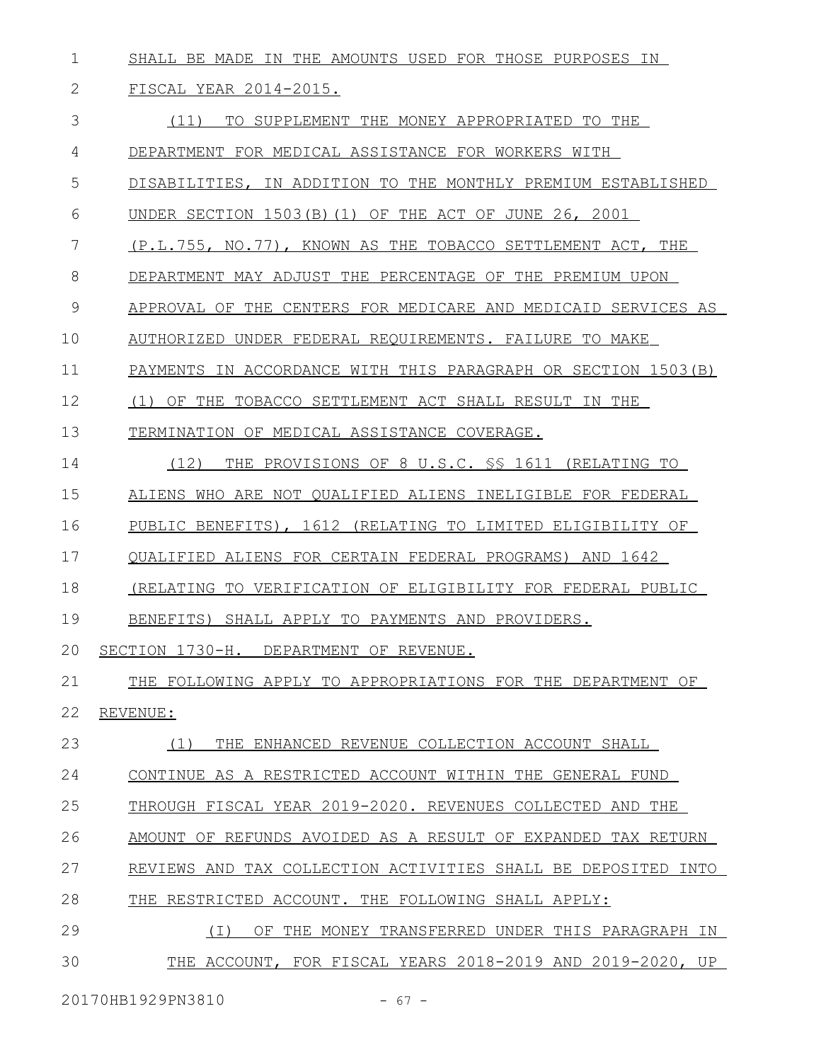SHALL BE MADE IN THE AMOUNTS USED FOR THOSE PURPOSES IN FISCAL YEAR 2014-2015.

(11) TO SUPPLEMENT THE MONEY APPROPRIATED TO THE DEPARTMENT FOR MEDICAL ASSISTANCE FOR WORKERS WITH DISABILITIES, IN ADDITION TO THE MONTHLY PREMIUM ESTABLISHED UNDER SECTION 1503(B)(1) OF THE ACT OF JUNE 26, 2001 (P.L.755, NO.77), KNOWN AS THE TOBACCO SETTLEMENT ACT, THE DEPARTMENT MAY ADJUST THE PERCENTAGE OF THE PREMIUM UPON APPROVAL OF THE CENTERS FOR MEDICARE AND MEDICAID SERVICES AS AUTHORIZED UNDER FEDERAL REQUIREMENTS. FAILURE TO MAKE PAYMENTS IN ACCORDANCE WITH THIS PARAGRAPH OR SECTION 1503(B)(1) OF THE TOBACCO SETTLEMENT ACT SHALL RESULT IN THE TERMINATION OF MEDICAL ASSISTANCE COVERAGE.

(12) THE PROVISIONS OF 8 U.S.C. §§ 1611 (RELATING TO ALIENS WHO ARE NOT QUALIFIED ALIENS INELIGIBLE FOR FEDERAL PUBLIC BENEFITS), 1612 (RELATING TO LIMITED ELIGIBILITY OF QUALIFIED ALIENS FOR CERTAIN FEDERAL PROGRAMS) AND 1642 (RELATING TO VERIFICATION OF ELIGIBILITY FOR FEDERAL PUBLIC BENEFITS) SHALL APPLY TO PAYMENTS AND PROVIDERS.

SECTION 1730-H. DEPARTMENT OF REVENUE.

THE FOLLOWING APPLY TO APPROPRIATIONS FOR THE DEPARTMENT OF REVENUE:

(1) THE ENHANCED REVENUE COLLECTION ACCOUNT SHALL CONTINUE AS A RESTRICTED ACCOUNT WITHIN THE GENERAL FUND THROUGH FISCAL YEAR 2019-2020. REVENUES COLLECTED AND THE AMOUNT OF REFUNDS AVOIDED AS A RESULT OF EXPANDED TAX RETURN REVIEWS AND TAX COLLECTION ACTIVITIES SHALL BE DEPOSITED INTO THE RESTRICTED ACCOUNT. THE FOLLOWING SHALL APPLY:

(I) OF THE MONEY TRANSFERRED UNDER THIS PARAGRAPH IN THE ACCOUNT, FOR FISCAL YEARS 2018-2019 AND 2019-2020, UP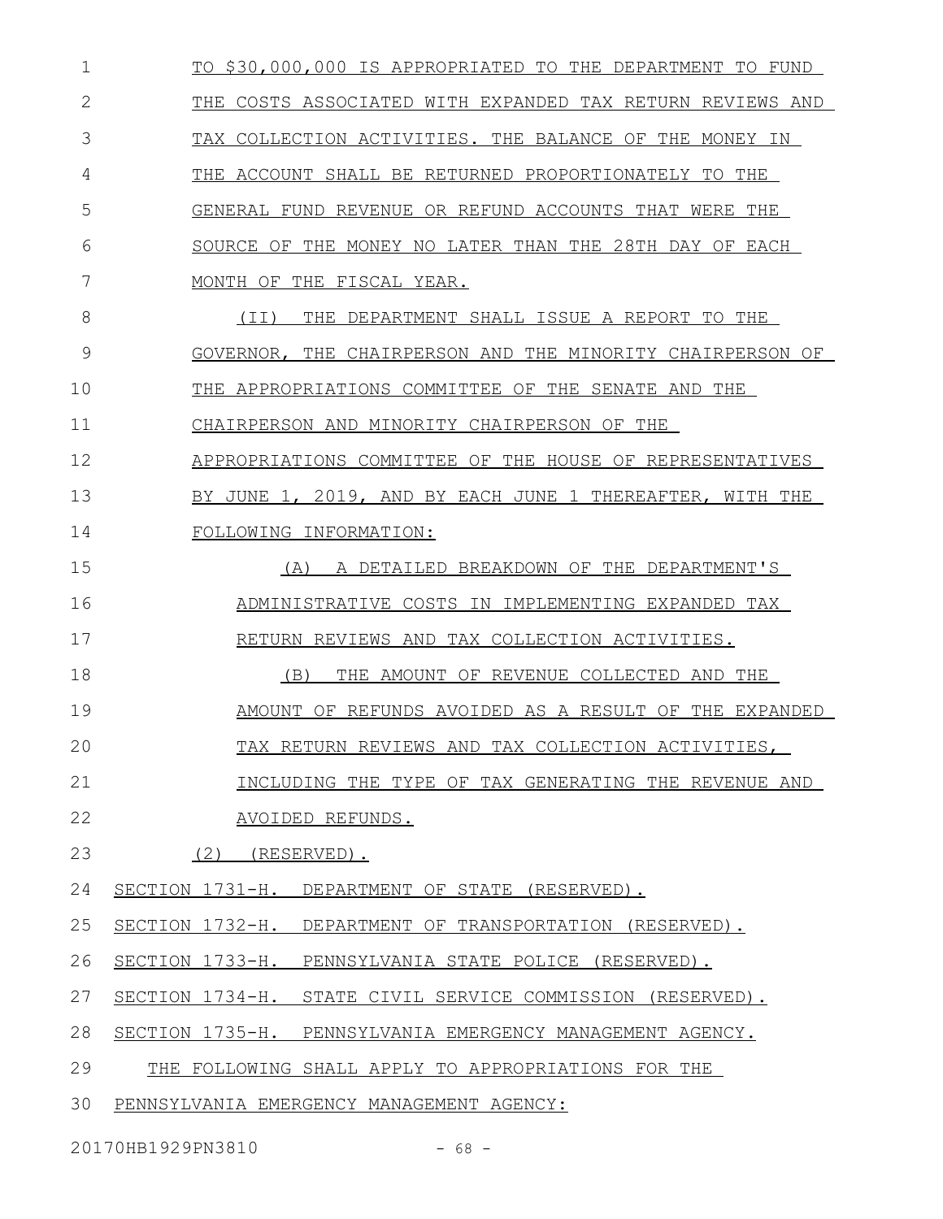TO $30,000,000 IS APPROPRIATED TO THE DEPARTMENT TO FUND THE COSTS ASSOCIATED WITH EXPANDED TAX RETURN REVIEWS AND TAX COLLECTION ACTIVITIES. THE BALANCE OF THE MONEY IN THE ACCOUNT SHALL BE RETURNED PROPORTIONATELY TO THE GENERAL FUND REVENUE OR REFUND ACCOUNTS THAT WERE THE SOURCE OF THE MONEY NO LATER THAN THE 28TH DAY OF EACH MONTH OF THE FISCAL YEAR.

(II) THE DEPARTMENT SHALL ISSUE A REPORT TO THE GOVERNOR, THE CHAIRPERSON AND THE MINORITY CHAIRPERSON OF THE APPROPRIATIONS COMMITTEE OF THE SENATE AND THE CHAIRPERSON AND MINORITY CHAIRPERSON OF THE APPROPRIATIONS COMMITTEE OF THE HOUSE OF REPRESENTATIVES BY JUNE 1, 2019, AND BY EACH JUNE 1 THEREAFTER, WITH THE FOLLOWING INFORMATION:

(A) A DETAILED BREAKDOWN OF THE DEPARTMENT'S ADMINISTRATIVE COSTS IN IMPLEMENTING EXPANDED TAX RETURN REVIEWS AND TAX COLLECTION ACTIVITIES.

(B) THE AMOUNT OF REVENUE COLLECTED AND THE AMOUNT OF REFUNDS AVOIDED AS A RESULT OF THE EXPANDED TAX RETURN REVIEWS AND TAX COLLECTION ACTIVITIES, INCLUDING THE TYPE OF TAX GENERATING THE REVENUE AND AVOIDED REFUNDS.

(2) (RESERVED).

SECTION 1731-H. DEPARTMENT OF STATE (RESERVED).

SECTION 1732-H. DEPARTMENT OF TRANSPORTATION (RESERVED).

SECTION 1733-H. PENNSYLVANIA STATE POLICE (RESERVED).

SECTION 1734-H. STATE CIVIL SERVICE COMMISSION (RESERVED).

SECTION 1735-H. PENNSYLVANIA EMERGENCY MANAGEMENT AGENCY.

THE FOLLOWING SHALL APPLY TO APPROPRIATIONS FOR THE PENNSYLVANIA EMERGENCY MANAGEMENT AGENCY: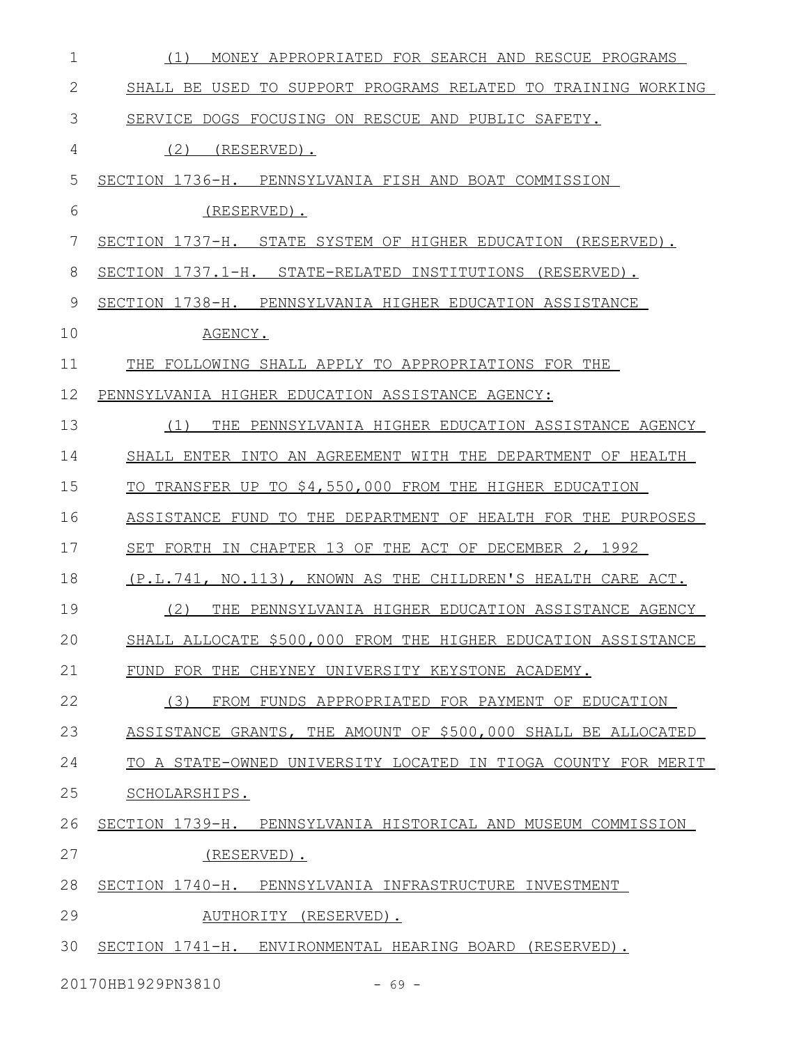(1) MONEY APPROPRIATED FOR SEARCH AND RESCUE PROGRAMS SHALL BE USED TO SUPPORT PROGRAMS RELATED TO TRAINING WORKING SERVICE DOGS FOCUSING ON RESCUE AND PUBLIC SAFETY.

(2) (RESERVED).

SECTION 1736-H. PENNSYLVANIA FISH AND BOAT COMMISSION (RESERVED).

SECTION 1737-H. STATE SYSTEM OF HIGHER EDUCATION (RESERVED).

SECTION 1737.1-H. STATE-RELATED INSTITUTIONS (RESERVED).

SECTION 1738-H. PENNSYLVANIA HIGHER EDUCATION ASSISTANCE AGENCY.

THE FOLLOWING SHALL APPLY TO APPROPRIATIONS FOR THE PENNSYLVANIA HIGHER EDUCATION ASSISTANCE AGENCY:

(1) THE PENNSYLVANIA HIGHER EDUCATION ASSISTANCE AGENCY SHALL ENTER INTO AN AGREEMENT WITH THE DEPARTMENT OF HEALTH TO TRANSFER UP TO $4,550,000 FROM THE HIGHER EDUCATION ASSISTANCE FUND TO THE DEPARTMENT OF HEALTH FOR THE PURPOSES SET FORTH IN CHAPTER 13 OF THE ACT OF DECEMBER 2, 1992 (P.L.741, NO.113), KNOWN AS THE CHILDREN'S HEALTH CARE ACT.

(2) THE PENNSYLVANIA HIGHER EDUCATION ASSISTANCE AGENCY SHALL ALLOCATE $500,000 FROM THE HIGHER EDUCATION ASSISTANCE FUND FOR THE CHEYNEY UNIVERSITY KEYSTONE ACADEMY.

(3) FROM FUNDS APPROPRIATED FOR PAYMENT OF EDUCATION ASSISTANCE GRANTS, THE AMOUNT OF $500,000 SHALL BE ALLOCATED TO A STATE-OWNED UNIVERSITY LOCATED IN TIOGA COUNTY FOR MERIT SCHOLARSHIPS.

SECTION 1739-H. PENNSYLVANIA HISTORICAL AND MUSEUM COMMISSION (RESERVED).

SECTION 1740-H. PENNSYLVANIA INFRASTRUCTURE INVESTMENT AUTHORITY (RESERVED).

SECTION 1741-H. ENVIRONMENTAL HEARING BOARD (RESERVED).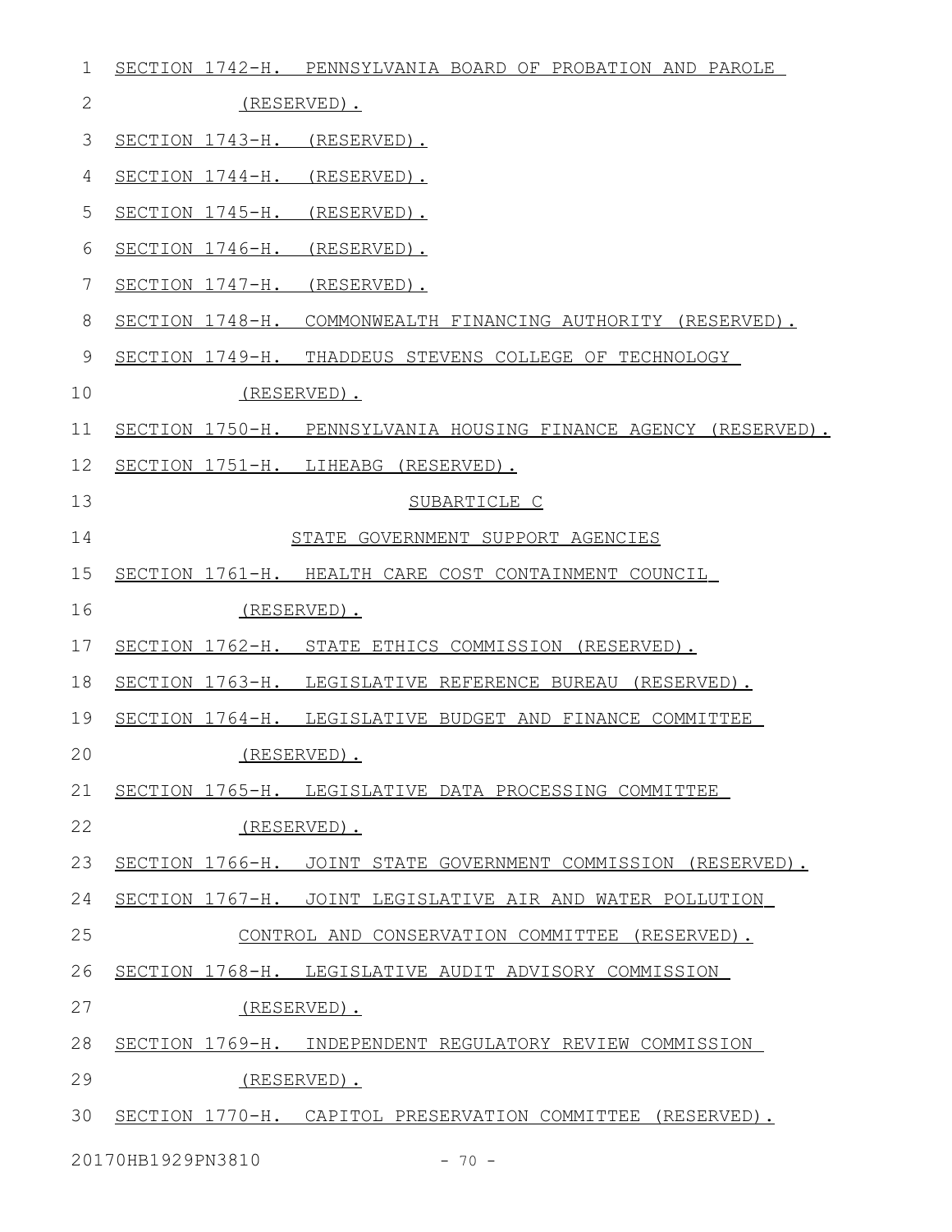SECTION 1742-H. PENNSYLVANIA BOARD OF PROBATION AND PAROLE (RESERVED).

SECTION 1743-H. (RESERVED).

SECTION 1744-H. (RESERVED).

SECTION 1745-H. (RESERVED).

SECTION 1746-H. (RESERVED).

SECTION 1747-H. (RESERVED).

SECTION 1748-H. COMMONWEALTH FINANCING AUTHORITY (RESERVED).

SECTION 1749-H. THADDEUS STEVENS COLLEGE OF TECHNOLOGY (RESERVED).

SECTION 1750-H. PENNSYLVANIA HOUSING FINANCE AGENCY (RESERVED).

SECTION 1751-H. LIHEABG (RESERVED).

SUBARTICLE C

STATE GOVERNMENT SUPPORT AGENCIES

SECTION 1761-H. HEALTH CARE COST CONTAINMENT COUNCIL (RESERVED).

SECTION 1762-H. STATE ETHICS COMMISSION (RESERVED).

SECTION 1763-H. LEGISLATIVE REFERENCE BUREAU (RESERVED).

SECTION 1764-H. LEGISLATIVE BUDGET AND FINANCE COMMITTEE (RESERVED).

SECTION 1765-H. LEGISLATIVE DATA PROCESSING COMMITTEE (RESERVED).

SECTION 1766-H. JOINT STATE GOVERNMENT COMMISSION (RESERVED).

SECTION 1767-H. JOINT LEGISLATIVE AIR AND WATER POLLUTION CONTROL AND CONSERVATION COMMITTEE (RESERVED).

SECTION 1768-H. LEGISLATIVE AUDIT ADVISORY COMMISSION (RESERVED).

SECTION 1769-H. INDEPENDENT REGULATORY REVIEW COMMISSION (RESERVED).

SECTION 1770-H. CAPITOL PRESERVATION COMMITTEE (RESERVED).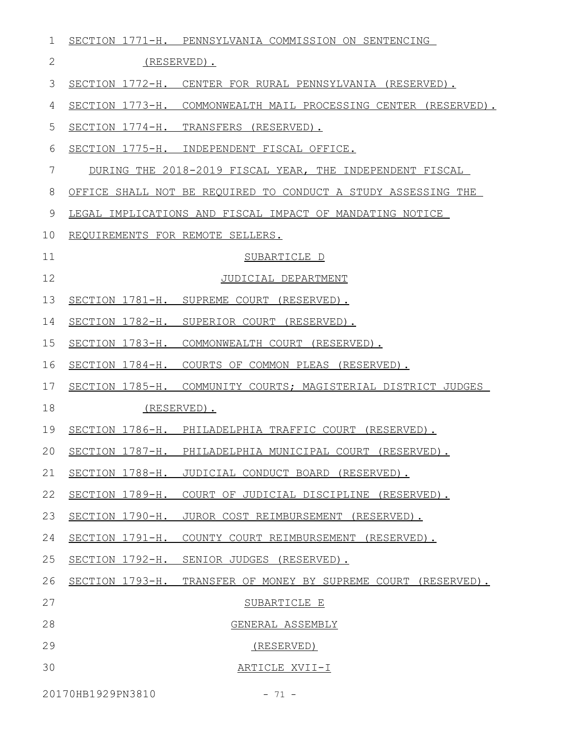SECTION 1771-H. PENNSYLVANIA COMMISSION ON SENTENCING (RESERVED).

SECTION 1772-H. CENTER FOR RURAL PENNSYLVANIA (RESERVED).

SECTION 1773-H. COMMONWEALTH MAIL PROCESSING CENTER (RESERVED).

SECTION 1774-H. TRANSFERS (RESERVED).

SECTION 1775-H. INDEPENDENT FISCAL OFFICE.

DURING THE 2018-2019 FISCAL YEAR, THE INDEPENDENT FISCAL OFFICE SHALL NOT BE REQUIRED TO CONDUCT A STUDY ASSESSING THE LEGAL IMPLICATIONS AND FISCAL IMPACT OF MANDATING NOTICE REQUIREMENTS FOR REMOTE SELLERS.

SUBARTICLE D

JUDICIAL DEPARTMENT

SECTION 1781-H. SUPREME COURT (RESERVED).

SECTION 1782-H. SUPERIOR COURT (RESERVED).

SECTION 1783-H. COMMONWEALTH COURT (RESERVED).

SECTION 1784-H. COURTS OF COMMON PLEAS (RESERVED).

SECTION 1785-H. COMMUNITY COURTS; MAGISTERIAL DISTRICT JUDGES (RESERVED).

SECTION 1786-H. PHILADELPHIA TRAFFIC COURT (RESERVED).

SECTION 1787-H. PHILADELPHIA MUNICIPAL COURT (RESERVED).

SECTION 1788-H. JUDICIAL CONDUCT BOARD (RESERVED).

SECTION 1789-H. COURT OF JUDICIAL DISCIPLINE (RESERVED).

SECTION 1790-H. JUROR COST REIMBURSEMENT (RESERVED).

SECTION 1791-H. COUNTY COURT REIMBURSEMENT (RESERVED).

SECTION 1792-H. SENIOR JUDGES (RESERVED).

SECTION 1793-H. TRANSFER OF MONEY BY SUPREME COURT (RESERVED).

SUBARTICLE E

GENERAL ASSEMBLY

(RESERVED)

ARTICLE XVII-I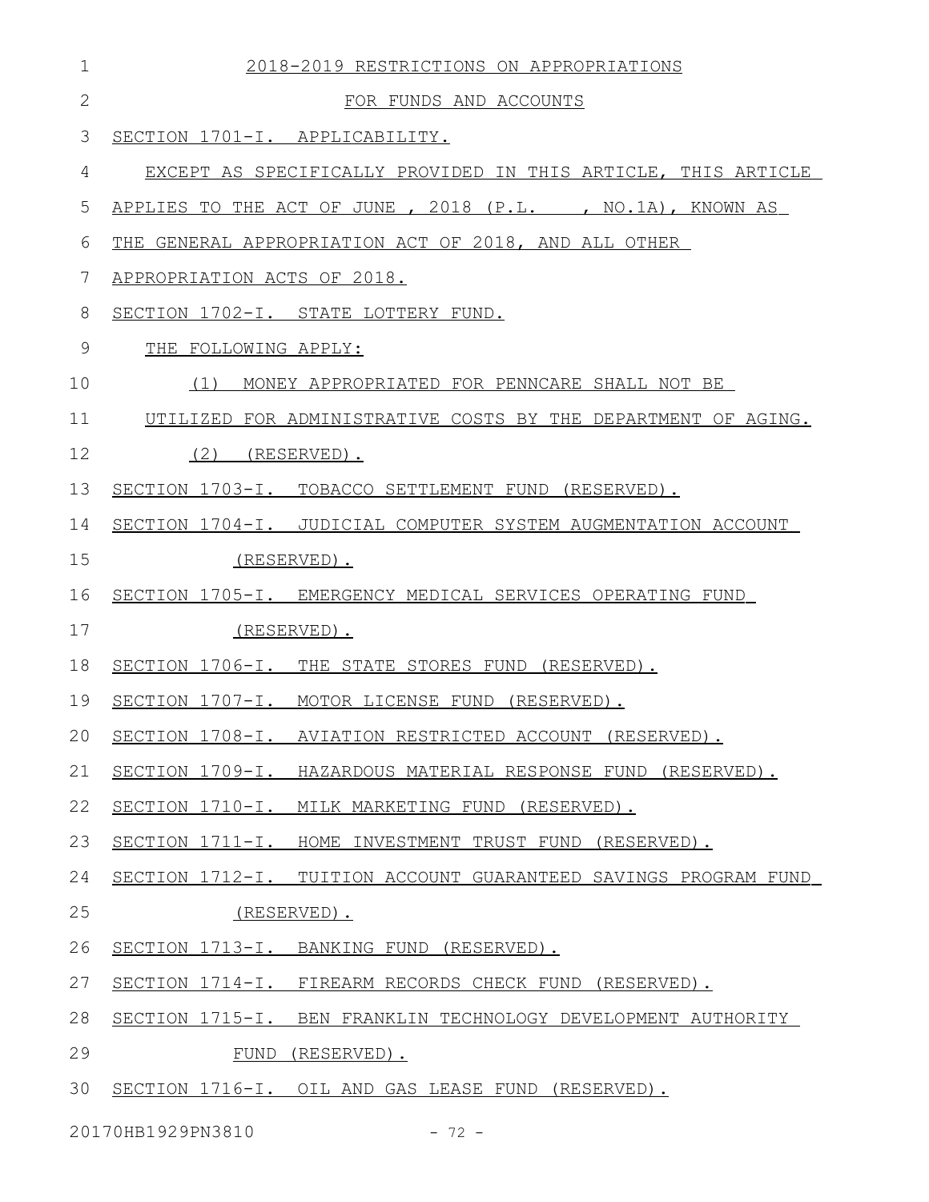2018-2019 RESTRICTIONS ON APPROPRIATIONS

FOR FUNDS AND ACCOUNTS

SECTION 1701-I. APPLICABILITY.

EXCEPT AS SPECIFICALLY PROVIDED IN THIS ARTICLE, THIS ARTICLE APPLIES TO THE ACT OF JUNE , 2018 (P.L. , NO.1A), KNOWN AS THE GENERAL APPROPRIATION ACT OF 2018, AND ALL OTHER APPROPRIATION ACTS OF 2018.

SECTION 1702-I. STATE LOTTERY FUND.

THE FOLLOWING APPLY:

(1) MONEY APPROPRIATED FOR PENNCARE SHALL NOT BE UTILIZED FOR ADMINISTRATIVE COSTS BY THE DEPARTMENT OF AGING.

(2) (RESERVED).

SECTION 1703-I. TOBACCO SETTLEMENT FUND (RESERVED).

SECTION 1704-I. JUDICIAL COMPUTER SYSTEM AUGMENTATION ACCOUNT (RESERVED).

SECTION 1705-I. EMERGENCY MEDICAL SERVICES OPERATING FUND (RESERVED).

SECTION 1706-I. THE STATE STORES FUND (RESERVED).

SECTION 1707-I. MOTOR LICENSE FUND (RESERVED).

SECTION 1708-I. AVIATION RESTRICTED ACCOUNT (RESERVED).

SECTION 1709-I. HAZARDOUS MATERIAL RESPONSE FUND (RESERVED).

SECTION 1710-I. MILK MARKETING FUND (RESERVED).

SECTION 1711-I. HOME INVESTMENT TRUST FUND (RESERVED).

SECTION 1712-I. TUITION ACCOUNT GUARANTEED SAVINGS PROGRAM FUND (RESERVED).

SECTION 1713-I. BANKING FUND (RESERVED).

SECTION 1714-I. FIREARM RECORDS CHECK FUND (RESERVED).

SECTION 1715-I. BEN FRANKLIN TECHNOLOGY DEVELOPMENT AUTHORITY FUND (RESERVED).

SECTION 1716-I. OIL AND GAS LEASE FUND (RESERVED).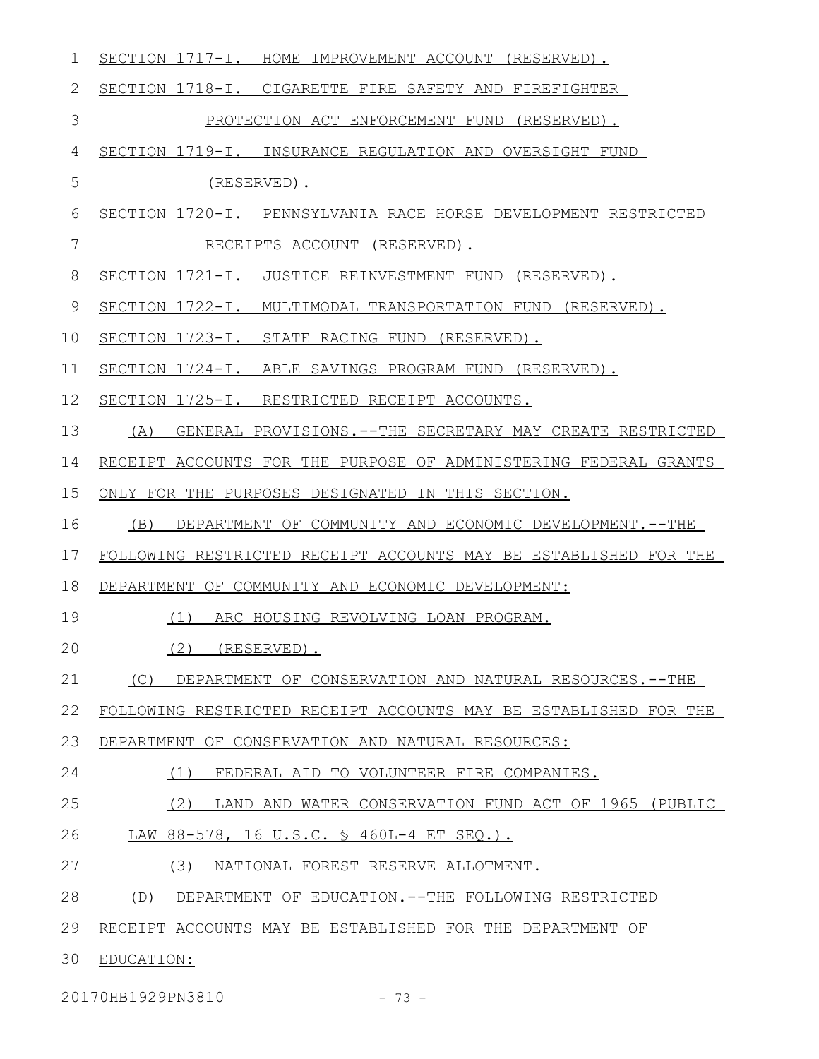SECTION 1717-I. HOME IMPROVEMENT ACCOUNT (RESERVED).

SECTION 1718-I. CIGARETTE FIRE SAFETY AND FIREFIGHTER PROTECTION ACT ENFORCEMENT FUND (RESERVED).

SECTION 1719-I. INSURANCE REGULATION AND OVERSIGHT FUND (RESERVED).

SECTION 1720-I. PENNSYLVANIA RACE HORSE DEVELOPMENT RESTRICTED RECEIPTS ACCOUNT (RESERVED).

SECTION 1721-I. JUSTICE REINVESTMENT FUND (RESERVED).

SECTION 1722-I. MULTIMODAL TRANSPORTATION FUND (RESERVED).

SECTION 1723-I. STATE RACING FUND (RESERVED).

SECTION 1724-I. ABLE SAVINGS PROGRAM FUND (RESERVED).

SECTION 1725-I. RESTRICTED RECEIPT ACCOUNTS.

(A) GENERAL PROVISIONS.--THE SECRETARY MAY CREATE RESTRICTED RECEIPT ACCOUNTS FOR THE PURPOSE OF ADMINISTERING FEDERAL GRANTS ONLY FOR THE PURPOSES DESIGNATED IN THIS SECTION.

(B) DEPARTMENT OF COMMUNITY AND ECONOMIC DEVELOPMENT.--THE FOLLOWING RESTRICTED RECEIPT ACCOUNTS MAY BE ESTABLISHED FOR THE DEPARTMENT OF COMMUNITY AND ECONOMIC DEVELOPMENT:

(1) ARC HOUSING REVOLVING LOAN PROGRAM.

(2) (RESERVED).

(C) DEPARTMENT OF CONSERVATION AND NATURAL RESOURCES.--THE FOLLOWING RESTRICTED RECEIPT ACCOUNTS MAY BE ESTABLISHED FOR THE DEPARTMENT OF CONSERVATION AND NATURAL RESOURCES:

(1) FEDERAL AID TO VOLUNTEER FIRE COMPANIES.

(2) LAND AND WATER CONSERVATION FUND ACT OF 1965 (PUBLIC LAW 88-578, 16 U.S.C. § 460L-4 ET SEQ.).

(3) NATIONAL FOREST RESERVE ALLOTMENT.

(D) DEPARTMENT OF EDUCATION.--THE FOLLOWING RESTRICTED RECEIPT ACCOUNTS MAY BE ESTABLISHED FOR THE DEPARTMENT OF EDUCATION: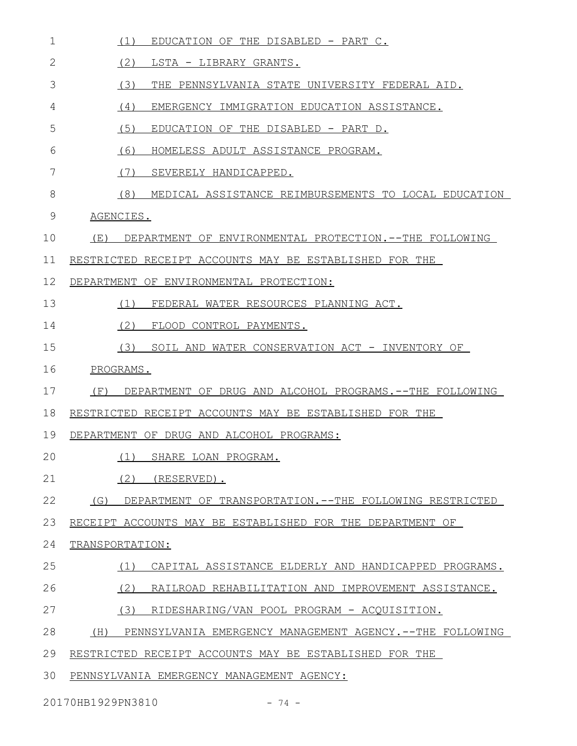(1) EDUCATION OF THE DISABLED - PART C.

(2) LSTA - LIBRARY GRANTS.

(3) THE PENNSYLVANIA STATE UNIVERSITY FEDERAL AID.

(4) EMERGENCY IMMIGRATION EDUCATION ASSISTANCE.

(5) EDUCATION OF THE DISABLED - PART D.

(6) HOMELESS ADULT ASSISTANCE PROGRAM.

(7) SEVERELY HANDICAPPED.

(8) MEDICAL ASSISTANCE REIMBURSEMENTS TO LOCAL EDUCATION AGENCIES.

(E) DEPARTMENT OF ENVIRONMENTAL PROTECTION.--THE FOLLOWING RESTRICTED RECEIPT ACCOUNTS MAY BE ESTABLISHED FOR THE DEPARTMENT OF ENVIRONMENTAL PROTECTION:

(1) FEDERAL WATER RESOURCES PLANNING ACT.

(2) FLOOD CONTROL PAYMENTS.

(3) SOIL AND WATER CONSERVATION ACT - INVENTORY OF PROGRAMS.

(F) DEPARTMENT OF DRUG AND ALCOHOL PROGRAMS.--THE FOLLOWING RESTRICTED RECEIPT ACCOUNTS MAY BE ESTABLISHED FOR THE DEPARTMENT OF DRUG AND ALCOHOL PROGRAMS:

(1) SHARE LOAN PROGRAM.

(2) (RESERVED).

(G) DEPARTMENT OF TRANSPORTATION.--THE FOLLOWING RESTRICTED RECEIPT ACCOUNTS MAY BE ESTABLISHED FOR THE DEPARTMENT OF TRANSPORTATION:

(1) CAPITAL ASSISTANCE ELDERLY AND HANDICAPPED PROGRAMS.

(2) RAILROAD REHABILITATION AND IMPROVEMENT ASSISTANCE.

(3) RIDESHARING/VAN POOL PROGRAM - ACQUISITION.

(H) PENNSYLVANIA EMERGENCY MANAGEMENT AGENCY.--THE FOLLOWING RESTRICTED RECEIPT ACCOUNTS MAY BE ESTABLISHED FOR THE PENNSYLVANIA EMERGENCY MANAGEMENT AGENCY: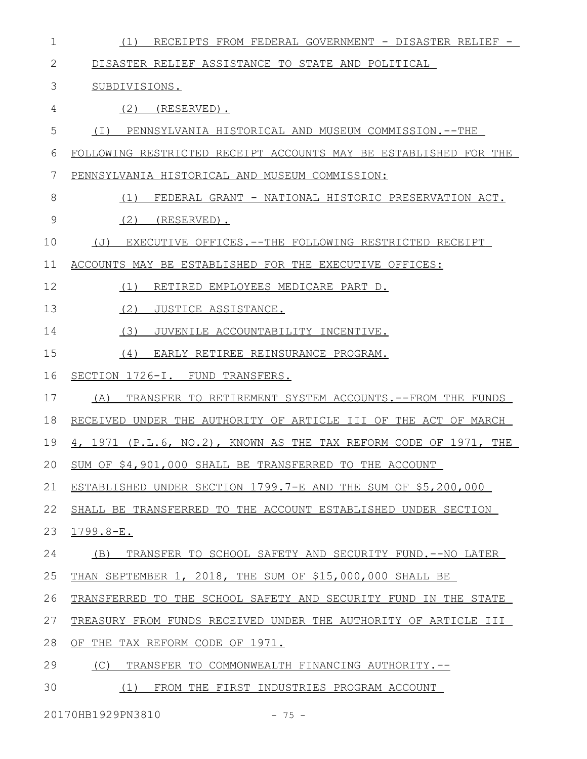(1) RECEIPTS FROM FEDERAL GOVERNMENT - DISASTER RELIEF - DISASTER RELIEF ASSISTANCE TO STATE AND POLITICAL SUBDIVISIONS.

(2) (RESERVED).

(I) PENNSYLVANIA HISTORICAL AND MUSEUM COMMISSION.--THE FOLLOWING RESTRICTED RECEIPT ACCOUNTS MAY BE ESTABLISHED FOR THE PENNSYLVANIA HISTORICAL AND MUSEUM COMMISSION:

(1) FEDERAL GRANT - NATIONAL HISTORIC PRESERVATION ACT.

(2) (RESERVED).

(J) EXECUTIVE OFFICES.--THE FOLLOWING RESTRICTED RECEIPT ACCOUNTS MAY BE ESTABLISHED FOR THE EXECUTIVE OFFICES:

(1) RETIRED EMPLOYEES MEDICARE PART D.

(2) JUSTICE ASSISTANCE.

(3) JUVENILE ACCOUNTABILITY INCENTIVE.

(4) EARLY RETIREE REINSURANCE PROGRAM.

SECTION 1726-I. FUND TRANSFERS.

(A) TRANSFER TO RETIREMENT SYSTEM ACCOUNTS.--FROM THE FUNDS RECEIVED UNDER THE AUTHORITY OF ARTICLE III OF THE ACT OF MARCH 4, 1971 (P.L.6, NO.2), KNOWN AS THE TAX REFORM CODE OF 1971, THE SUM OF $4,901,000 SHALL BE TRANSFERRED TO THE ACCOUNT ESTABLISHED UNDER SECTION 1799.7-E AND THE SUM OF $5,200,000 SHALL BE TRANSFERRED TO THE ACCOUNT ESTABLISHED UNDER SECTION 1799.8-E.

(B) TRANSFER TO SCHOOL SAFETY AND SECURITY FUND.--NO LATER THAN SEPTEMBER 1, 2018, THE SUM OF $15,000,000 SHALL BE TRANSFERRED TO THE SCHOOL SAFETY AND SECURITY FUND IN THE STATE TREASURY FROM FUNDS RECEIVED UNDER THE AUTHORITY OF ARTICLE III OF THE TAX REFORM CODE OF 1971.

(C) TRANSFER TO COMMONWEALTH FINANCING AUTHORITY.--

(1) FROM THE FIRST INDUSTRIES PROGRAM ACCOUNT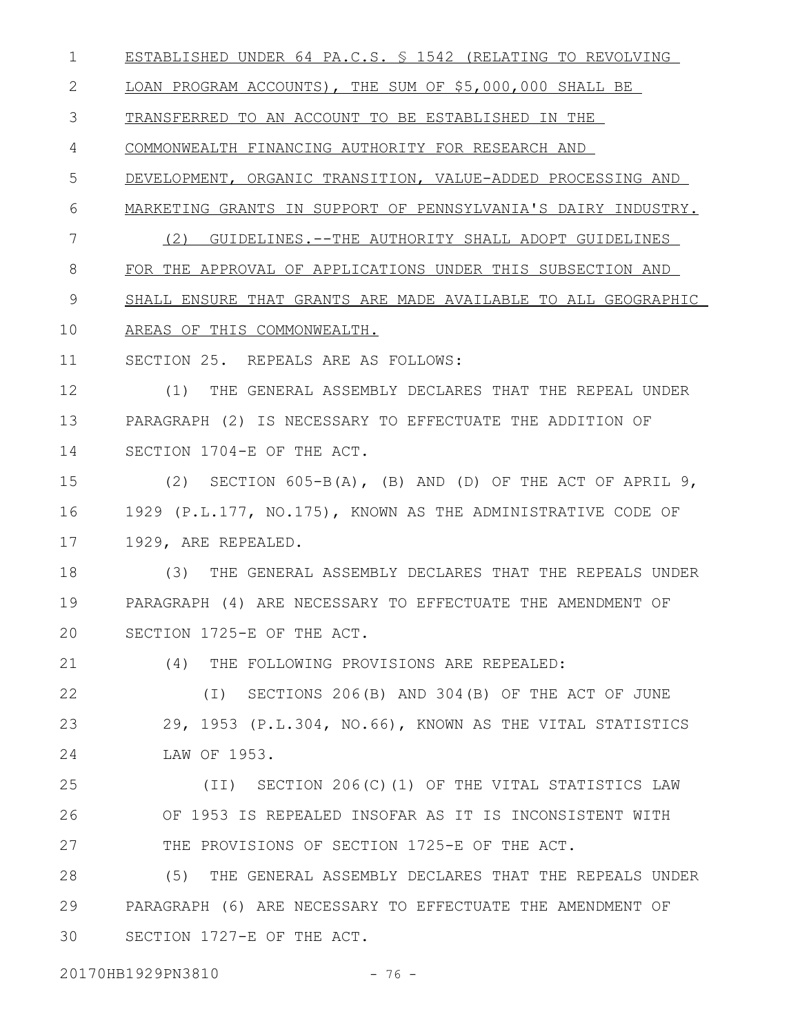ESTABLISHED UNDER 64 PA.C.S. § 1542 (RELATING TO REVOLVING LOAN PROGRAM ACCOUNTS), THE SUM OF $5,000,000 SHALL BE TRANSFERRED TO AN ACCOUNT TO BE ESTABLISHED IN THE COMMONWEALTH FINANCING AUTHORITY FOR RESEARCH AND DEVELOPMENT, ORGANIC TRANSITION, VALUE-ADDED PROCESSING AND MARKETING GRANTS IN SUPPORT OF PENNSYLVANIA'S DAIRY INDUSTRY.

(2) GUIDELINES.--THE AUTHORITY SHALL ADOPT GUIDELINES FOR THE APPROVAL OF APPLICATIONS UNDER THIS SUBSECTION AND SHALL ENSURE THAT GRANTS ARE MADE AVAILABLE TO ALL GEOGRAPHIC AREAS OF THIS COMMONWEALTH.

SECTION 25. REPEALS ARE AS FOLLOWS:

(1) THE GENERAL ASSEMBLY DECLARES THAT THE REPEAL UNDER PARAGRAPH (2) IS NECESSARY TO EFFECTUATE THE ADDITION OF SECTION 1704-E OF THE ACT.

(2) SECTION 605-B(A), (B) AND (D) OF THE ACT OF APRIL 9, 1929 (P.L.177, NO.175), KNOWN AS THE ADMINISTRATIVE CODE OF 1929, ARE REPEALED.

(3) THE GENERAL ASSEMBLY DECLARES THAT THE REPEALS UNDER PARAGRAPH (4) ARE NECESSARY TO EFFECTUATE THE AMENDMENT OF SECTION 1725-E OF THE ACT.

(4) THE FOLLOWING PROVISIONS ARE REPEALED:

(I) SECTIONS 206(B) AND 304(B) OF THE ACT OF JUNE 29, 1953 (P.L.304, NO.66), KNOWN AS THE VITAL STATISTICS LAW OF 1953.

(II) SECTION 206(C)(1) OF THE VITAL STATISTICS LAW OF 1953 IS REPEALED INSOFAR AS IT IS INCONSISTENT WITH THE PROVISIONS OF SECTION 1725-E OF THE ACT.

(5) THE GENERAL ASSEMBLY DECLARES THAT THE REPEALS UNDER PARAGRAPH (6) ARE NECESSARY TO EFFECTUATE THE AMENDMENT OF SECTION 1727-E OF THE ACT.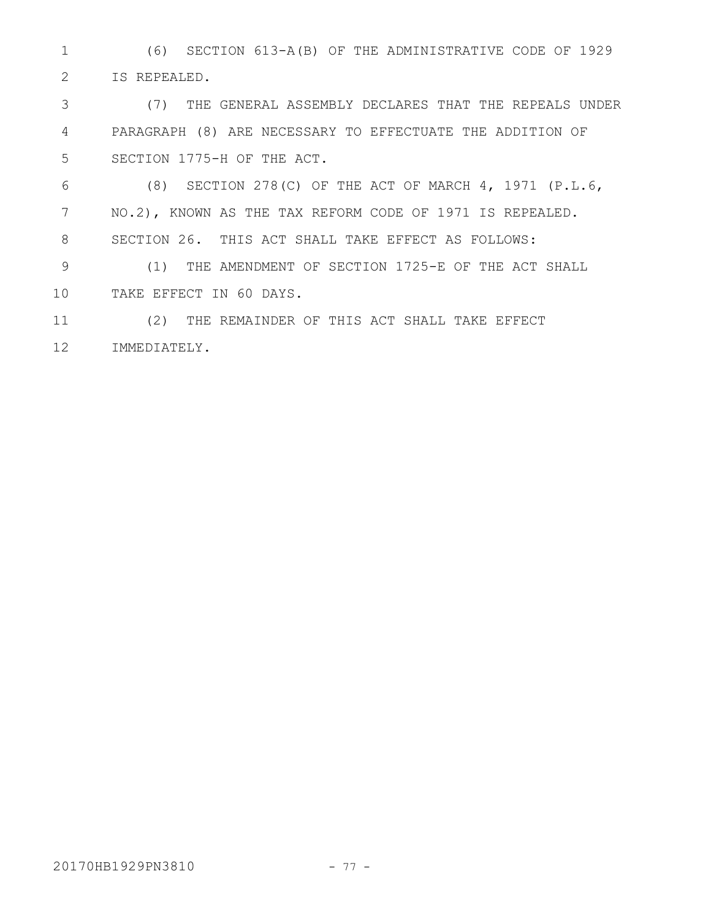(6) SECTION 613-A(B) OF THE ADMINISTRATIVE CODE OF 1929 IS REPEALED.

(7) THE GENERAL ASSEMBLY DECLARES THAT THE REPEALS UNDER PARAGRAPH (8) ARE NECESSARY TO EFFECTUATE THE ADDITION OF SECTION 1775-H OF THE ACT.

(8) SECTION 278(C) OF THE ACT OF MARCH 4, 1971 (P.L.6, NO.2), KNOWN AS THE TAX REFORM CODE OF 1971 IS REPEALED.

SECTION 26. THIS ACT SHALL TAKE EFFECT AS FOLLOWS:

(1) THE AMENDMENT OF SECTION 1725-E OF THE ACT SHALL TAKE EFFECT IN 60 DAYS.

(2) THE REMAINDER OF THIS ACT SHALL TAKE EFFECT IMMEDIATELY.